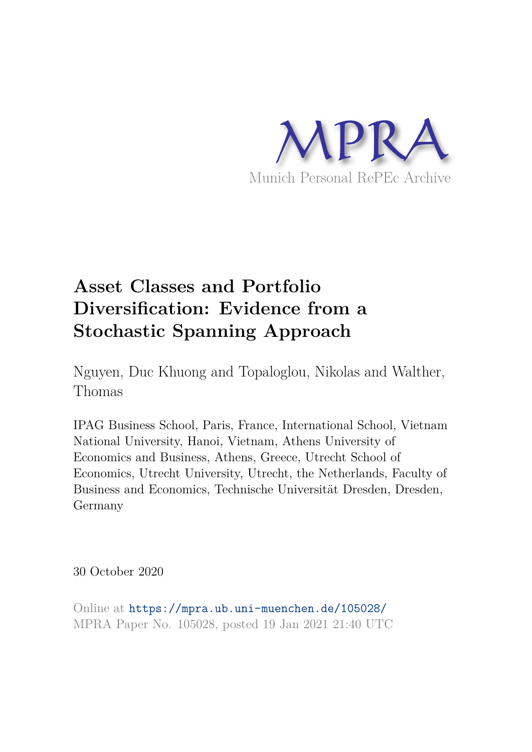MPRA

Munich Personal RePEc Archive

# Asset Classes and Portfolio Diversification: Evidence from a Stochastic Spanning Approach

Nguyen, Duc Khuong and Topaloglou, Nikolas and Walther, Thomas

IPAG Business School, Paris, France, International School, Vietnam National University, Hanoi, Vietnam, Athens University of Economics and Business, Athens, Greece, Utrecht School of Economics, Utrecht University, Utrecht, the Netherlands, Faculty of Business and Economics, Technische Universität Dresden, Dresden, Germany

30 October 2020

Online at https://mpra.ub.uni-muenchen.de/105028/
MPRA Paper No. 105028, posted 19 Jan 2021 21:40 UTC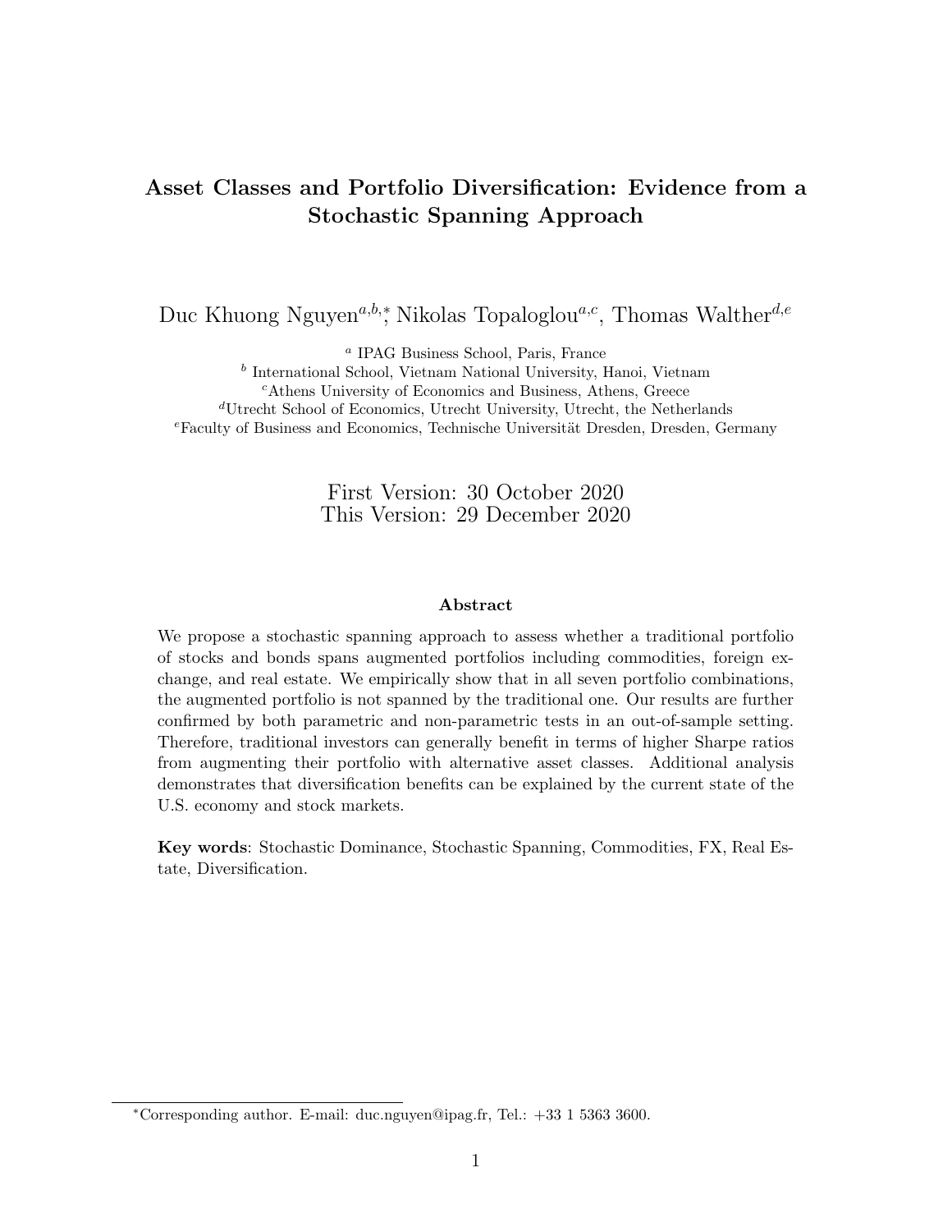# Asset Classes and Portfolio Diversification: Evidence from a Stochastic Spanning Approach

Duc Khuong Nguyen[a,b,*], Nikolas Topaloglou[a,c], Thomas Walther[d,e]

[a] IPAG Business School, Paris, France
[b] International School, Vietnam National University, Hanoi, Vietnam
[c] Athens University of Economics and Business, Athens, Greece
[d] Utrecht School of Economics, Utrecht University, Utrecht, the Netherlands
[e] Faculty of Business and Economics, Technische Universität Dresden, Dresden, Germany

First Version: 30 October 2020
This Version: 29 December 2020

**Abstract**

We propose a stochastic spanning approach to assess whether a traditional portfolio of stocks and bonds spans augmented portfolios including commodities, foreign exchange, and real estate. We empirically show that in all seven portfolio combinations, the augmented portfolio is not spanned by the traditional one. Our results are further confirmed by both parametric and non-parametric tests in an out-of-sample setting. Therefore, traditional investors can generally benefit in terms of higher Sharpe ratios from augmenting their portfolio with alternative asset classes. Additional analysis demonstrates that diversification benefits can be explained by the current state of the U.S. economy and stock markets.

**Key words**: Stochastic Dominance, Stochastic Spanning, Commodities, FX, Real Estate, Diversification.

[*] Corresponding author. E-mail: duc.nguyen@ipag.fr, Tel.: +33 1 5363 3600.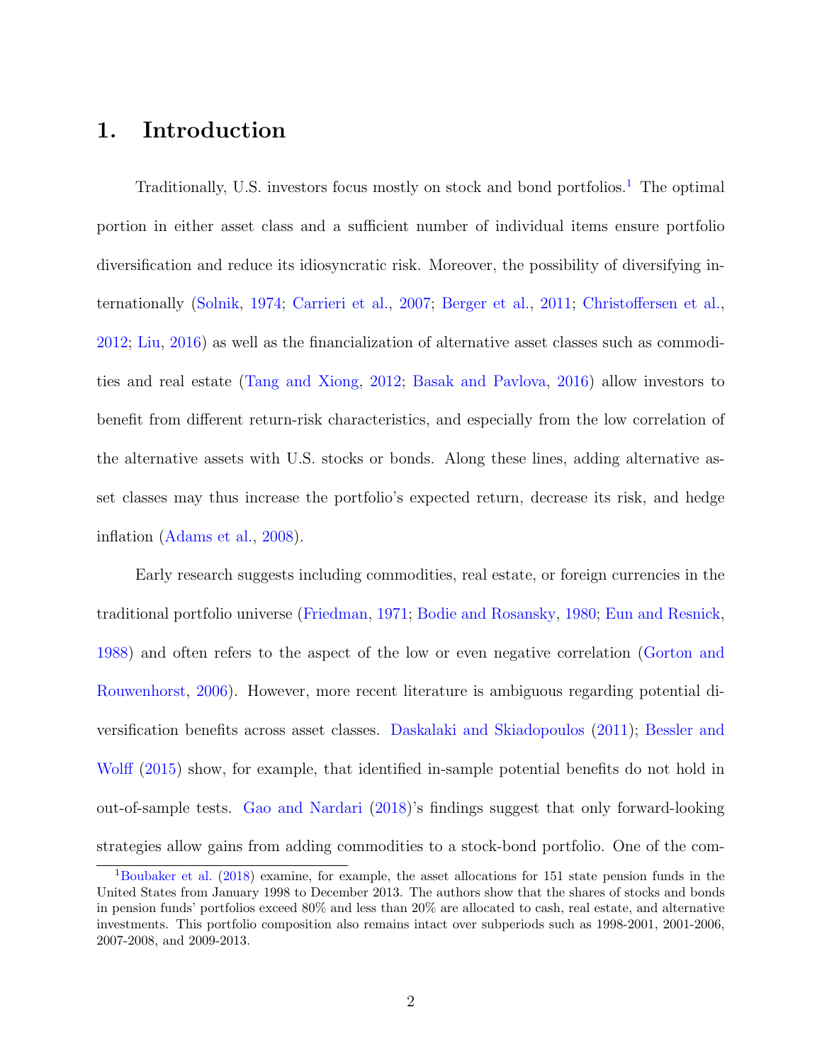# 1. Introduction

Traditionally, U.S. investors focus mostly on stock and bond portfolios.[1] The optimal portion in either asset class and a sufficient number of individual items ensure portfolio diversification and reduce its idiosyncratic risk. Moreover, the possibility of diversifying internationally (Solnik, 1974; Carrieri et al., 2007; Berger et al., 2011; Christoffersen et al., 2012; Liu, 2016) as well as the financialization of alternative asset classes such as commodities and real estate (Tang and Xiong, 2012; Basak and Pavlova, 2016) allow investors to benefit from different return-risk characteristics, and especially from the low correlation of the alternative assets with U.S. stocks or bonds. Along these lines, adding alternative asset classes may thus increase the portfolio's expected return, decrease its risk, and hedge inflation (Adams et al., 2008).

Early research suggests including commodities, real estate, or foreign currencies in the traditional portfolio universe (Friedman, 1971; Bodie and Rosansky, 1980; Eun and Resnick, 1988) and often refers to the aspect of the low or even negative correlation (Gorton and Rouwenhorst, 2006). However, more recent literature is ambiguous regarding potential diversification benefits across asset classes. Daskalaki and Skiadopoulos (2011); Bessler and Wolff (2015) show, for example, that identified in-sample potential benefits do not hold in out-of-sample tests. Gao and Nardari (2018)'s findings suggest that only forward-looking strategies allow gains from adding commodities to a stock-bond portfolio. One of the com-

[1] Boubaker et al. (2018) examine, for example, the asset allocations for 151 state pension funds in the United States from January 1998 to December 2013. The authors show that the shares of stocks and bonds in pension funds' portfolios exceed 80% and less than 20% are allocated to cash, real estate, and alternative investments. This portfolio composition also remains intact over subperiods such as 1998-2001, 2001-2006, 2007-2008, and 2009-2013.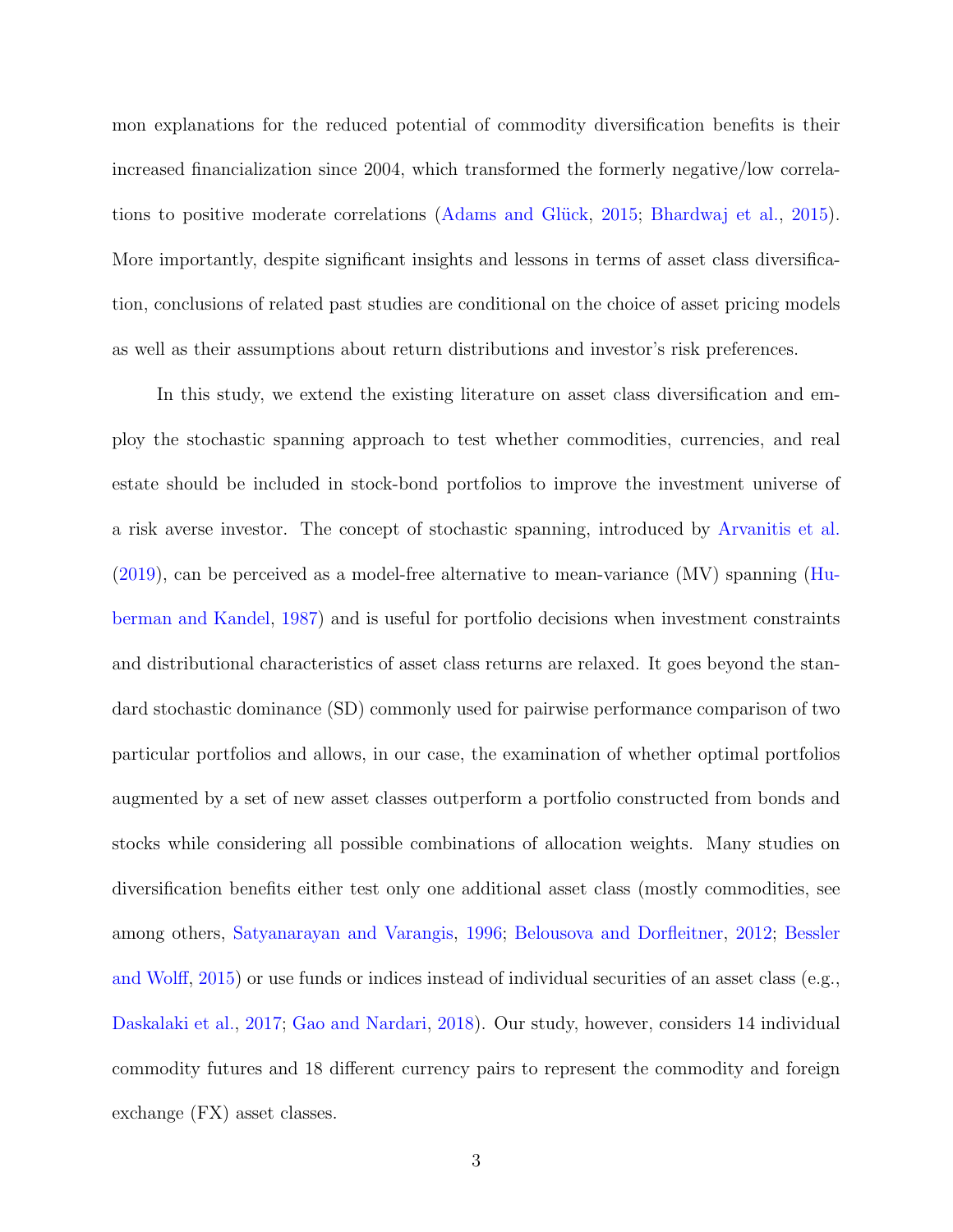mon explanations for the reduced potential of commodity diversification benefits is their increased financialization since 2004, which transformed the formerly negative/low correlations to positive moderate correlations (Adams and Glück, 2015; Bhardwaj et al., 2015). More importantly, despite significant insights and lessons in terms of asset class diversification, conclusions of related past studies are conditional on the choice of asset pricing models as well as their assumptions about return distributions and investor's risk preferences.

In this study, we extend the existing literature on asset class diversification and employ the stochastic spanning approach to test whether commodities, currencies, and real estate should be included in stock-bond portfolios to improve the investment universe of a risk averse investor. The concept of stochastic spanning, introduced by Arvanitis et al. (2019), can be perceived as a model-free alternative to mean-variance (MV) spanning (Huberman and Kandel, 1987) and is useful for portfolio decisions when investment constraints and distributional characteristics of asset class returns are relaxed. It goes beyond the standard stochastic dominance (SD) commonly used for pairwise performance comparison of two particular portfolios and allows, in our case, the examination of whether optimal portfolios augmented by a set of new asset classes outperform a portfolio constructed from bonds and stocks while considering all possible combinations of allocation weights. Many studies on diversification benefits either test only one additional asset class (mostly commodities, see among others, Satyanarayan and Varangis, 1996; Belousova and Dorfleitner, 2012; Bessler and Wolff, 2015) or use funds or indices instead of individual securities of an asset class (e.g., Daskalaki et al., 2017; Gao and Nardari, 2018). Our study, however, considers 14 individual commodity futures and 18 different currency pairs to represent the commodity and foreign exchange (FX) asset classes.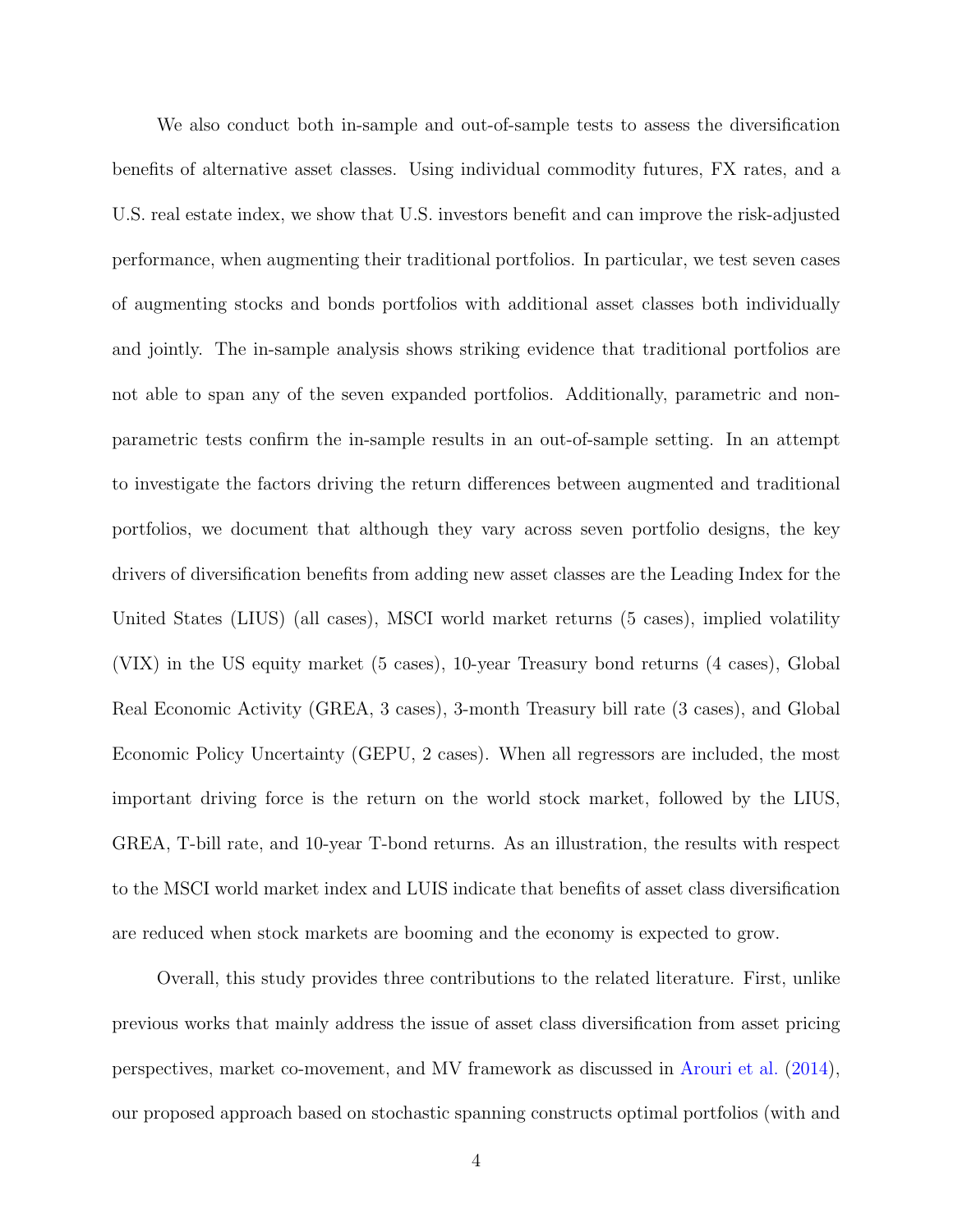We also conduct both in-sample and out-of-sample tests to assess the diversification benefits of alternative asset classes. Using individual commodity futures, FX rates, and a U.S. real estate index, we show that U.S. investors benefit and can improve the risk-adjusted performance, when augmenting their traditional portfolios. In particular, we test seven cases of augmenting stocks and bonds portfolios with additional asset classes both individually and jointly. The in-sample analysis shows striking evidence that traditional portfolios are not able to span any of the seven expanded portfolios. Additionally, parametric and non-parametric tests confirm the in-sample results in an out-of-sample setting. In an attempt to investigate the factors driving the return differences between augmented and traditional portfolios, we document that although they vary across seven portfolio designs, the key drivers of diversification benefits from adding new asset classes are the Leading Index for the United States (LIUS) (all cases), MSCI world market returns (5 cases), implied volatility (VIX) in the US equity market (5 cases), 10-year Treasury bond returns (4 cases), Global Real Economic Activity (GREA, 3 cases), 3-month Treasury bill rate (3 cases), and Global Economic Policy Uncertainty (GEPU, 2 cases). When all regressors are included, the most important driving force is the return on the world stock market, followed by the LIUS, GREA, T-bill rate, and 10-year T-bond returns. As an illustration, the results with respect to the MSCI world market index and LUIS indicate that benefits of asset class diversification are reduced when stock markets are booming and the economy is expected to grow.

Overall, this study provides three contributions to the related literature. First, unlike previous works that mainly address the issue of asset class diversification from asset pricing perspectives, market co-movement, and MV framework as discussed in Arouri et al. (2014), our proposed approach based on stochastic spanning constructs optimal portfolios (with and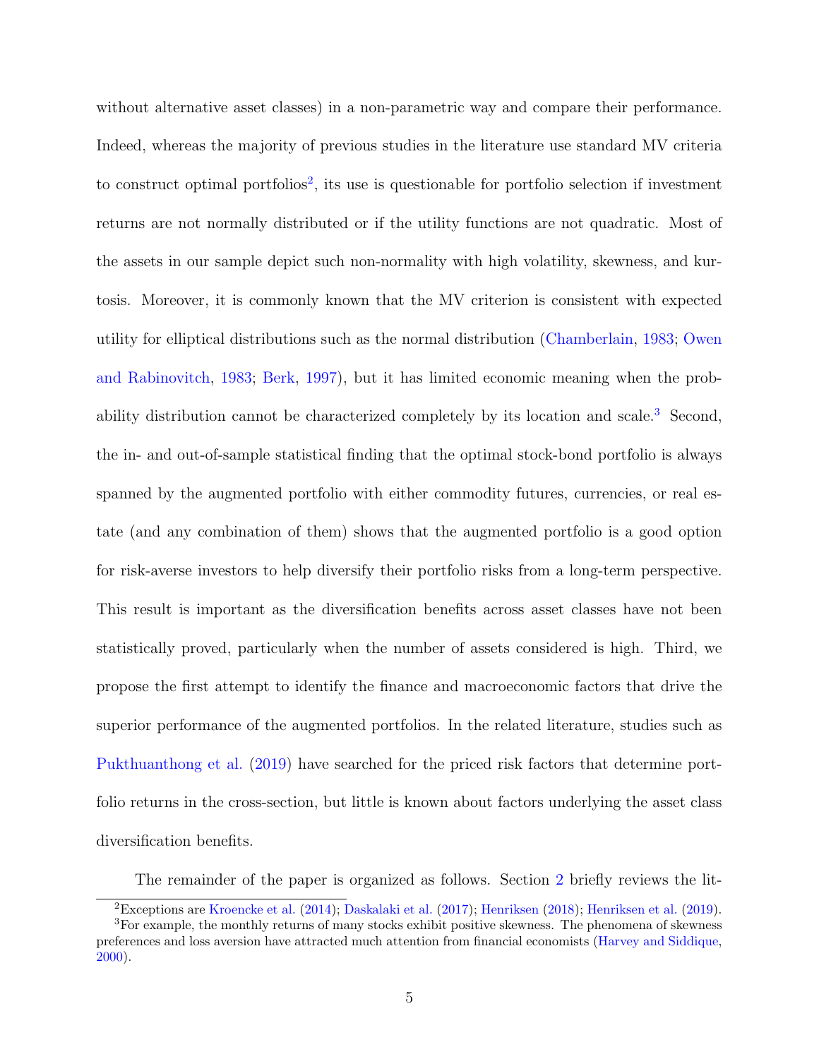without alternative asset classes) in a non-parametric way and compare their performance. Indeed, whereas the majority of previous studies in the literature use standard MV criteria to construct optimal portfolios[2], its use is questionable for portfolio selection if investment returns are not normally distributed or if the utility functions are not quadratic. Most of the assets in our sample depict such non-normality with high volatility, skewness, and kurtosis. Moreover, it is commonly known that the MV criterion is consistent with expected utility for elliptical distributions such as the normal distribution (Chamberlain, 1983; Owen and Rabinovitch, 1983; Berk, 1997), but it has limited economic meaning when the probability distribution cannot be characterized completely by its location and scale.[3] Second, the in- and out-of-sample statistical finding that the optimal stock-bond portfolio is always spanned by the augmented portfolio with either commodity futures, currencies, or real estate (and any combination of them) shows that the augmented portfolio is a good option for risk-averse investors to help diversify their portfolio risks from a long-term perspective. This result is important as the diversification benefits across asset classes have not been statistically proved, particularly when the number of assets considered is high. Third, we propose the first attempt to identify the finance and macroeconomic factors that drive the superior performance of the augmented portfolios. In the related literature, studies such as Pukthuanthong et al. (2019) have searched for the priced risk factors that determine portfolio returns in the cross-section, but little is known about factors underlying the asset class diversification benefits.

The remainder of the paper is organized as follows. Section 2 briefly reviews the lit-

[2] Exceptions are Kroencke et al. (2014); Daskalaki et al. (2017); Henriksen (2018); Henriksen et al. (2019).

[3] For example, the monthly returns of many stocks exhibit positive skewness. The phenomena of skewness preferences and loss aversion have attracted much attention from financial economists (Harvey and Siddique, 2000).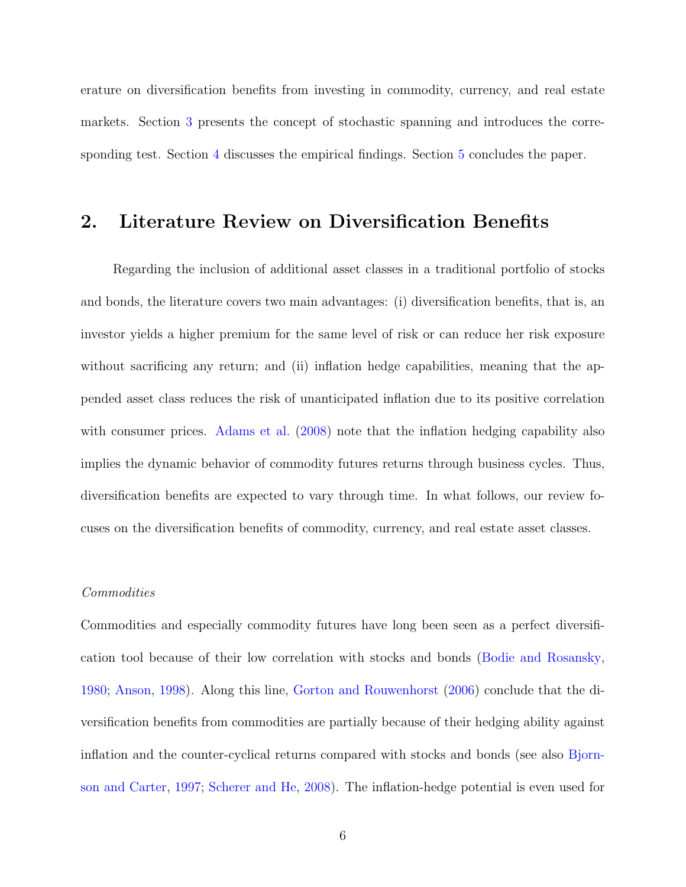erature on diversification benefits from investing in commodity, currency, and real estate markets. Section 3 presents the concept of stochastic spanning and introduces the corresponding test. Section 4 discusses the empirical findings. Section 5 concludes the paper.

## 2. Literature Review on Diversification Benefits

Regarding the inclusion of additional asset classes in a traditional portfolio of stocks and bonds, the literature covers two main advantages: (i) diversification benefits, that is, an investor yields a higher premium for the same level of risk or can reduce her risk exposure without sacrificing any return; and (ii) inflation hedge capabilities, meaning that the appended asset class reduces the risk of unanticipated inflation due to its positive correlation with consumer prices. Adams et al. (2008) note that the inflation hedging capability also implies the dynamic behavior of commodity futures returns through business cycles. Thus, diversification benefits are expected to vary through time. In what follows, our review focuses on the diversification benefits of commodity, currency, and real estate asset classes.

*Commodities*

Commodities and especially commodity futures have long been seen as a perfect diversification tool because of their low correlation with stocks and bonds (Bodie and Rosansky, 1980; Anson, 1998). Along this line, Gorton and Rouwenhorst (2006) conclude that the diversification benefits from commodities are partially because of their hedging ability against inflation and the counter-cyclical returns compared with stocks and bonds (see also Bjornson and Carter, 1997; Scherer and He, 2008). The inflation-hedge potential is even used for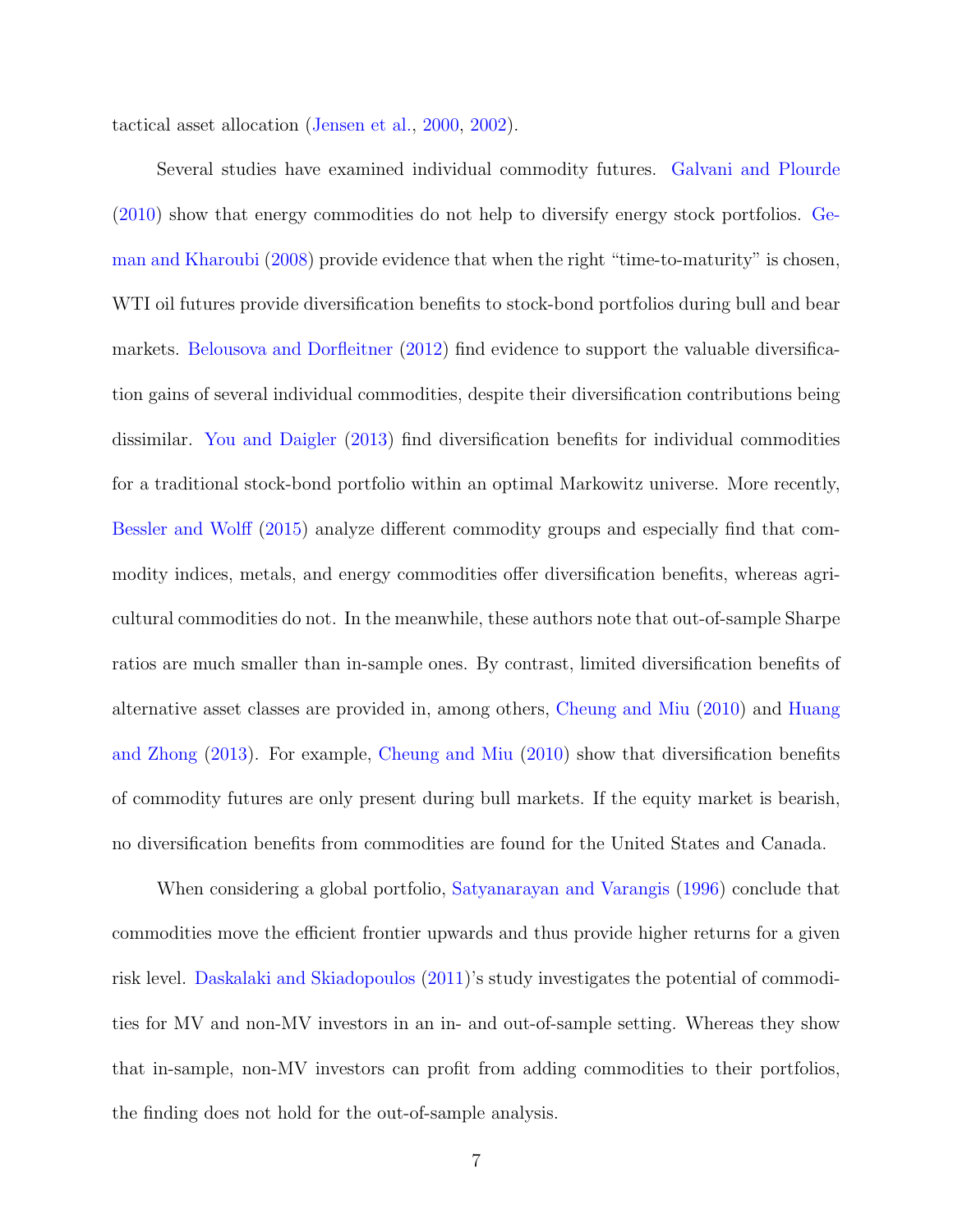tactical asset allocation (Jensen et al., 2000, 2002).

Several studies have examined individual commodity futures. Galvani and Plourde (2010) show that energy commodities do not help to diversify energy stock portfolios. Geman and Kharoubi (2008) provide evidence that when the right "time-to-maturity" is chosen, WTI oil futures provide diversification benefits to stock-bond portfolios during bull and bear markets. Belousova and Dorfleitner (2012) find evidence to support the valuable diversification gains of several individual commodities, despite their diversification contributions being dissimilar. You and Daigler (2013) find diversification benefits for individual commodities for a traditional stock-bond portfolio within an optimal Markowitz universe. More recently, Bessler and Wolff (2015) analyze different commodity groups and especially find that commodity indices, metals, and energy commodities offer diversification benefits, whereas agricultural commodities do not. In the meanwhile, these authors note that out-of-sample Sharpe ratios are much smaller than in-sample ones. By contrast, limited diversification benefits of alternative asset classes are provided in, among others, Cheung and Miu (2010) and Huang and Zhong (2013). For example, Cheung and Miu (2010) show that diversification benefits of commodity futures are only present during bull markets. If the equity market is bearish, no diversification benefits from commodities are found for the United States and Canada.

When considering a global portfolio, Satyanarayan and Varangis (1996) conclude that commodities move the efficient frontier upwards and thus provide higher returns for a given risk level. Daskalaki and Skiadopoulos (2011)'s study investigates the potential of commodities for MV and non-MV investors in an in- and out-of-sample setting. Whereas they show that in-sample, non-MV investors can profit from adding commodities to their portfolios, the finding does not hold for the out-of-sample analysis.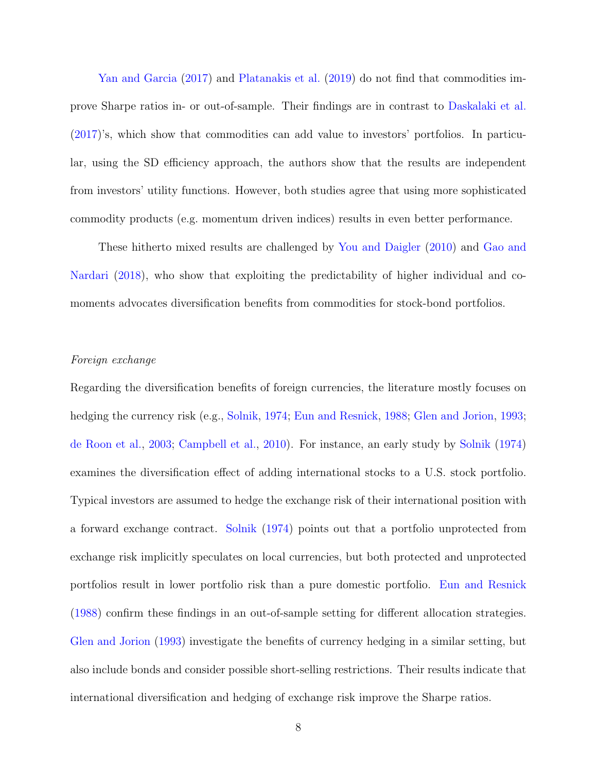Yan and Garcia (2017) and Platanakis et al. (2019) do not find that commodities improve Sharpe ratios in- or out-of-sample. Their findings are in contrast to Daskalaki et al. (2017)'s, which show that commodities can add value to investors' portfolios. In particular, using the SD efficiency approach, the authors show that the results are independent from investors' utility functions. However, both studies agree that using more sophisticated commodity products (e.g. momentum driven indices) results in even better performance.

These hitherto mixed results are challenged by You and Daigler (2010) and Gao and Nardari (2018), who show that exploiting the predictability of higher individual and co-moments advocates diversification benefits from commodities for stock-bond portfolios.

*Foreign exchange*

Regarding the diversification benefits of foreign currencies, the literature mostly focuses on hedging the currency risk (e.g., Solnik, 1974; Eun and Resnick, 1988; Glen and Jorion, 1993; de Roon et al., 2003; Campbell et al., 2010). For instance, an early study by Solnik (1974) examines the diversification effect of adding international stocks to a U.S. stock portfolio. Typical investors are assumed to hedge the exchange risk of their international position with a forward exchange contract. Solnik (1974) points out that a portfolio unprotected from exchange risk implicitly speculates on local currencies, but both protected and unprotected portfolios result in lower portfolio risk than a pure domestic portfolio. Eun and Resnick (1988) confirm these findings in an out-of-sample setting for different allocation strategies. Glen and Jorion (1993) investigate the benefits of currency hedging in a similar setting, but also include bonds and consider possible short-selling restrictions. Their results indicate that international diversification and hedging of exchange risk improve the Sharpe ratios.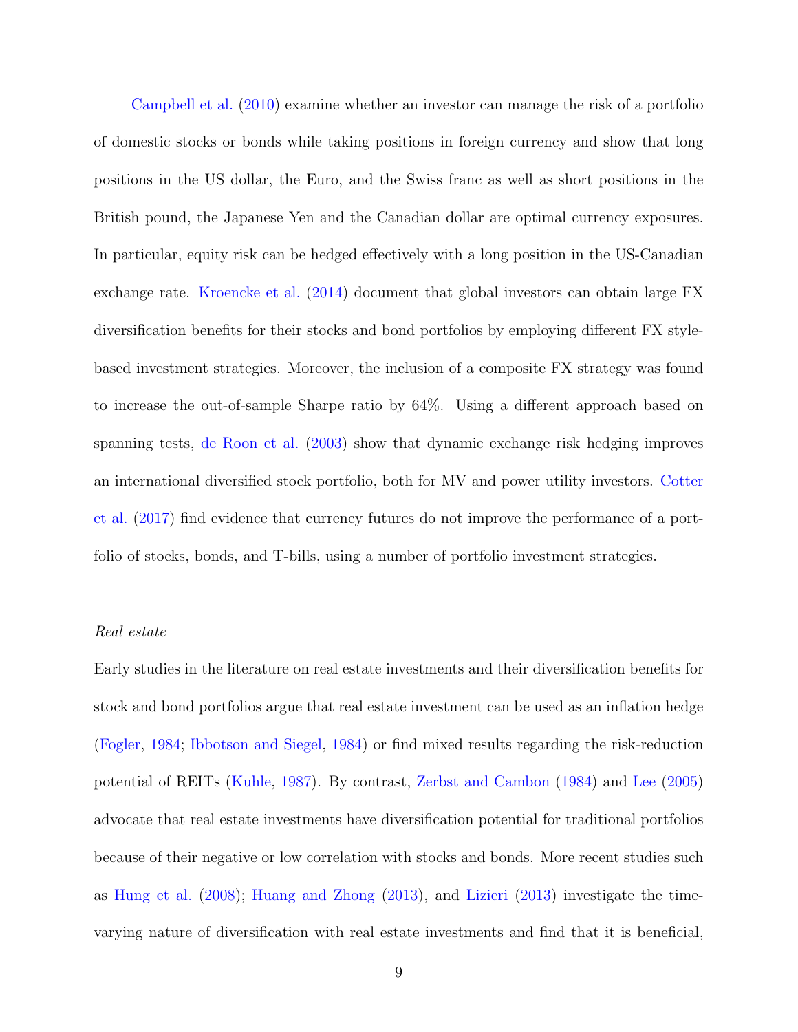Campbell et al. (2010) examine whether an investor can manage the risk of a portfolio of domestic stocks or bonds while taking positions in foreign currency and show that long positions in the US dollar, the Euro, and the Swiss franc as well as short positions in the British pound, the Japanese Yen and the Canadian dollar are optimal currency exposures. In particular, equity risk can be hedged effectively with a long position in the US-Canadian exchange rate. Kroencke et al. (2014) document that global investors can obtain large FX diversification benefits for their stocks and bond portfolios by employing different FX style-based investment strategies. Moreover, the inclusion of a composite FX strategy was found to increase the out-of-sample Sharpe ratio by 64%. Using a different approach based on spanning tests, de Roon et al. (2003) show that dynamic exchange risk hedging improves an international diversified stock portfolio, both for MV and power utility investors. Cotter et al. (2017) find evidence that currency futures do not improve the performance of a portfolio of stocks, bonds, and T-bills, using a number of portfolio investment strategies.

*Real estate*

Early studies in the literature on real estate investments and their diversification benefits for stock and bond portfolios argue that real estate investment can be used as an inflation hedge (Fogler, 1984; Ibbotson and Siegel, 1984) or find mixed results regarding the risk-reduction potential of REITs (Kuhle, 1987). By contrast, Zerbst and Cambon (1984) and Lee (2005) advocate that real estate investments have diversification potential for traditional portfolios because of their negative or low correlation with stocks and bonds. More recent studies such as Hung et al. (2008); Huang and Zhong (2013), and Lizieri (2013) investigate the time-varying nature of diversification with real estate investments and find that it is beneficial,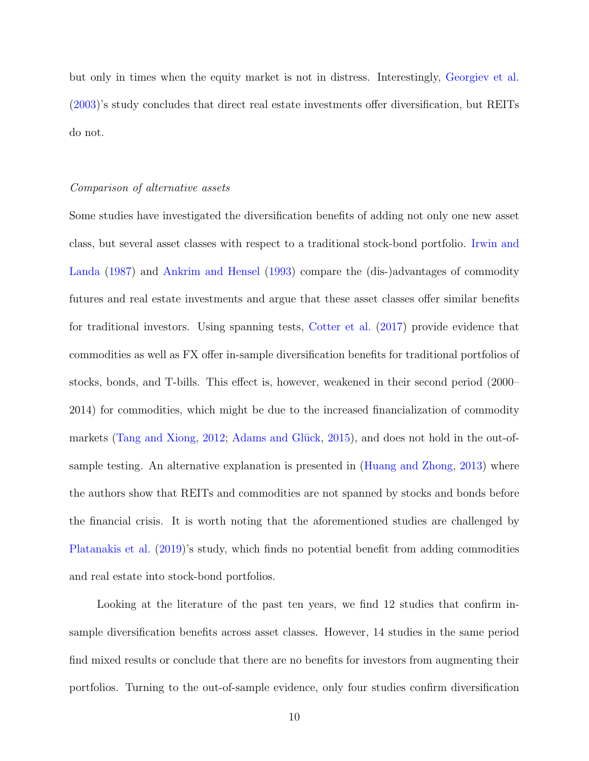but only in times when the equity market is not in distress. Interestingly, Georgiev et al. (2003)'s study concludes that direct real estate investments offer diversification, but REITs do not.

*Comparison of alternative assets*

Some studies have investigated the diversification benefits of adding not only one new asset class, but several asset classes with respect to a traditional stock-bond portfolio. Irwin and Landa (1987) and Ankrim and Hensel (1993) compare the (dis-)advantages of commodity futures and real estate investments and argue that these asset classes offer similar benefits for traditional investors. Using spanning tests, Cotter et al. (2017) provide evidence that commodities as well as FX offer in-sample diversification benefits for traditional portfolios of stocks, bonds, and T-bills. This effect is, however, weakened in their second period (2000–2014) for commodities, which might be due to the increased financialization of commodity markets (Tang and Xiong, 2012; Adams and Glück, 2015), and does not hold in the out-of-sample testing. An alternative explanation is presented in (Huang and Zhong, 2013) where the authors show that REITs and commodities are not spanned by stocks and bonds before the financial crisis. It is worth noting that the aforementioned studies are challenged by Platanakis et al. (2019)'s study, which finds no potential benefit from adding commodities and real estate into stock-bond portfolios.

Looking at the literature of the past ten years, we find 12 studies that confirm in-sample diversification benefits across asset classes. However, 14 studies in the same period find mixed results or conclude that there are no benefits for investors from augmenting their portfolios. Turning to the out-of-sample evidence, only four studies confirm diversification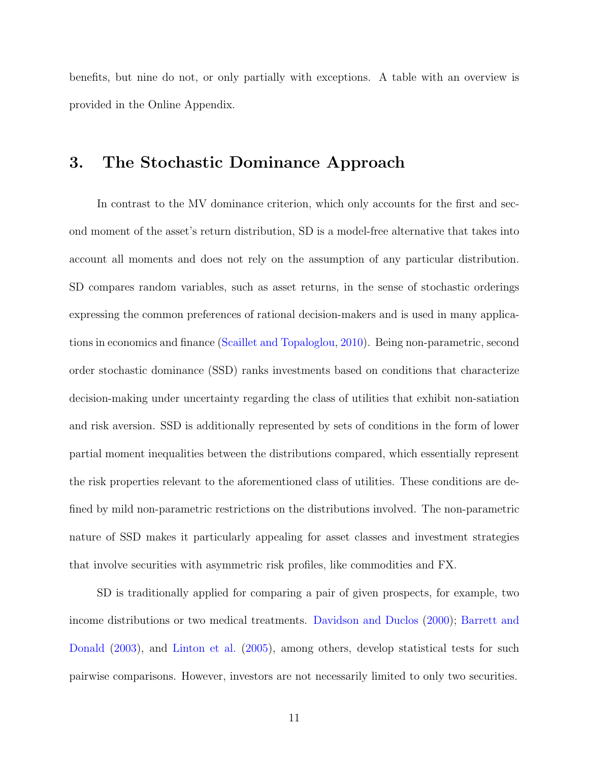benefits, but nine do not, or only partially with exceptions. A table with an overview is provided in the Online Appendix.

# 3. The Stochastic Dominance Approach

In contrast to the MV dominance criterion, which only accounts for the first and second moment of the asset's return distribution, SD is a model-free alternative that takes into account all moments and does not rely on the assumption of any particular distribution. SD compares random variables, such as asset returns, in the sense of stochastic orderings expressing the common preferences of rational decision-makers and is used in many applications in economics and finance (Scaillet and Topaloglou, 2010). Being non-parametric, second order stochastic dominance (SSD) ranks investments based on conditions that characterize decision-making under uncertainty regarding the class of utilities that exhibit non-satiation and risk aversion. SSD is additionally represented by sets of conditions in the form of lower partial moment inequalities between the distributions compared, which essentially represent the risk properties relevant to the aforementioned class of utilities. These conditions are defined by mild non-parametric restrictions on the distributions involved. The non-parametric nature of SSD makes it particularly appealing for asset classes and investment strategies that involve securities with asymmetric risk profiles, like commodities and FX.

SD is traditionally applied for comparing a pair of given prospects, for example, two income distributions or two medical treatments. Davidson and Duclos (2000); Barrett and Donald (2003), and Linton et al. (2005), among others, develop statistical tests for such pairwise comparisons. However, investors are not necessarily limited to only two securities.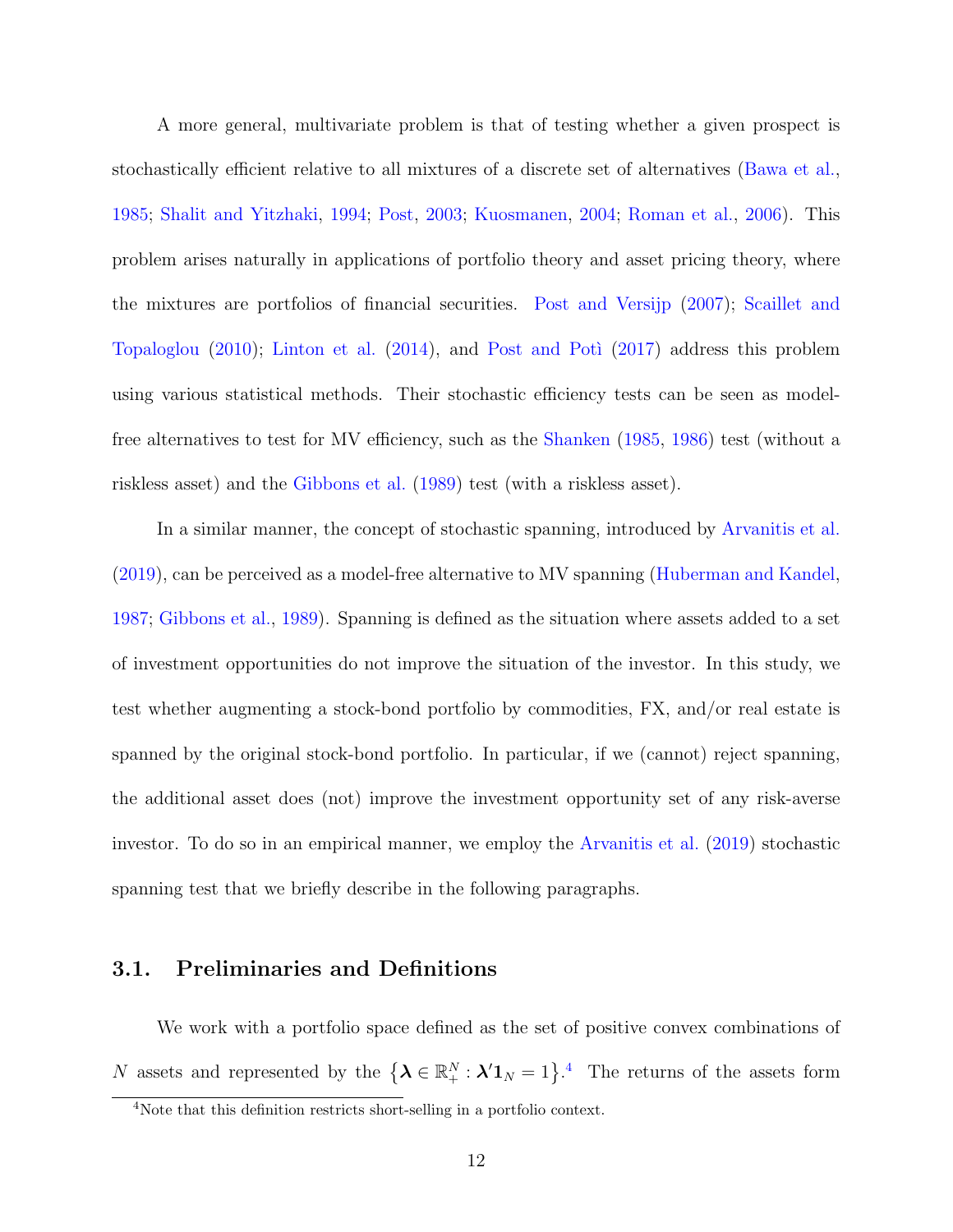A more general, multivariate problem is that of testing whether a given prospect is stochastically efficient relative to all mixtures of a discrete set of alternatives (Bawa et al., 1985; Shalit and Yitzhaki, 1994; Post, 2003; Kuosmanen, 2004; Roman et al., 2006). This problem arises naturally in applications of portfolio theory and asset pricing theory, where the mixtures are portfolios of financial securities. Post and Versijp (2007); Scaillet and Topaloglou (2010); Linton et al. (2014), and Post and Potì (2017) address this problem using various statistical methods. Their stochastic efficiency tests can be seen as model-free alternatives to test for MV efficiency, such as the Shanken (1985, 1986) test (without a riskless asset) and the Gibbons et al. (1989) test (with a riskless asset).

In a similar manner, the concept of stochastic spanning, introduced by Arvanitis et al. (2019), can be perceived as a model-free alternative to MV spanning (Huberman and Kandel, 1987; Gibbons et al., 1989). Spanning is defined as the situation where assets added to a set of investment opportunities do not improve the situation of the investor. In this study, we test whether augmenting a stock-bond portfolio by commodities, FX, and/or real estate is spanned by the original stock-bond portfolio. In particular, if we (cannot) reject spanning, the additional asset does (not) improve the investment opportunity set of any risk-averse investor. To do so in an empirical manner, we employ the Arvanitis et al. (2019) stochastic spanning test that we briefly describe in the following paragraphs.

### 3.1. Preliminaries and Definitions

We work with a portfolio space defined as the set of positive convex combinations of $N$ assets and represented by the $\left\{\boldsymbol{\lambda} \in \mathbb{R}_{+}^{N} : \boldsymbol{\lambda}'\mathbf{1}_{N} = 1\right\}$.[4] The returns of the assets form

[4] Note that this definition restricts short-selling in a portfolio context.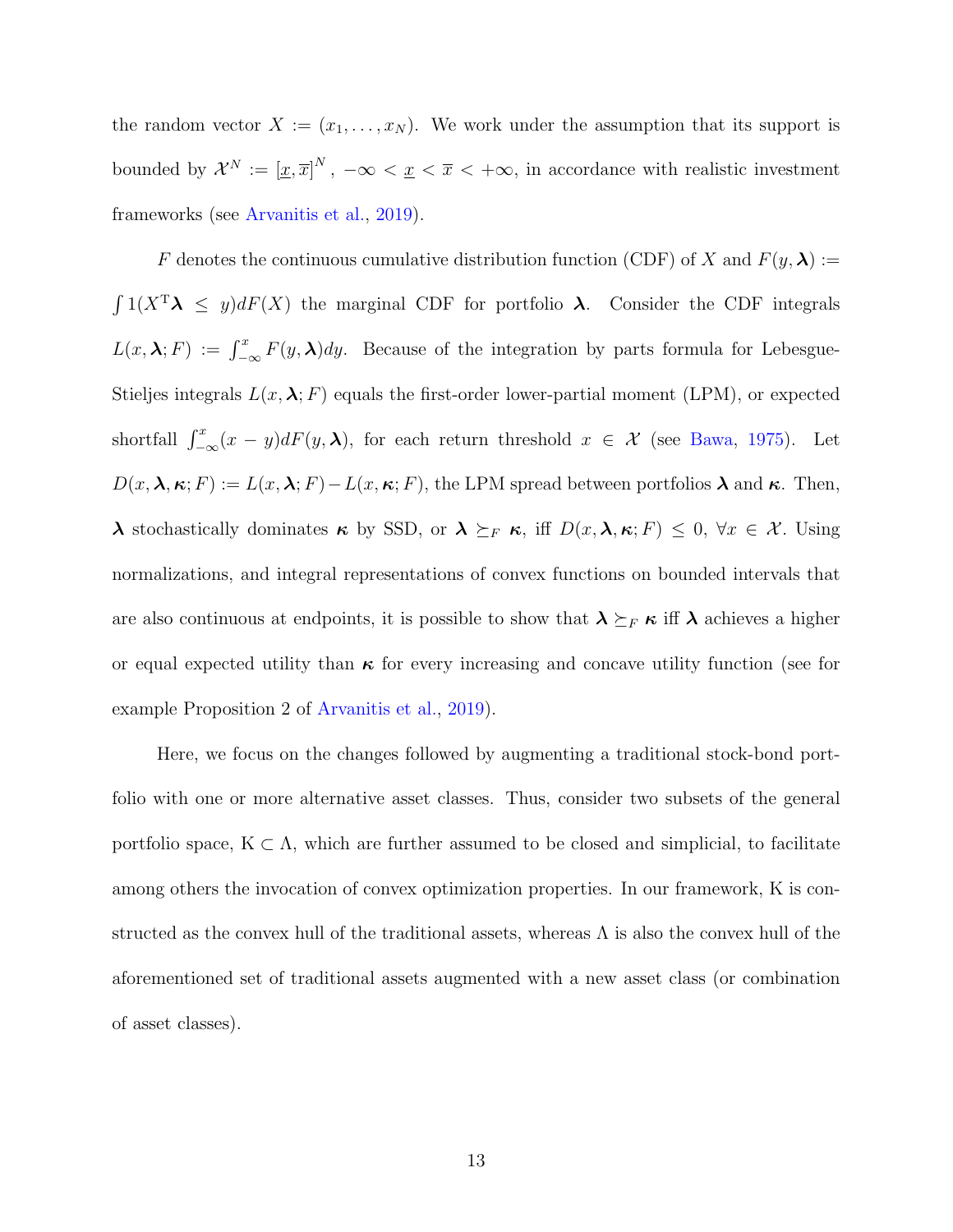the random vector $X := (x_1, \ldots, x_N)$. We work under the assumption that its support is bounded by $\mathcal{X}^N := [\underline{x}, \overline{x}]^N$, $-\infty < \underline{x} < \overline{x} < +\infty$, in accordance with realistic investment frameworks (see Arvanitis et al., 2019).

$F$ denotes the continuous cumulative distribution function (CDF) of $X$ and $F(y, \boldsymbol{\lambda}) := \int 1(X^{\mathrm{T}}\boldsymbol{\lambda} \leq y) dF(X)$ the marginal CDF for portfolio $\boldsymbol{\lambda}$. Consider the CDF integrals $L(x, \boldsymbol{\lambda}; F) := \int_{-\infty}^{x} F(y, \boldsymbol{\lambda}) dy$. Because of the integration by parts formula for Lebesgue-Stieljes integrals $L(x, \boldsymbol{\lambda}; F)$ equals the first-order lower-partial moment (LPM), or expected shortfall $\int_{-\infty}^{x} (x - y) dF(y, \boldsymbol{\lambda})$, for each return threshold $x \in \mathcal{X}$ (see Bawa, 1975). Let $D(x, \boldsymbol{\lambda}, \boldsymbol{\kappa}; F) := L(x, \boldsymbol{\lambda}; F) - L(x, \boldsymbol{\kappa}; F)$, the LPM spread between portfolios $\boldsymbol{\lambda}$ and $\boldsymbol{\kappa}$. Then, $\boldsymbol{\lambda}$ stochastically dominates $\boldsymbol{\kappa}$ by SSD, or $\boldsymbol{\lambda} \succeq_F \boldsymbol{\kappa}$, iff $D(x, \boldsymbol{\lambda}, \boldsymbol{\kappa}; F) \leq 0$, $\forall x \in \mathcal{X}$. Using normalizations, and integral representations of convex functions on bounded intervals that are also continuous at endpoints, it is possible to show that $\boldsymbol{\lambda} \succeq_F \boldsymbol{\kappa}$ iff $\boldsymbol{\lambda}$ achieves a higher or equal expected utility than $\boldsymbol{\kappa}$ for every increasing and concave utility function (see for example Proposition 2 of Arvanitis et al., 2019).

Here, we focus on the changes followed by augmenting a traditional stock-bond portfolio with one or more alternative asset classes. Thus, consider two subsets of the general portfolio space, $\mathrm{K} \subset \Lambda$, which are further assumed to be closed and simplicial, to facilitate among others the invocation of convex optimization properties. In our framework, $\mathrm{K}$ is constructed as the convex hull of the traditional assets, whereas $\Lambda$ is also the convex hull of the aforementioned set of traditional assets augmented with a new asset class (or combination of asset classes).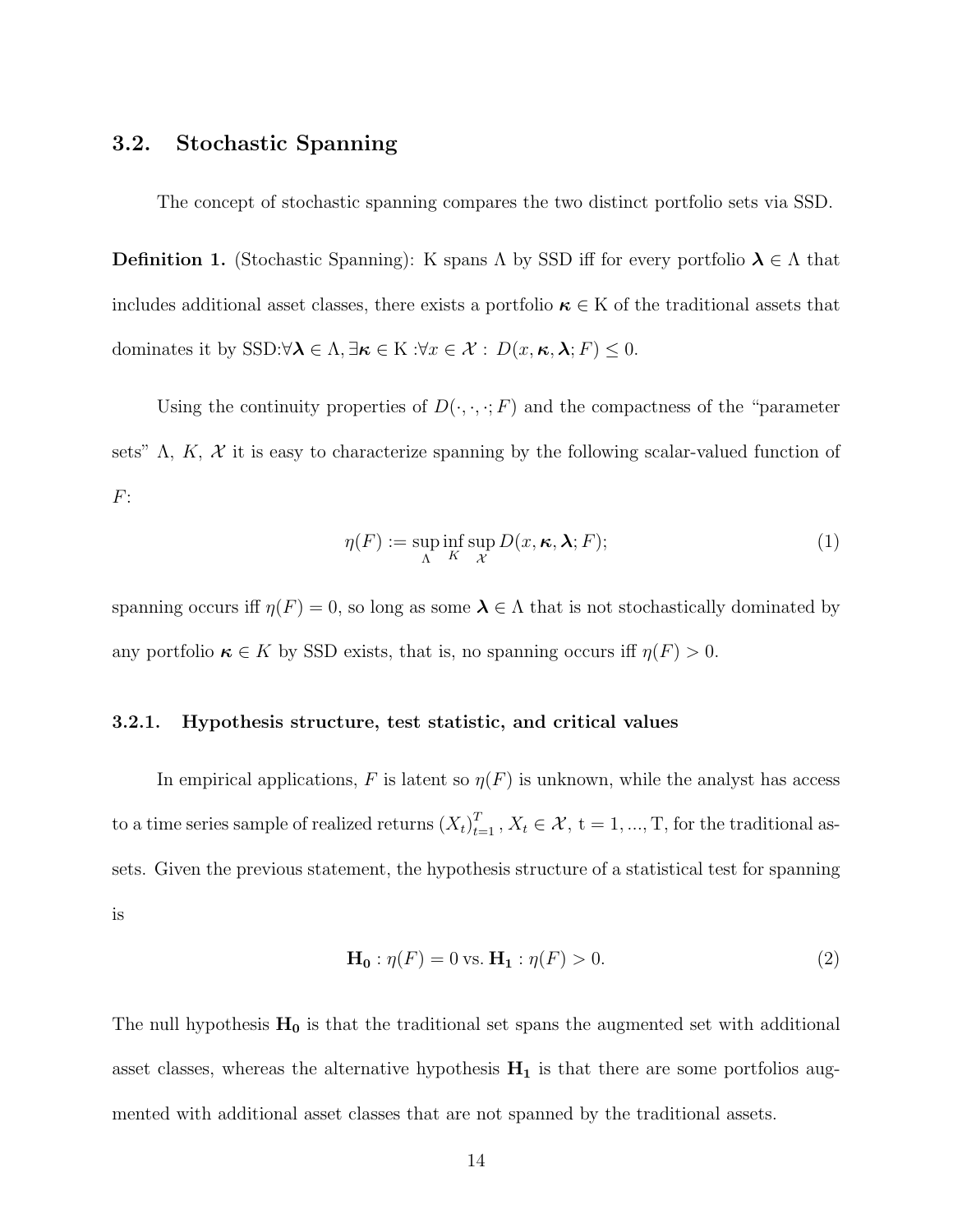## 3.2. Stochastic Spanning

The concept of stochastic spanning compares the two distinct portfolio sets via SSD.

**Definition 1.** (Stochastic Spanning): K spans $\Lambda$ by SSD iff for every portfolio $\boldsymbol{\lambda} \in \Lambda$ that includes additional asset classes, there exists a portfolio $\boldsymbol{\kappa} \in \mathrm{K}$ of the traditional assets that dominates it by SSD:$\forall \boldsymbol{\lambda} \in \Lambda, \exists \boldsymbol{\kappa} \in \mathrm{K} : \forall x \in \mathcal{X} : \ D(x, \boldsymbol{\kappa}, \boldsymbol{\lambda}; F) \leq 0$.

Using the continuity properties of $D(\cdot, \cdot, \cdot; F)$ and the compactness of the "parameter sets" $\Lambda$, $K$, $\mathcal{X}$ it is easy to characterize spanning by the following scalar-valued function of $F$:

$$\eta(F) := \sup_{\Lambda} \inf_{K} \sup_{\mathcal{X}} D(x, \boldsymbol{\kappa}, \boldsymbol{\lambda}; F); \tag{1}$$

spanning occurs iff $\eta(F) = 0$, so long as some $\boldsymbol{\lambda} \in \Lambda$ that is not stochastically dominated by any portfolio $\boldsymbol{\kappa} \in K$ by SSD exists, that is, no spanning occurs iff $\eta(F) > 0$.

### 3.2.1. Hypothesis structure, test statistic, and critical values

In empirical applications, $F$ is latent so $\eta(F)$ is unknown, while the analyst has access to a time series sample of realized returns $(X_t)_{t=1}^{T}$, $X_t \in \mathcal{X}$, t = 1, ..., T, for the traditional assets. Given the previous statement, the hypothesis structure of a statistical test for spanning is

$$\mathbf{H_0} : \eta(F) = 0 \text{ vs. } \mathbf{H_1} : \eta(F) > 0. \tag{2}$$

The null hypothesis $\mathbf{H_0}$ is that the traditional set spans the augmented set with additional asset classes, whereas the alternative hypothesis $\mathbf{H_1}$ is that there are some portfolios augmented with additional asset classes that are not spanned by the traditional assets.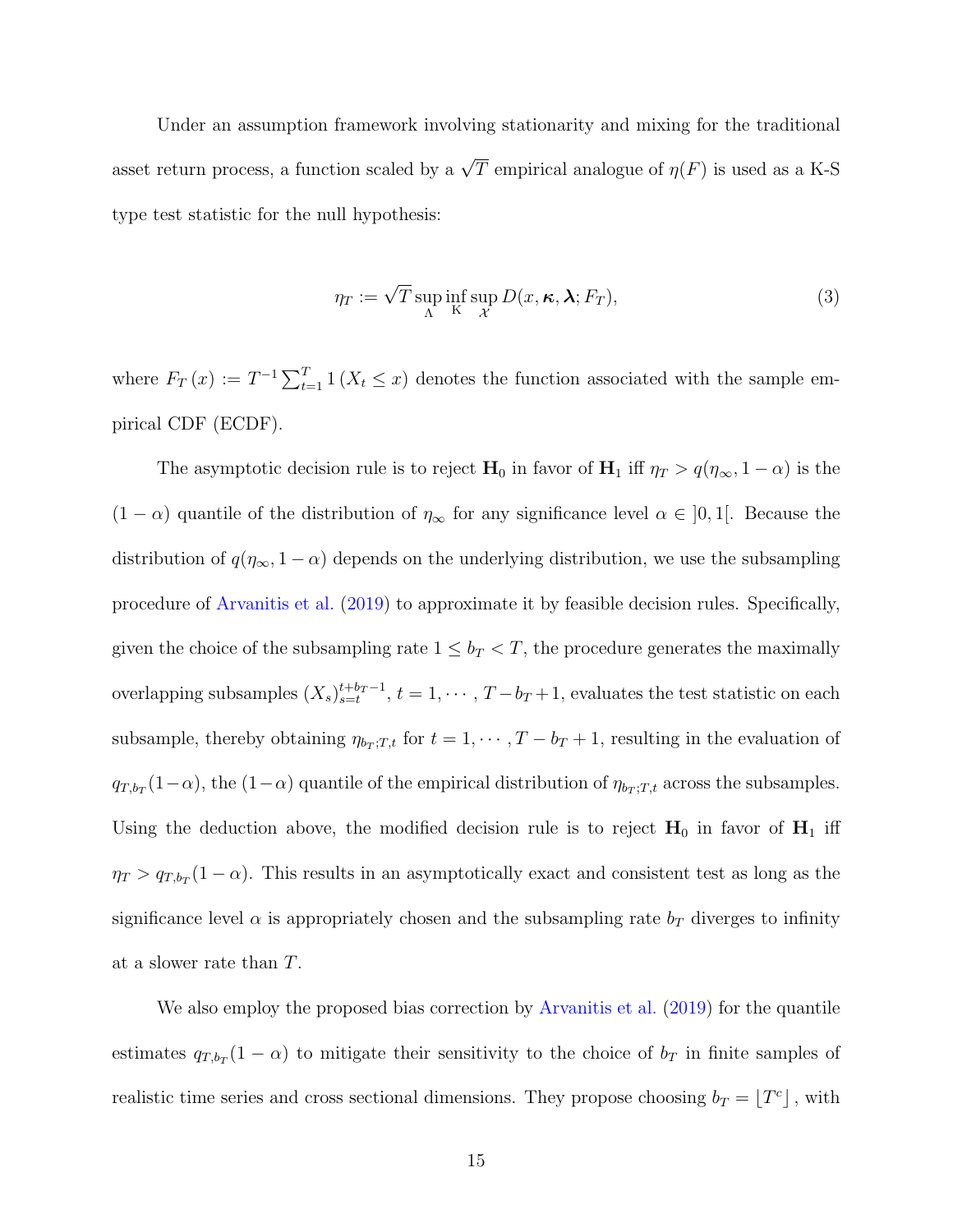Under an assumption framework involving stationarity and mixing for the traditional asset return process, a function scaled by a $\sqrt{T}$ empirical analogue of $\eta(F)$ is used as a K-S type test statistic for the null hypothesis:

$$\eta_T := \sqrt{T} \sup_{\Lambda} \inf_{\mathrm{K}} \sup_{\mathcal{X}} D(x, \boldsymbol{\kappa}, \boldsymbol{\lambda}; F_T), \tag{3}$$

where $F_T(x) := T^{-1} \sum_{t=1}^{T} 1(X_t \leq x)$ denotes the function associated with the sample empirical CDF (ECDF).

The asymptotic decision rule is to reject $\mathbf{H}_0$ in favor of $\mathbf{H}_1$ iff $\eta_T > q(\eta_\infty, 1-\alpha)$ is the $(1-\alpha)$ quantile of the distribution of $\eta_\infty$ for any significance level $\alpha \in ]0, 1[$. Because the distribution of $q(\eta_\infty, 1-\alpha)$ depends on the underlying distribution, we use the subsampling procedure of Arvanitis et al. (2019) to approximate it by feasible decision rules. Specifically, given the choice of the subsampling rate $1 \leq b_T < T$, the procedure generates the maximally overlapping subsamples $(X_s)_{s=t}^{t+b_T-1}$, $t = 1, \cdots, T-b_T+1$, evaluates the test statistic on each subsample, thereby obtaining $\eta_{b_T;T,t}$ for $t = 1, \cdots, T-b_T+1$, resulting in the evaluation of $q_{T,b_T}(1-\alpha)$, the $(1-\alpha)$ quantile of the empirical distribution of $\eta_{b_T;T,t}$ across the subsamples. Using the deduction above, the modified decision rule is to reject $\mathbf{H}_0$ in favor of $\mathbf{H}_1$ iff $\eta_T > q_{T,b_T}(1-\alpha)$. This results in an asymptotically exact and consistent test as long as the significance level $\alpha$ is appropriately chosen and the subsampling rate $b_T$ diverges to infinity at a slower rate than $T$.

We also employ the proposed bias correction by Arvanitis et al. (2019) for the quantile estimates $q_{T,b_T}(1-\alpha)$ to mitigate their sensitivity to the choice of $b_T$ in finite samples of realistic time series and cross sectional dimensions. They propose choosing $b_T = \lfloor T^c \rfloor$, with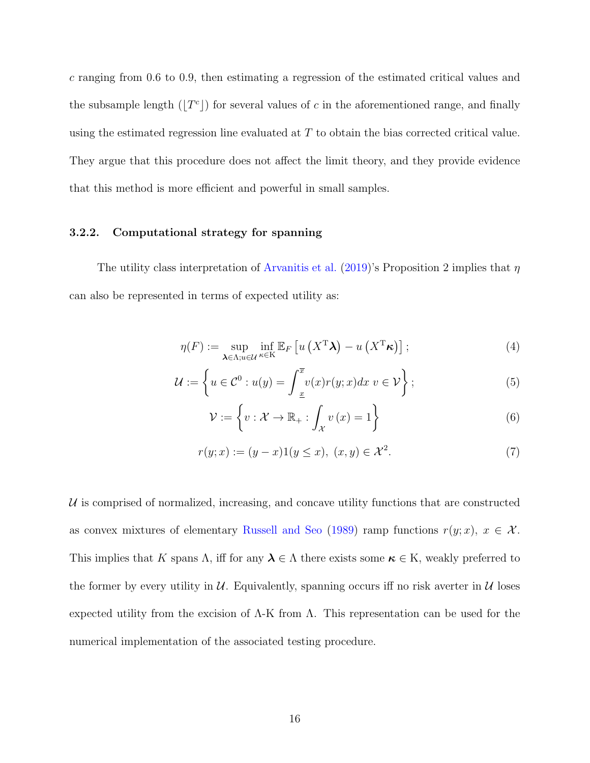$c$ ranging from 0.6 to 0.9, then estimating a regression of the estimated critical values and the subsample length ($\lfloor T^c \rfloor$) for several values of $c$ in the aforementioned range, and finally using the estimated regression line evaluated at $T$ to obtain the bias corrected critical value. They argue that this procedure does not affect the limit theory, and they provide evidence that this method is more efficient and powerful in small samples.

### 3.2.2. Computational strategy for spanning

The utility class interpretation of Arvanitis et al. (2019)'s Proposition 2 implies that $\eta$ can also be represented in terms of expected utility as:

$$\eta(F) := \sup_{\boldsymbol{\lambda} \in \Lambda; u \in \mathcal{U}} \inf_{\kappa \in \mathrm{K}} \mathbb{E}_F \left[ u\left(X^{\mathrm{T}} \boldsymbol{\lambda}\right) - u\left(X^{\mathrm{T}} \boldsymbol{\kappa}\right) \right]; \tag{4}$$

$$\mathcal{U} := \left\{ u \in \mathcal{C}^0 : u(y) = \int_{\underline{x}}^{\overline{x}} v(x) r(y; x) dx \ v \in \mathcal{V} \right\}; \tag{5}$$

$$\mathcal{V} := \left\{ v : \mathcal{X} \to \mathbb{R}_+ : \int_{\mathcal{X}} v(x) = 1 \right\} \tag{6}$$

$$r(y; x) := (y - x) 1(y \leq x), \ (x, y) \in \mathcal{X}^2. \tag{7}$$

$\mathcal{U}$ is comprised of normalized, increasing, and concave utility functions that are constructed as convex mixtures of elementary Russell and Seo (1989) ramp functions $r(y; x)$, $x \in \mathcal{X}$. This implies that $K$ spans $\Lambda$, iff for any $\boldsymbol{\lambda} \in \Lambda$ there exists some $\boldsymbol{\kappa} \in \mathrm{K}$, weakly preferred to the former by every utility in $\mathcal{U}$. Equivalently, spanning occurs iff no risk averter in $\mathcal{U}$ loses expected utility from the excision of $\Lambda$-K from $\Lambda$. This representation can be used for the numerical implementation of the associated testing procedure.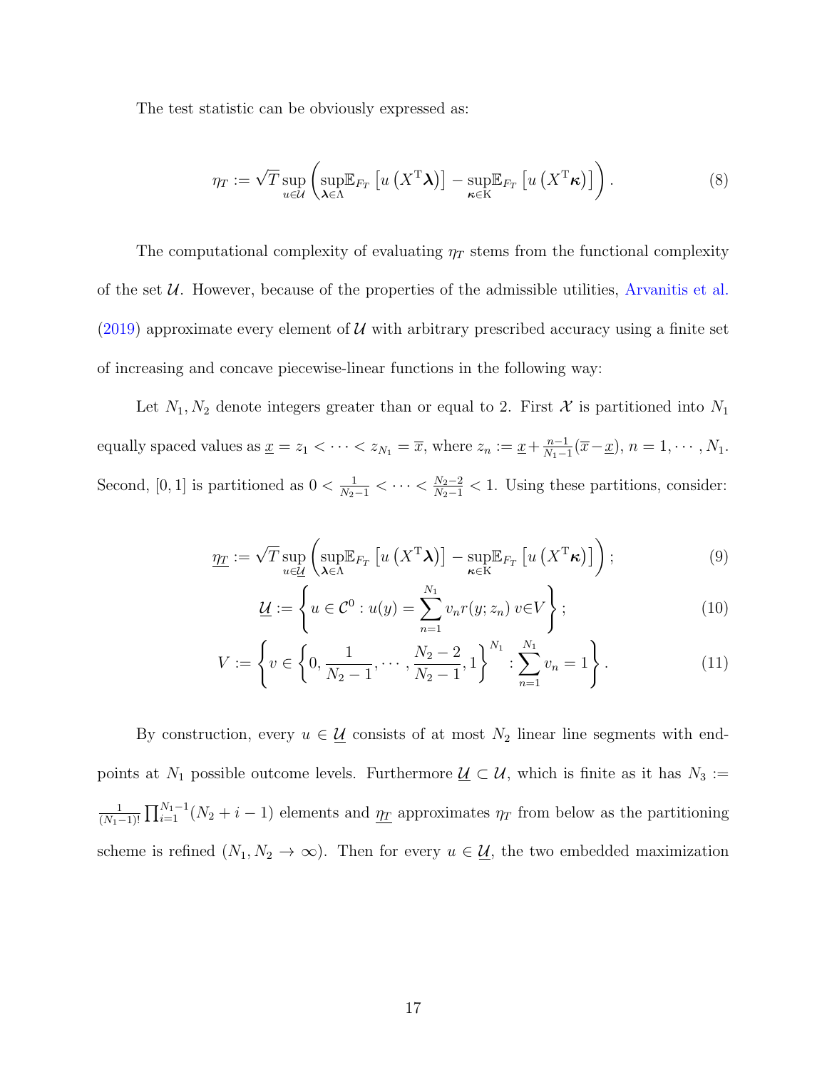The test statistic can be obviously expressed as:

$$\eta_T := \sqrt{T} \sup_{u \in \mathcal{U}} \left( \sup_{\boldsymbol{\lambda} \in \Lambda} \mathbb{E}_{F_T} \left[ u \left( X^{\mathrm{T}} \boldsymbol{\lambda} \right) \right] - \sup_{\boldsymbol{\kappa} \in \mathrm{K}} \mathbb{E}_{F_T} \left[ u \left( X^{\mathrm{T}} \boldsymbol{\kappa} \right) \right] \right). \tag{8}$$

The computational complexity of evaluating $\eta_T$ stems from the functional complexity of the set $\mathcal{U}$. However, because of the properties of the admissible utilities, Arvanitis et al. (2019) approximate every element of $\mathcal{U}$ with arbitrary prescribed accuracy using a finite set of increasing and concave piecewise-linear functions in the following way:

Let $N_1, N_2$ denote integers greater than or equal to 2. First $\mathcal{X}$ is partitioned into $N_1$ equally spaced values as $\underline{x} = z_1 < \cdots < z_{N_1} = \overline{x}$, where $z_n := \underline{x} + \frac{n-1}{N_1-1}(\overline{x} - \underline{x})$, $n = 1, \cdots, N_1$. Second, $[0,1]$ is partitioned as $0 < \frac{1}{N_2-1} < \cdots < \frac{N_2-2}{N_2-1} < 1$. Using these partitions, consider:

$$\underline{\eta_T} := \sqrt{T} \sup_{u \in \underline{\mathcal{U}}} \left( \sup_{\boldsymbol{\lambda} \in \Lambda} \mathbb{E}_{F_T} \left[ u \left( X^{\mathrm{T}} \boldsymbol{\lambda} \right) \right] - \sup_{\boldsymbol{\kappa} \in \mathrm{K}} \mathbb{E}_{F_T} \left[ u \left( X^{\mathrm{T}} \boldsymbol{\kappa} \right) \right] \right); \tag{9}$$

$$\underline{\mathcal{U}} := \left\{ u \in \mathcal{C}^0 : u(y) = \sum_{n=1}^{N_1} v_n r(y; z_n) \, v \in V \right\}; \tag{10}$$

$$V := \left\{ v \in \left\{ 0, \frac{1}{N_2 - 1}, \cdots, \frac{N_2 - 2}{N_2 - 1}, 1 \right\}^{N_1} : \sum_{n=1}^{N_1} v_n = 1 \right\}. \tag{11}$$

By construction, every $u \in \underline{\mathcal{U}}$ consists of at most $N_2$ linear line segments with end-points at $N_1$ possible outcome levels. Furthermore $\underline{\mathcal{U}} \subset \mathcal{U}$, which is finite as it has $N_3 := \frac{1}{(N_1-1)!} \prod_{i=1}^{N_1-1} (N_2 + i - 1)$ elements and $\underline{\eta_T}$ approximates $\eta_T$ from below as the partitioning scheme is refined ($N_1, N_2 \to \infty$). Then for every $u \in \underline{\mathcal{U}}$, the two embedded maximization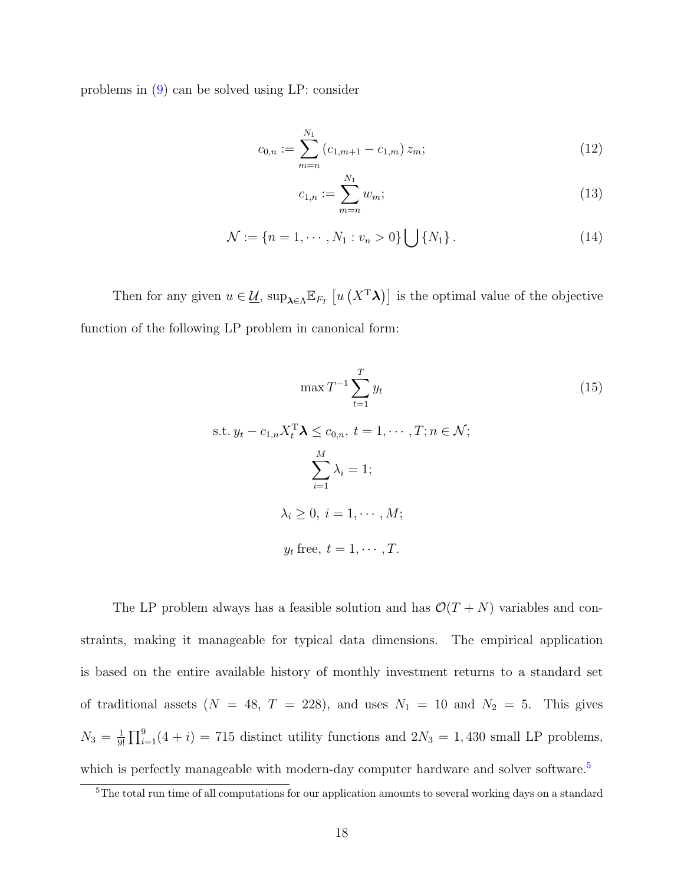problems in (9) can be solved using LP: consider

$$c_{0,n} := \sum_{m=n}^{N_1} \left(c_{1,m+1} - c_{1,m}\right) z_m; \tag{12}$$

$$c_{1,n} := \sum_{m=n}^{N_1} w_m; \tag{13}$$

$$\mathcal{N} := \{n = 1, \cdots, N_1 : v_n > 0\} \bigcup \{N_1\}. \tag{14}$$

Then for any given $u \in \underline{\mathcal{U}}$, $\sup_{\boldsymbol{\lambda} \in \Lambda} \mathbb{E}_{F_T}\left[u\left(X^{\mathrm{T}}\boldsymbol{\lambda}\right)\right]$ is the optimal value of the objective function of the following LP problem in canonical form:

$$\max T^{-1} \sum_{t=1}^{T} y_t \tag{15}$$

$$\text{s.t. } y_t - c_{1,n} X_t^{\mathrm{T}} \boldsymbol{\lambda} \leq c_{0,n},\ t = 1, \cdots, T; n \in \mathcal{N};$$

$$\sum_{i=1}^{M} \lambda_i = 1;$$

$$\lambda_i \geq 0,\ i = 1, \cdots, M;$$

$$y_t \text{ free},\ t = 1, \cdots, T.$$

The LP problem always has a feasible solution and has $\mathcal{O}(T + N)$ variables and constraints, making it manageable for typical data dimensions. The empirical application is based on the entire available history of monthly investment returns to a standard set of traditional assets ($N = 48$, $T = 228$), and uses $N_1 = 10$ and $N_2 = 5$. This gives $N_3 = \frac{1}{9!}\prod_{i=1}^{9}(4 + i) = 715$ distinct utility functions and $2N_3 = 1,430$ small LP problems, which is perfectly manageable with modern-day computer hardware and solver software.[5]

[5]The total run time of all computations for our application amounts to several working days on a standard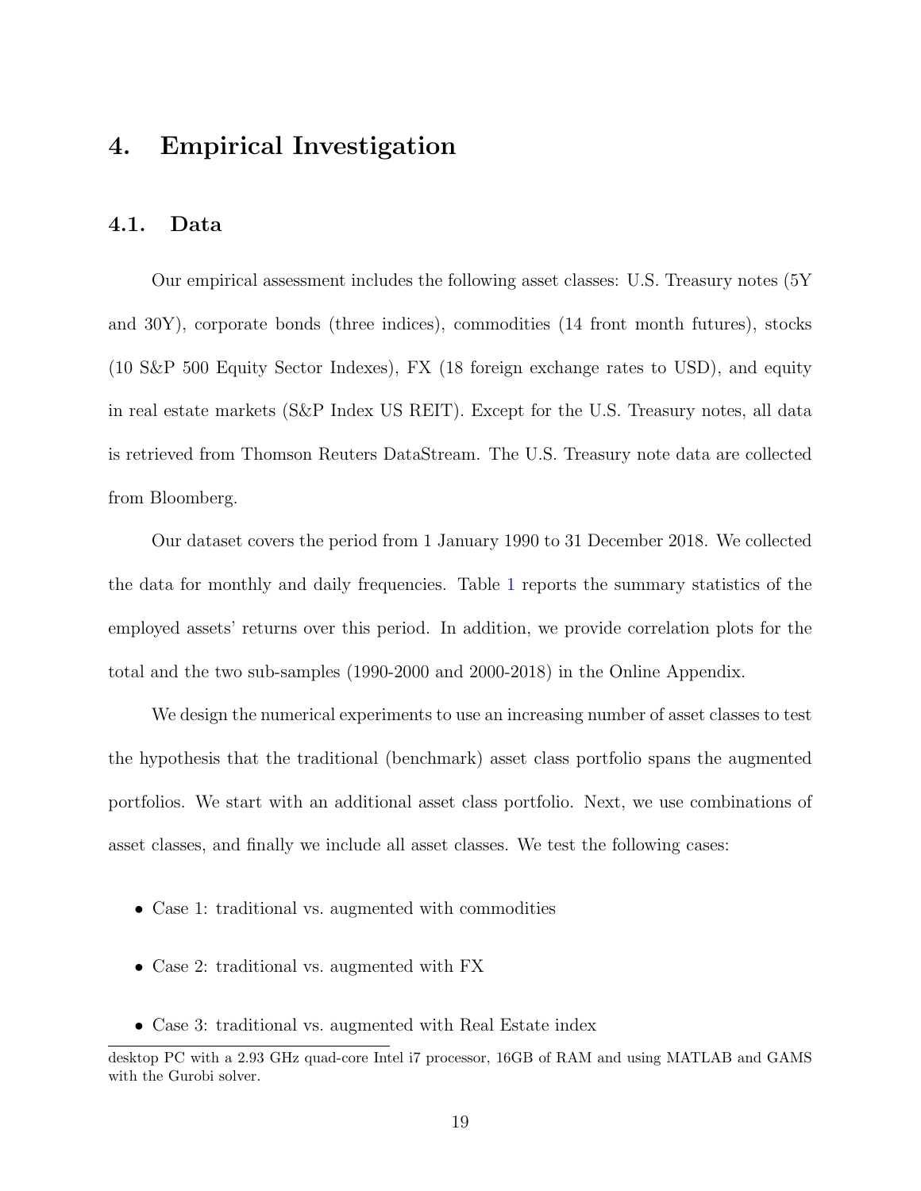## 4. Empirical Investigation

### 4.1. Data

Our empirical assessment includes the following asset classes: U.S. Treasury notes (5Y and 30Y), corporate bonds (three indices), commodities (14 front month futures), stocks (10 S&P 500 Equity Sector Indexes), FX (18 foreign exchange rates to USD), and equity in real estate markets (S&P Index US REIT). Except for the U.S. Treasury notes, all data is retrieved from Thomson Reuters DataStream. The U.S. Treasury note data are collected from Bloomberg.

Our dataset covers the period from 1 January 1990 to 31 December 2018. We collected the data for monthly and daily frequencies. Table 1 reports the summary statistics of the employed assets' returns over this period. In addition, we provide correlation plots for the total and the two sub-samples (1990-2000 and 2000-2018) in the Online Appendix.

We design the numerical experiments to use an increasing number of asset classes to test the hypothesis that the traditional (benchmark) asset class portfolio spans the augmented portfolios. We start with an additional asset class portfolio. Next, we use combinations of asset classes, and finally we include all asset classes. We test the following cases:

- Case 1: traditional vs. augmented with commodities
- Case 2: traditional vs. augmented with FX
- Case 3: traditional vs. augmented with Real Estate index

desktop PC with a 2.93 GHz quad-core Intel i7 processor, 16GB of RAM and using MATLAB and GAMS with the Gurobi solver.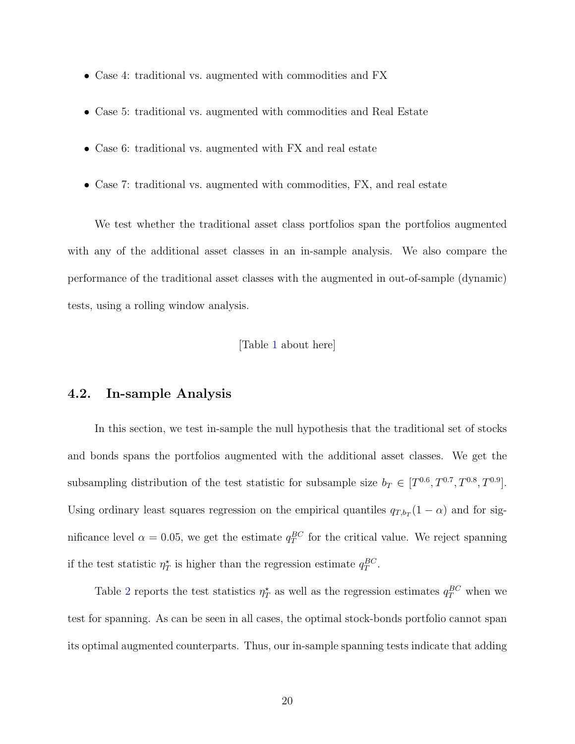- Case 4: traditional vs. augmented with commodities and FX
- Case 5: traditional vs. augmented with commodities and Real Estate
- Case 6: traditional vs. augmented with FX and real estate
- Case 7: traditional vs. augmented with commodities, FX, and real estate

We test whether the traditional asset class portfolios span the portfolios augmented with any of the additional asset classes in an in-sample analysis. We also compare the performance of the traditional asset classes with the augmented in out-of-sample (dynamic) tests, using a rolling window analysis.

[Table 1 about here]

## 4.2. In-sample Analysis

In this section, we test in-sample the null hypothesis that the traditional set of stocks and bonds spans the portfolios augmented with the additional asset classes. We get the subsampling distribution of the test statistic for subsample size $b_T \in [T^{0.6}, T^{0.7}, T^{0.8}, T^{0.9}]$. Using ordinary least squares regression on the empirical quantiles $q_{T,b_T}(1-\alpha)$ and for significance level $\alpha = 0.05$, we get the estimate $q_T^{BC}$ for the critical value. We reject spanning if the test statistic $\eta_T^{\star}$ is higher than the regression estimate $q_T^{BC}$.

Table 2 reports the test statistics $\eta_T^{\star}$ as well as the regression estimates $q_T^{BC}$ when we test for spanning. As can be seen in all cases, the optimal stock-bonds portfolio cannot span its optimal augmented counterparts. Thus, our in-sample spanning tests indicate that adding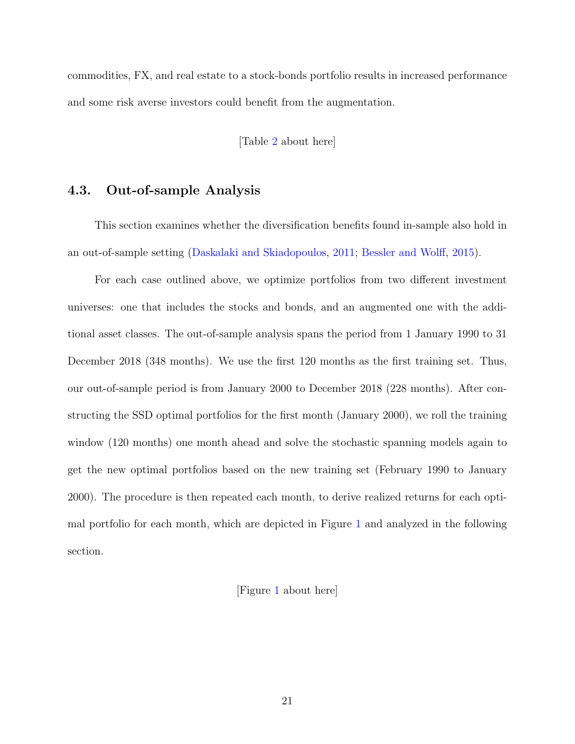commodities, FX, and real estate to a stock-bonds portfolio results in increased performance and some risk averse investors could benefit from the augmentation.

[Table 2 about here]

### 4.3. Out-of-sample Analysis

This section examines whether the diversification benefits found in-sample also hold in an out-of-sample setting (Daskalaki and Skiadopoulos, 2011; Bessler and Wolff, 2015).

For each case outlined above, we optimize portfolios from two different investment universes: one that includes the stocks and bonds, and an augmented one with the additional asset classes. The out-of-sample analysis spans the period from 1 January 1990 to 31 December 2018 (348 months). We use the first 120 months as the first training set. Thus, our out-of-sample period is from January 2000 to December 2018 (228 months). After constructing the SSD optimal portfolios for the first month (January 2000), we roll the training window (120 months) one month ahead and solve the stochastic spanning models again to get the new optimal portfolios based on the new training set (February 1990 to January 2000). The procedure is then repeated each month, to derive realized returns for each optimal portfolio for each month, which are depicted in Figure 1 and analyzed in the following section.

[Figure 1 about here]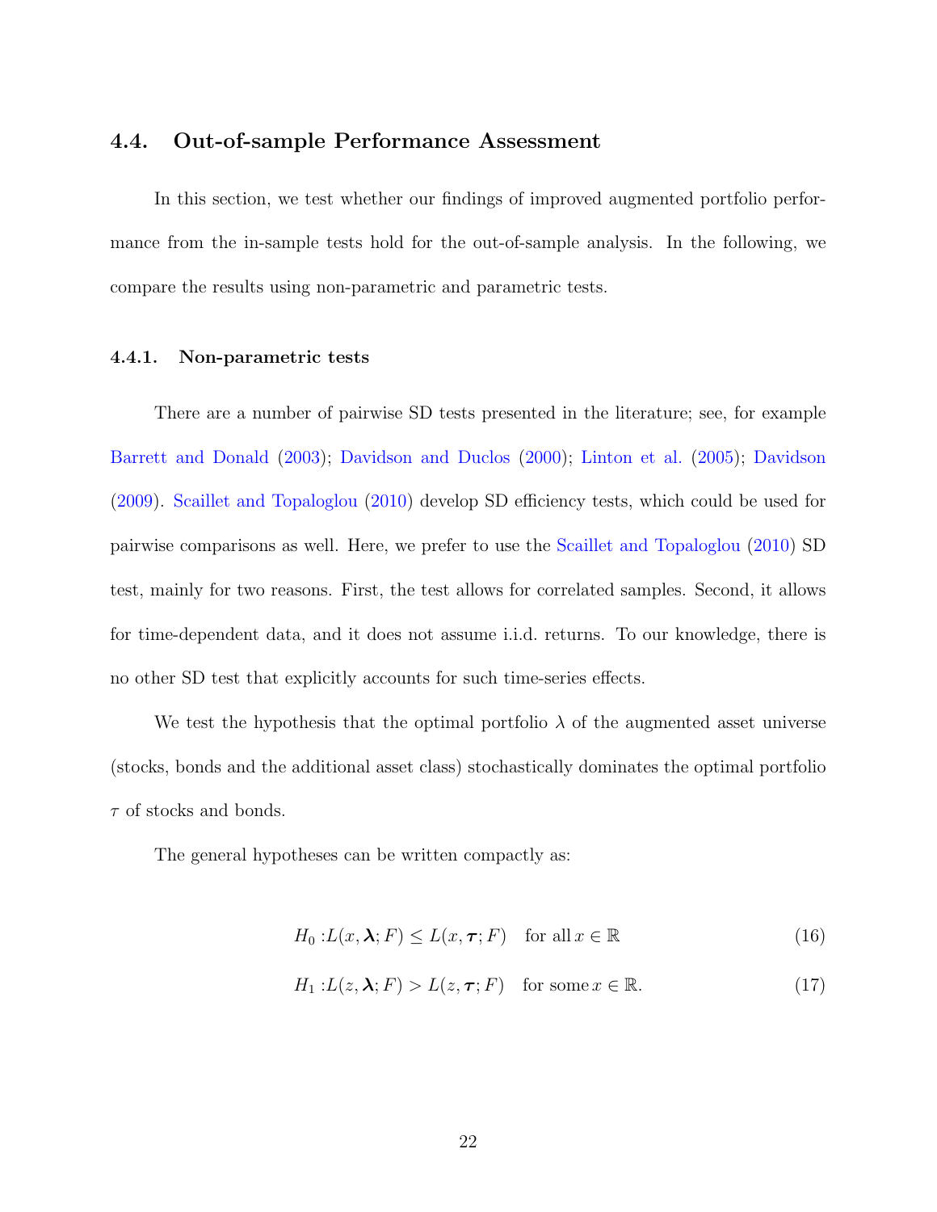### 4.4. Out-of-sample Performance Assessment

In this section, we test whether our findings of improved augmented portfolio performance from the in-sample tests hold for the out-of-sample analysis. In the following, we compare the results using non-parametric and parametric tests.

#### 4.4.1. Non-parametric tests

There are a number of pairwise SD tests presented in the literature; see, for example Barrett and Donald (2003); Davidson and Duclos (2000); Linton et al. (2005); Davidson (2009). Scaillet and Topaloglou (2010) develop SD efficiency tests, which could be used for pairwise comparisons as well. Here, we prefer to use the Scaillet and Topaloglou (2010) SD test, mainly for two reasons. First, the test allows for correlated samples. Second, it allows for time-dependent data, and it does not assume i.i.d. returns. To our knowledge, there is no other SD test that explicitly accounts for such time-series effects.

We test the hypothesis that the optimal portfolio $\lambda$ of the augmented asset universe (stocks, bonds and the additional asset class) stochastically dominates the optimal portfolio $\tau$ of stocks and bonds.

The general hypotheses can be written compactly as:

$$H_0 : L(x, \boldsymbol{\lambda}; F) \leq L(x, \boldsymbol{\tau}; F) \quad \text{for all}\, x \in \mathbb{R} \tag{16}$$

$$H_1 : L(z, \boldsymbol{\lambda}; F) > L(z, \boldsymbol{\tau}; F) \quad \text{for some}\, x \in \mathbb{R}. \tag{17}$$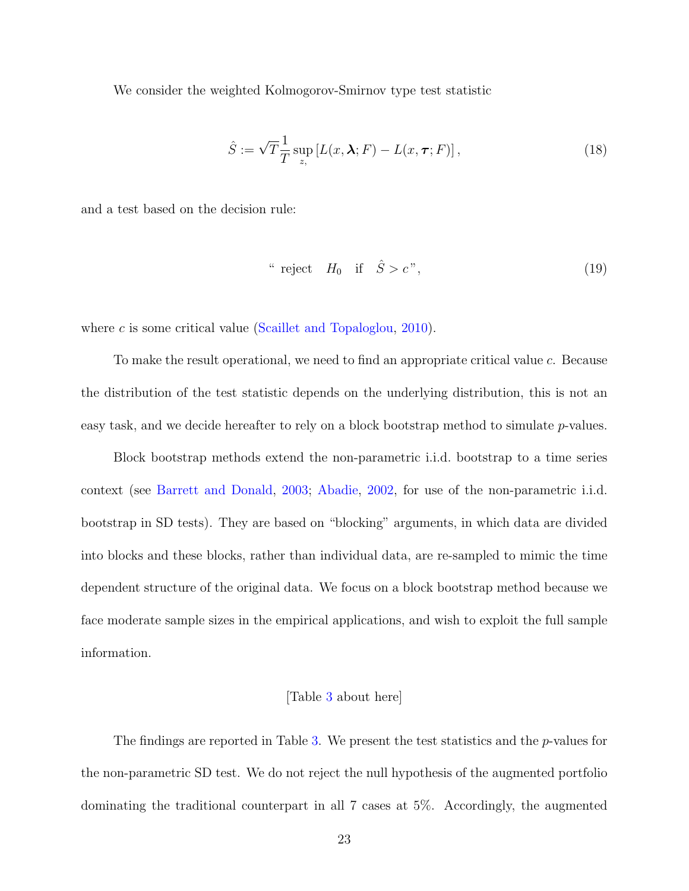We consider the weighted Kolmogorov-Smirnov type test statistic

$$\hat{S} := \sqrt{T}\frac{1}{T}\sup_{z,}\left[L(x,\boldsymbol{\lambda};F) - L(x,\boldsymbol{\tau};F)\right], \tag{18}$$

and a test based on the decision rule:

$$\text{“ reject} \quad H_0 \quad \text{if} \quad \hat{S} > c\text{”}, \tag{19}$$

where $c$ is some critical value (Scaillet and Topaloglou, 2010).

To make the result operational, we need to find an appropriate critical value $c$. Because the distribution of the test statistic depends on the underlying distribution, this is not an easy task, and we decide hereafter to rely on a block bootstrap method to simulate $p$-values.

Block bootstrap methods extend the non-parametric i.i.d. bootstrap to a time series context (see Barrett and Donald, 2003; Abadie, 2002, for use of the non-parametric i.i.d. bootstrap in SD tests). They are based on "blocking" arguments, in which data are divided into blocks and these blocks, rather than individual data, are re-sampled to mimic the time dependent structure of the original data. We focus on a block bootstrap method because we face moderate sample sizes in the empirical applications, and wish to exploit the full sample information.

[Table 3 about here]

The findings are reported in Table 3. We present the test statistics and the $p$-values for the non-parametric SD test. We do not reject the null hypothesis of the augmented portfolio dominating the traditional counterpart in all 7 cases at 5%. Accordingly, the augmented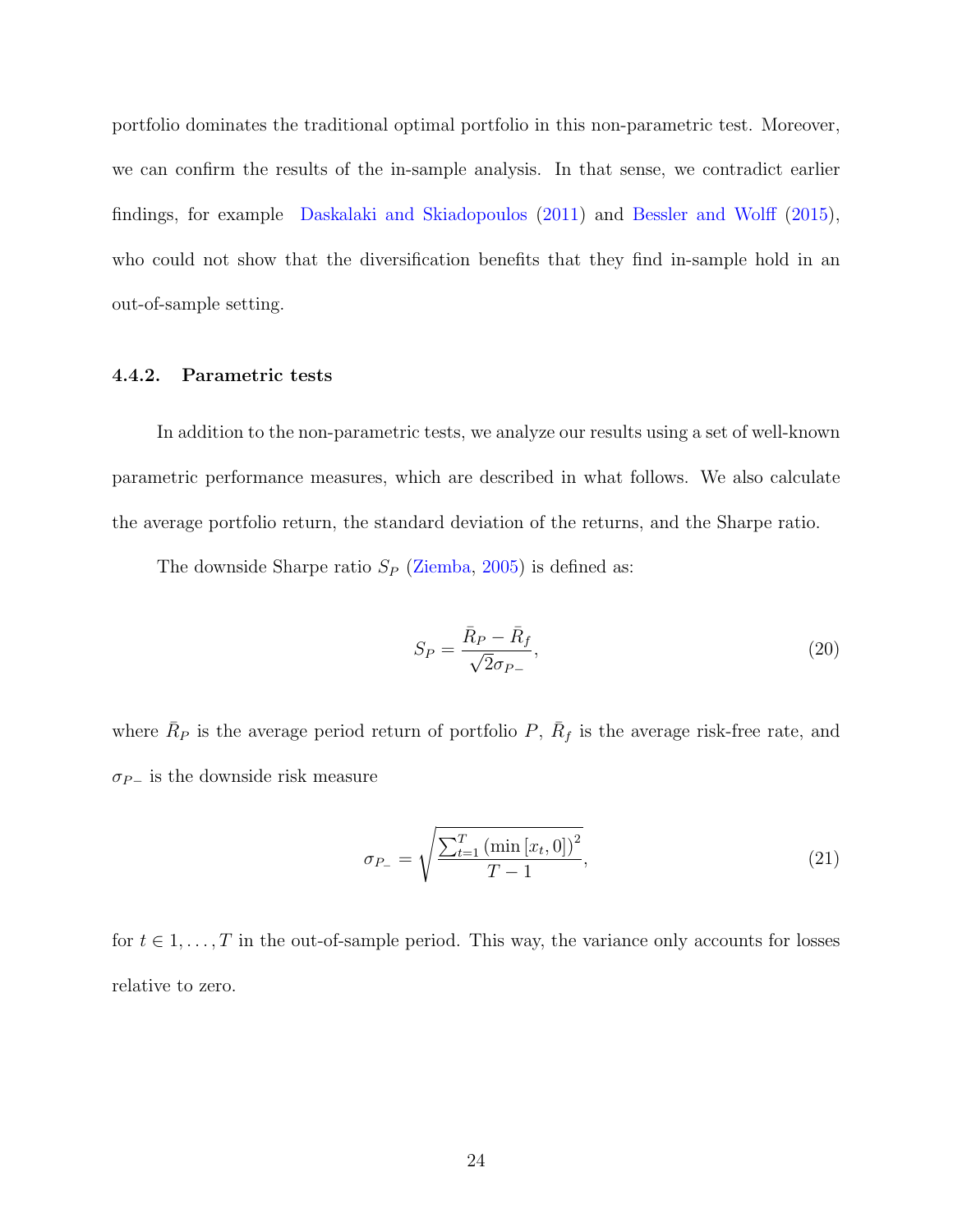portfolio dominates the traditional optimal portfolio in this non-parametric test. Moreover, we can confirm the results of the in-sample analysis. In that sense, we contradict earlier findings, for example Daskalaki and Skiadopoulos (2011) and Bessler and Wolff (2015), who could not show that the diversification benefits that they find in-sample hold in an out-of-sample setting.

#### 4.4.2. Parametric tests

In addition to the non-parametric tests, we analyze our results using a set of well-known parametric performance measures, which are described in what follows. We also calculate the average portfolio return, the standard deviation of the returns, and the Sharpe ratio.

The downside Sharpe ratio $S_P$ (Ziemba, 2005) is defined as:

$$S_P = \frac{\bar{R}_P - \bar{R}_f}{\sqrt{2}\sigma_{P_-}}, \tag{20}$$

where $\bar{R}_P$ is the average period return of portfolio $P$, $\bar{R}_f$ is the average risk-free rate, and $\sigma_{P-}$ is the downside risk measure

$$\sigma_{P_-} = \sqrt{\frac{\sum_{t=1}^{T} \left(\min\left[x_t, 0\right]\right)^2}{T-1}}, \tag{21}$$

for $t \in 1, \ldots, T$ in the out-of-sample period. This way, the variance only accounts for losses relative to zero.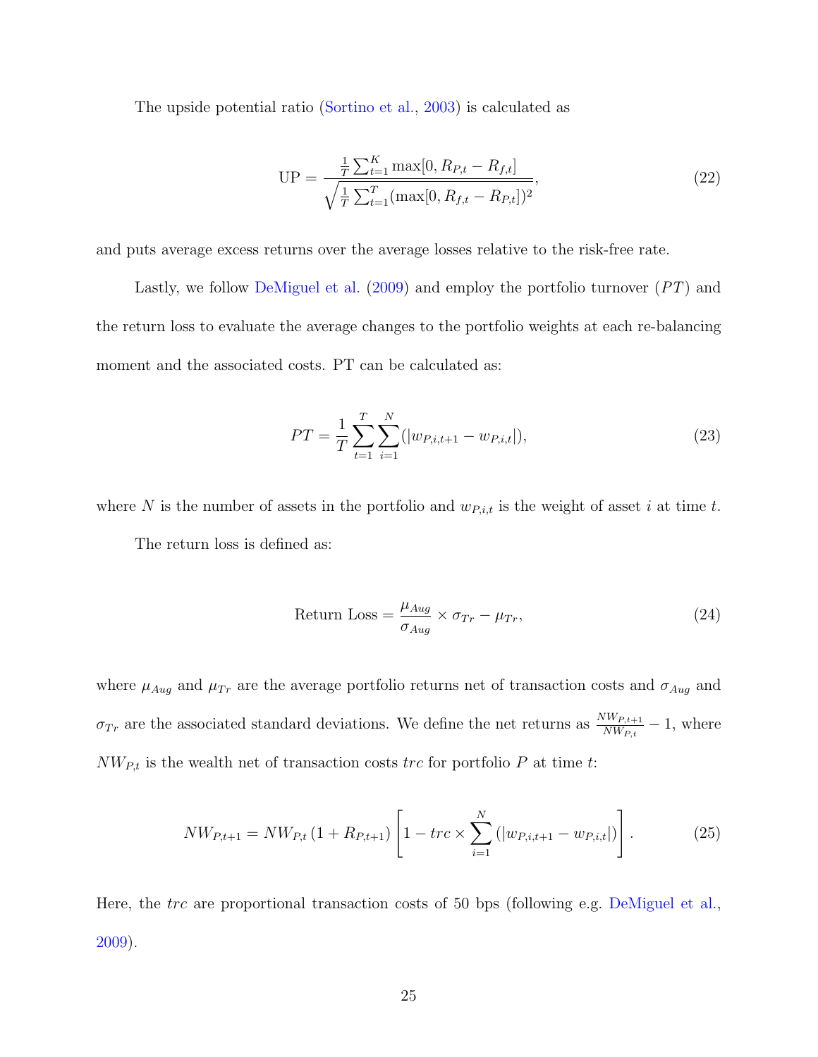The upside potential ratio (Sortino et al., 2003) is calculated as

$$\text{UP} = \frac{\frac{1}{T}\sum_{t=1}^{K} \max[0, R_{P,t} - R_{f,t}]}{\sqrt{\frac{1}{T}\sum_{t=1}^{T}(\max[0, R_{f,t} - R_{P,t}])^2}}, \tag{22}$$

and puts average excess returns over the average losses relative to the risk-free rate.

Lastly, we follow DeMiguel et al. (2009) and employ the portfolio turnover ($PT$) and the return loss to evaluate the average changes to the portfolio weights at each re-balancing moment and the associated costs. PT can be calculated as:

$$PT = \frac{1}{T}\sum_{t=1}^{T}\sum_{i=1}^{N}(|w_{P,i,t+1} - w_{P,i,t}|), \tag{23}$$

where $N$ is the number of assets in the portfolio and $w_{P,i,t}$ is the weight of asset $i$ at time $t$.

The return loss is defined as:

$$\text{Return Loss} = \frac{\mu_{Aug}}{\sigma_{Aug}} \times \sigma_{Tr} - \mu_{Tr}, \tag{24}$$

where $\mu_{Aug}$ and $\mu_{Tr}$ are the average portfolio returns net of transaction costs and $\sigma_{Aug}$ and $\sigma_{Tr}$ are the associated standard deviations. We define the net returns as $\frac{NW_{P,t+1}}{NW_{P,t}} - 1$, where $NW_{P,t}$ is the wealth net of transaction costs $trc$ for portfolio $P$ at time $t$:

$$NW_{P,t+1} = NW_{P,t}\left(1 + R_{P,t+1}\right)\left[1 - trc \times \sum_{i=1}^{N}\left(|w_{P,i,t+1} - w_{P,i,t}|\right)\right]. \tag{25}$$

Here, the $trc$ are proportional transaction costs of 50 bps (following e.g. DeMiguel et al., 2009).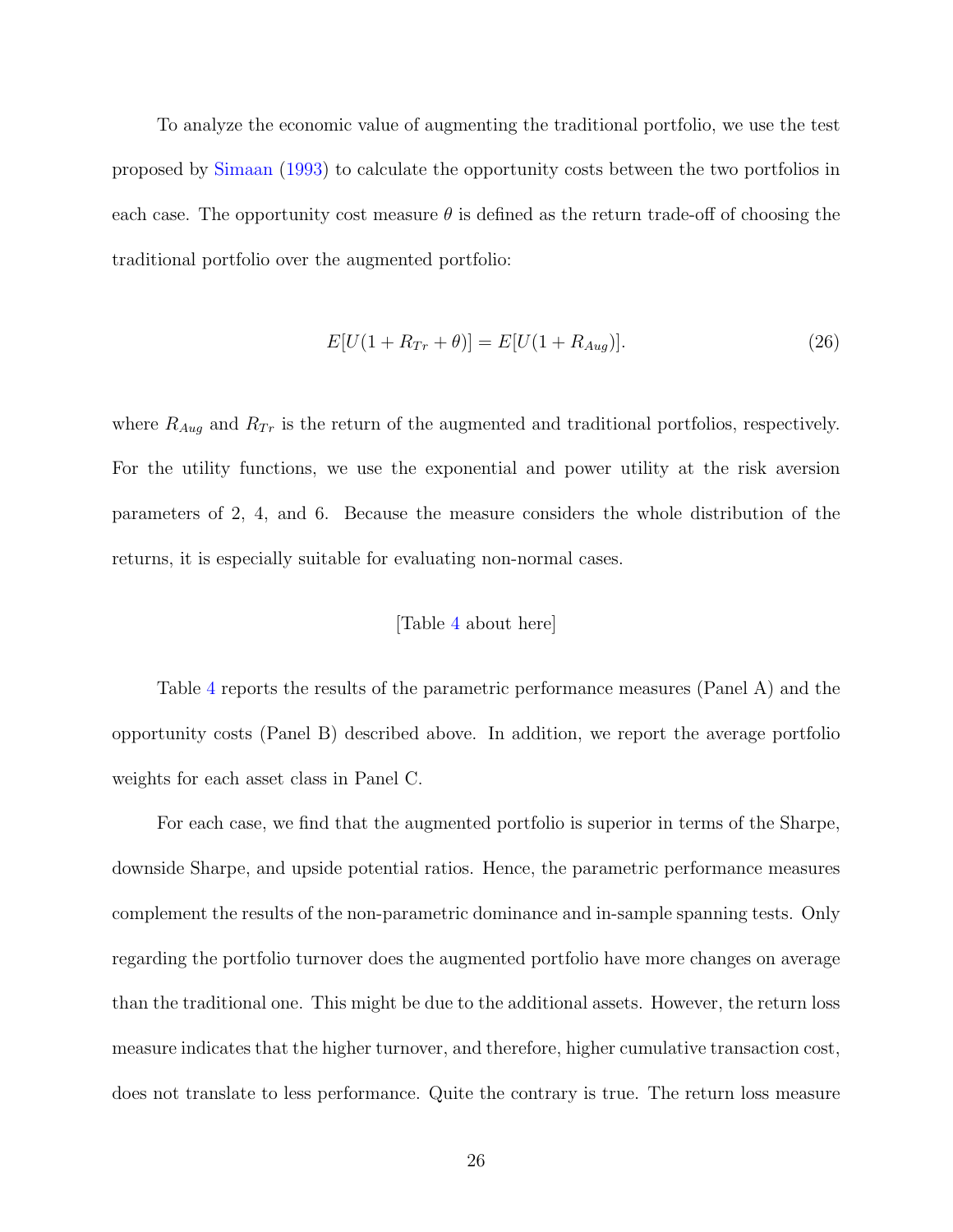To analyze the economic value of augmenting the traditional portfolio, we use the test proposed by Simaan (1993) to calculate the opportunity costs between the two portfolios in each case. The opportunity cost measure $\theta$ is defined as the return trade-off of choosing the traditional portfolio over the augmented portfolio:

$$E[U(1 + R_{Tr} + \theta)] = E[U(1 + R_{Aug})]. \tag{26}$$

where $R_{Aug}$ and $R_{Tr}$ is the return of the augmented and traditional portfolios, respectively. For the utility functions, we use the exponential and power utility at the risk aversion parameters of 2, 4, and 6. Because the measure considers the whole distribution of the returns, it is especially suitable for evaluating non-normal cases.

[Table 4 about here]

Table 4 reports the results of the parametric performance measures (Panel A) and the opportunity costs (Panel B) described above. In addition, we report the average portfolio weights for each asset class in Panel C.

For each case, we find that the augmented portfolio is superior in terms of the Sharpe, downside Sharpe, and upside potential ratios. Hence, the parametric performance measures complement the results of the non-parametric dominance and in-sample spanning tests. Only regarding the portfolio turnover does the augmented portfolio have more changes on average than the traditional one. This might be due to the additional assets. However, the return loss measure indicates that the higher turnover, and therefore, higher cumulative transaction cost, does not translate to less performance. Quite the contrary is true. The return loss measure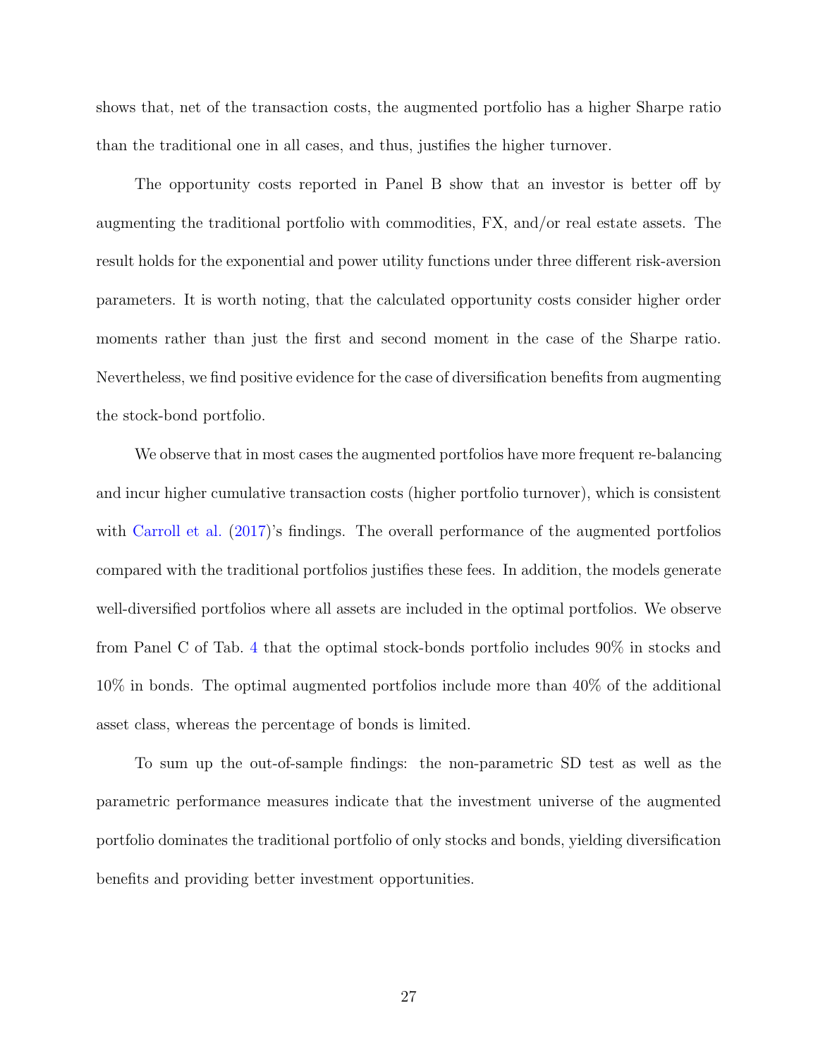shows that, net of the transaction costs, the augmented portfolio has a higher Sharpe ratio than the traditional one in all cases, and thus, justifies the higher turnover.

The opportunity costs reported in Panel B show that an investor is better off by augmenting the traditional portfolio with commodities, FX, and/or real estate assets. The result holds for the exponential and power utility functions under three different risk-aversion parameters. It is worth noting, that the calculated opportunity costs consider higher order moments rather than just the first and second moment in the case of the Sharpe ratio. Nevertheless, we find positive evidence for the case of diversification benefits from augmenting the stock-bond portfolio.

We observe that in most cases the augmented portfolios have more frequent re-balancing and incur higher cumulative transaction costs (higher portfolio turnover), which is consistent with Carroll et al. (2017)'s findings. The overall performance of the augmented portfolios compared with the traditional portfolios justifies these fees. In addition, the models generate well-diversified portfolios where all assets are included in the optimal portfolios. We observe from Panel C of Tab. 4 that the optimal stock-bonds portfolio includes 90% in stocks and 10% in bonds. The optimal augmented portfolios include more than 40% of the additional asset class, whereas the percentage of bonds is limited.

To sum up the out-of-sample findings: the non-parametric SD test as well as the parametric performance measures indicate that the investment universe of the augmented portfolio dominates the traditional portfolio of only stocks and bonds, yielding diversification benefits and providing better investment opportunities.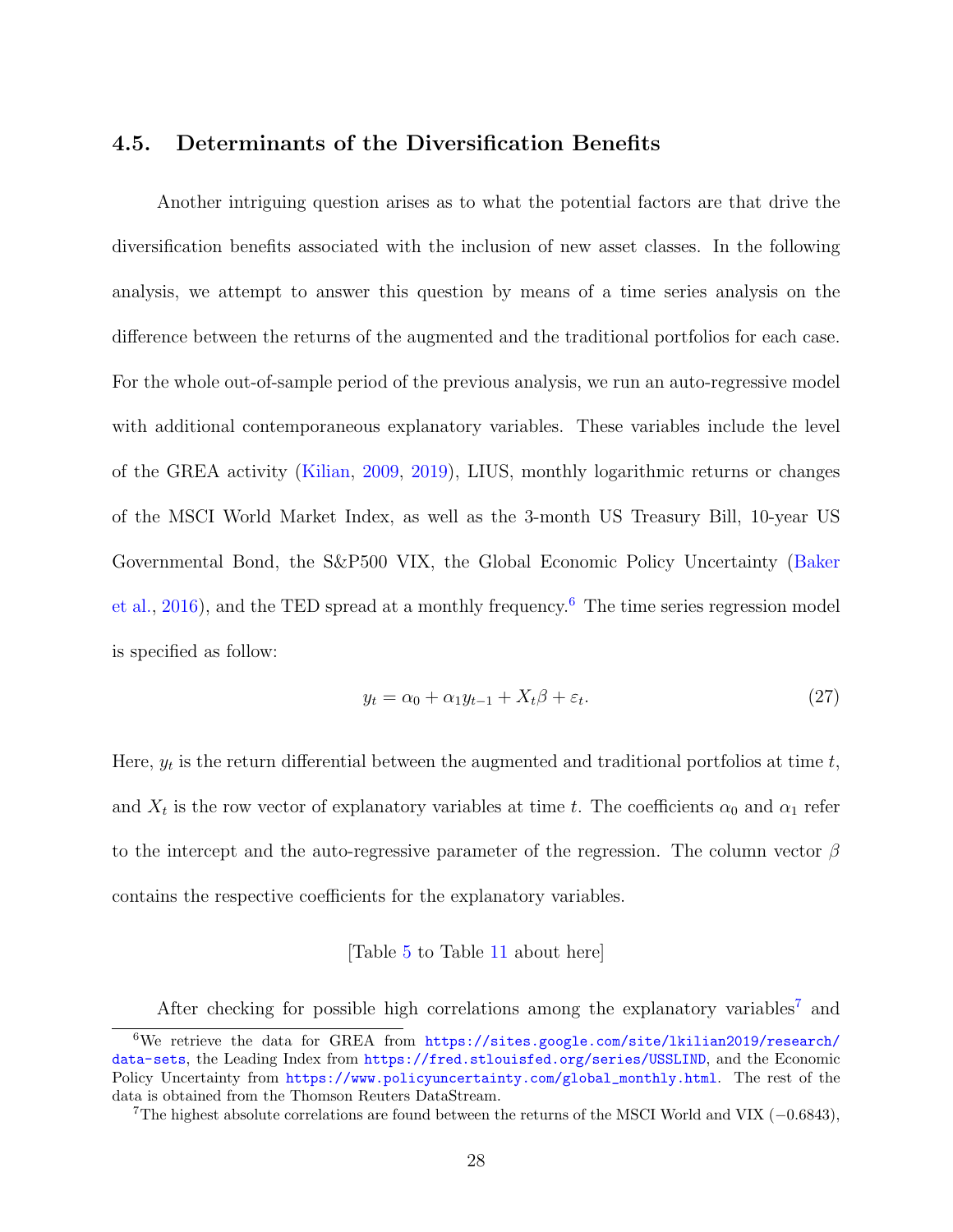### 4.5. Determinants of the Diversification Benefits

Another intriguing question arises as to what the potential factors are that drive the diversification benefits associated with the inclusion of new asset classes. In the following analysis, we attempt to answer this question by means of a time series analysis on the difference between the returns of the augmented and the traditional portfolios for each case. For the whole out-of-sample period of the previous analysis, we run an auto-regressive model with additional contemporaneous explanatory variables. These variables include the level of the GREA activity (Kilian, 2009, 2019), LIUS, monthly logarithmic returns or changes of the MSCI World Market Index, as well as the 3-month US Treasury Bill, 10-year US Governmental Bond, the S&P500 VIX, the Global Economic Policy Uncertainty (Baker et al., 2016), and the TED spread at a monthly frequency.[6] The time series regression model is specified as follow:

$$y_t = \alpha_0 + \alpha_1 y_{t-1} + X_t \beta + \varepsilon_t. \tag{27}$$

Here, $y_t$ is the return differential between the augmented and traditional portfolios at time $t$, and $X_t$ is the row vector of explanatory variables at time $t$. The coefficients $\alpha_0$ and $\alpha_1$ refer to the intercept and the auto-regressive parameter of the regression. The column vector $\beta$ contains the respective coefficients for the explanatory variables.

[Table 5 to Table 11 about here]

After checking for possible high correlations among the explanatory variables[7] and

---

[6] We retrieve the data for GREA from https://sites.google.com/site/lkilian2019/research/data-sets, the Leading Index from https://fred.stlouisfed.org/series/USSLIND, and the Economic Policy Uncertainty from https://www.policyuncertainty.com/global_monthly.html. The rest of the data is obtained from the Thomson Reuters DataStream.

[7] The highest absolute correlations are found between the returns of the MSCI World and VIX ($-0.6843$),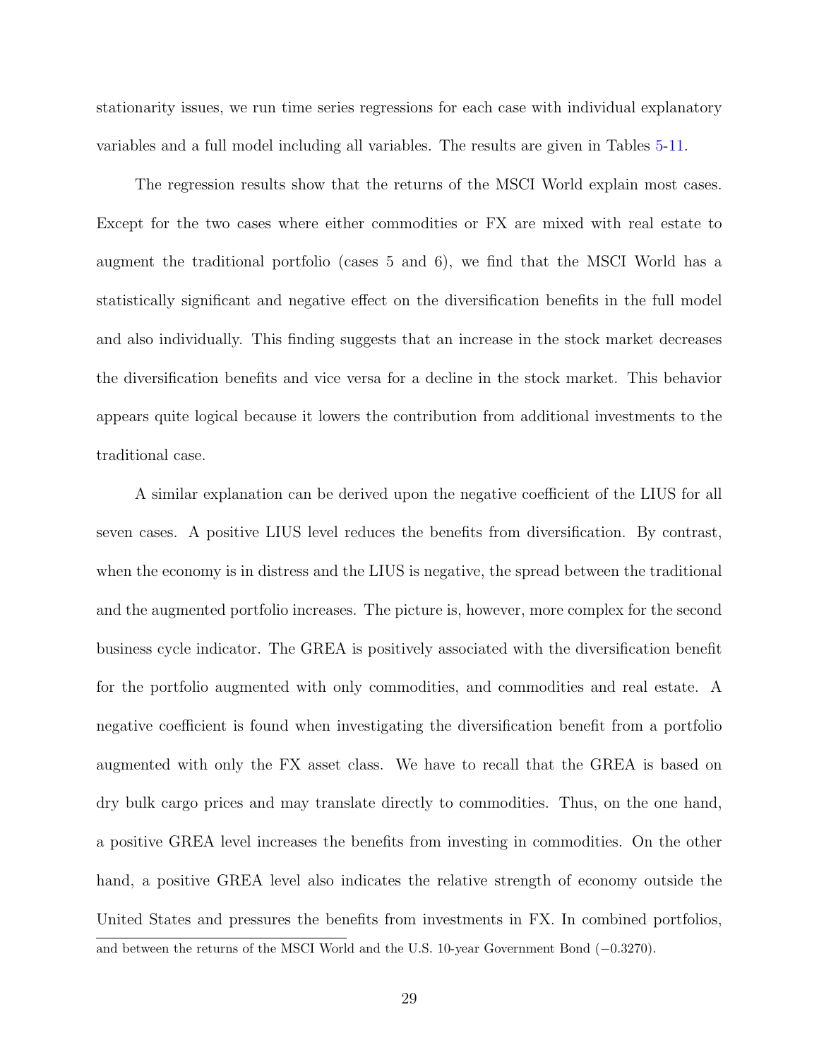stationarity issues, we run time series regressions for each case with individual explanatory variables and a full model including all variables. The results are given in Tables 5-11.

The regression results show that the returns of the MSCI World explain most cases. Except for the two cases where either commodities or FX are mixed with real estate to augment the traditional portfolio (cases 5 and 6), we find that the MSCI World has a statistically significant and negative effect on the diversification benefits in the full model and also individually. This finding suggests that an increase in the stock market decreases the diversification benefits and vice versa for a decline in the stock market. This behavior appears quite logical because it lowers the contribution from additional investments to the traditional case.

A similar explanation can be derived upon the negative coefficient of the LIUS for all seven cases. A positive LIUS level reduces the benefits from diversification. By contrast, when the economy is in distress and the LIUS is negative, the spread between the traditional and the augmented portfolio increases. The picture is, however, more complex for the second business cycle indicator. The GREA is positively associated with the diversification benefit for the portfolio augmented with only commodities, and commodities and real estate. A negative coefficient is found when investigating the diversification benefit from a portfolio augmented with only the FX asset class. We have to recall that the GREA is based on dry bulk cargo prices and may translate directly to commodities. Thus, on the one hand, a positive GREA level increases the benefits from investing in commodities. On the other hand, a positive GREA level also indicates the relative strength of economy outside the United States and pressures the benefits from investments in FX. In combined portfolios,

and between the returns of the MSCI World and the U.S. 10-year Government Bond ($-0.3270$).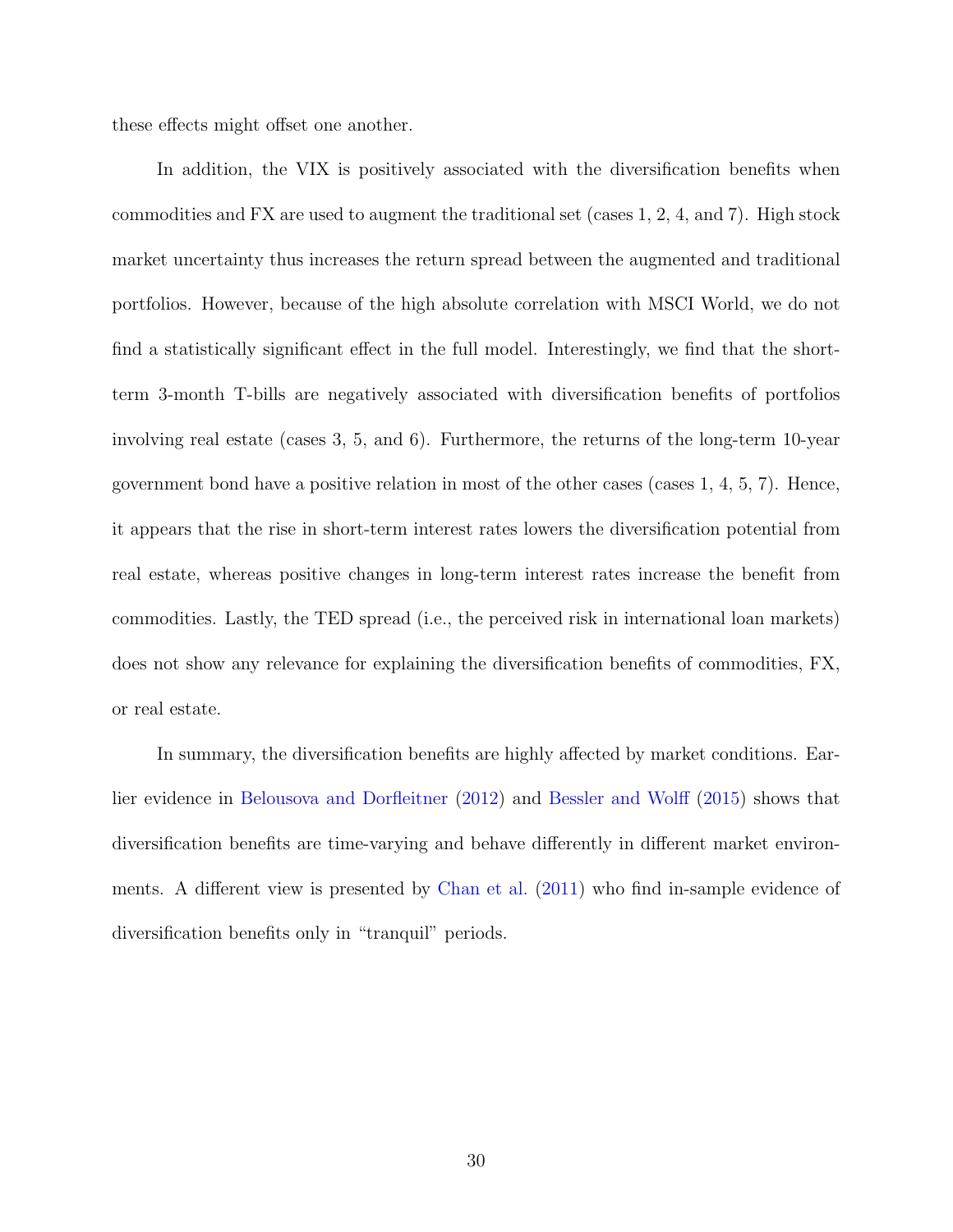these effects might offset one another.

In addition, the VIX is positively associated with the diversification benefits when commodities and FX are used to augment the traditional set (cases 1, 2, 4, and 7). High stock market uncertainty thus increases the return spread between the augmented and traditional portfolios. However, because of the high absolute correlation with MSCI World, we do not find a statistically significant effect in the full model. Interestingly, we find that the short-term 3-month T-bills are negatively associated with diversification benefits of portfolios involving real estate (cases 3, 5, and 6). Furthermore, the returns of the long-term 10-year government bond have a positive relation in most of the other cases (cases 1, 4, 5, 7). Hence, it appears that the rise in short-term interest rates lowers the diversification potential from real estate, whereas positive changes in long-term interest rates increase the benefit from commodities. Lastly, the TED spread (i.e., the perceived risk in international loan markets) does not show any relevance for explaining the diversification benefits of commodities, FX, or real estate.

In summary, the diversification benefits are highly affected by market conditions. Earlier evidence in Belousova and Dorfleitner (2012) and Bessler and Wolff (2015) shows that diversification benefits are time-varying and behave differently in different market environments. A different view is presented by Chan et al. (2011) who find in-sample evidence of diversification benefits only in "tranquil" periods.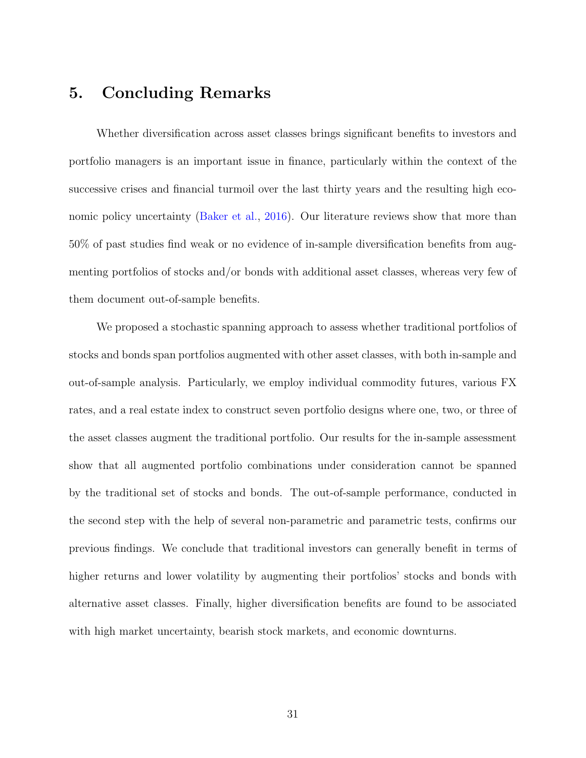# 5. Concluding Remarks

Whether diversification across asset classes brings significant benefits to investors and portfolio managers is an important issue in finance, particularly within the context of the successive crises and financial turmoil over the last thirty years and the resulting high economic policy uncertainty (Baker et al., 2016). Our literature reviews show that more than 50% of past studies find weak or no evidence of in-sample diversification benefits from augmenting portfolios of stocks and/or bonds with additional asset classes, whereas very few of them document out-of-sample benefits.

We proposed a stochastic spanning approach to assess whether traditional portfolios of stocks and bonds span portfolios augmented with other asset classes, with both in-sample and out-of-sample analysis. Particularly, we employ individual commodity futures, various FX rates, and a real estate index to construct seven portfolio designs where one, two, or three of the asset classes augment the traditional portfolio. Our results for the in-sample assessment show that all augmented portfolio combinations under consideration cannot be spanned by the traditional set of stocks and bonds. The out-of-sample performance, conducted in the second step with the help of several non-parametric and parametric tests, confirms our previous findings. We conclude that traditional investors can generally benefit in terms of higher returns and lower volatility by augmenting their portfolios' stocks and bonds with alternative asset classes. Finally, higher diversification benefits are found to be associated with high market uncertainty, bearish stock markets, and economic downturns.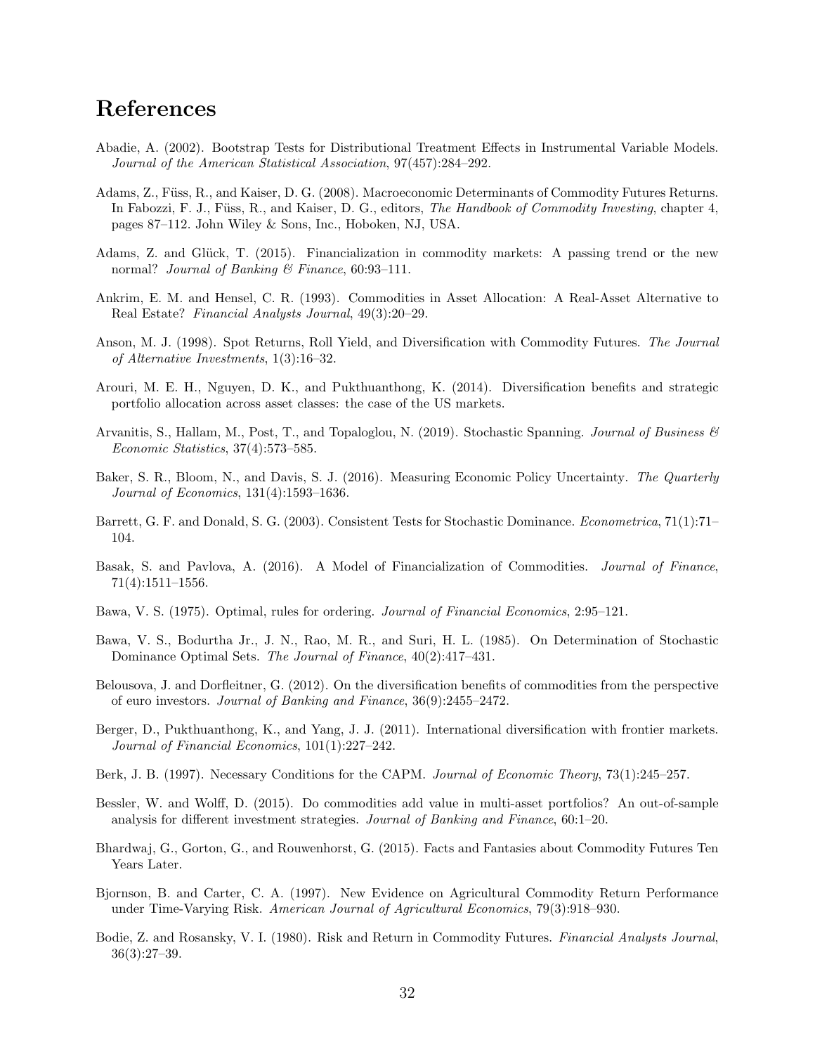# References

Abadie, A. (2002). Bootstrap Tests for Distributional Treatment Effects in Instrumental Variable Models. *Journal of the American Statistical Association*, 97(457):284–292.

Adams, Z., Füss, R., and Kaiser, D. G. (2008). Macroeconomic Determinants of Commodity Futures Returns. In Fabozzi, F. J., Füss, R., and Kaiser, D. G., editors, *The Handbook of Commodity Investing*, chapter 4, pages 87–112. John Wiley & Sons, Inc., Hoboken, NJ, USA.

Adams, Z. and Glück, T. (2015). Financialization in commodity markets: A passing trend or the new normal? *Journal of Banking & Finance*, 60:93–111.

Ankrim, E. M. and Hensel, C. R. (1993). Commodities in Asset Allocation: A Real-Asset Alternative to Real Estate? *Financial Analysts Journal*, 49(3):20–29.

Anson, M. J. (1998). Spot Returns, Roll Yield, and Diversification with Commodity Futures. *The Journal of Alternative Investments*, 1(3):16–32.

Arouri, M. E. H., Nguyen, D. K., and Pukthuanthong, K. (2014). Diversification benefits and strategic portfolio allocation across asset classes: the case of the US markets.

Arvanitis, S., Hallam, M., Post, T., and Topaloglou, N. (2019). Stochastic Spanning. *Journal of Business & Economic Statistics*, 37(4):573–585.

Baker, S. R., Bloom, N., and Davis, S. J. (2016). Measuring Economic Policy Uncertainty. *The Quarterly Journal of Economics*, 131(4):1593–1636.

Barrett, G. F. and Donald, S. G. (2003). Consistent Tests for Stochastic Dominance. *Econometrica*, 71(1):71–104.

Basak, S. and Pavlova, A. (2016). A Model of Financialization of Commodities. *Journal of Finance*, 71(4):1511–1556.

Bawa, V. S. (1975). Optimal, rules for ordering. *Journal of Financial Economics*, 2:95–121.

Bawa, V. S., Bodurtha Jr., J. N., Rao, M. R., and Suri, H. L. (1985). On Determination of Stochastic Dominance Optimal Sets. *The Journal of Finance*, 40(2):417–431.

Belousova, J. and Dorfleitner, G. (2012). On the diversification benefits of commodities from the perspective of euro investors. *Journal of Banking and Finance*, 36(9):2455–2472.

Berger, D., Pukthuanthong, K., and Yang, J. J. (2011). International diversification with frontier markets. *Journal of Financial Economics*, 101(1):227–242.

Berk, J. B. (1997). Necessary Conditions for the CAPM. *Journal of Economic Theory*, 73(1):245–257.

Bessler, W. and Wolff, D. (2015). Do commodities add value in multi-asset portfolios? An out-of-sample analysis for different investment strategies. *Journal of Banking and Finance*, 60:1–20.

Bhardwaj, G., Gorton, G., and Rouwenhorst, G. (2015). Facts and Fantasies about Commodity Futures Ten Years Later.

Bjornson, B. and Carter, C. A. (1997). New Evidence on Agricultural Commodity Return Performance under Time-Varying Risk. *American Journal of Agricultural Economics*, 79(3):918–930.

Bodie, Z. and Rosansky, V. I. (1980). Risk and Return in Commodity Futures. *Financial Analysts Journal*, 36(3):27–39.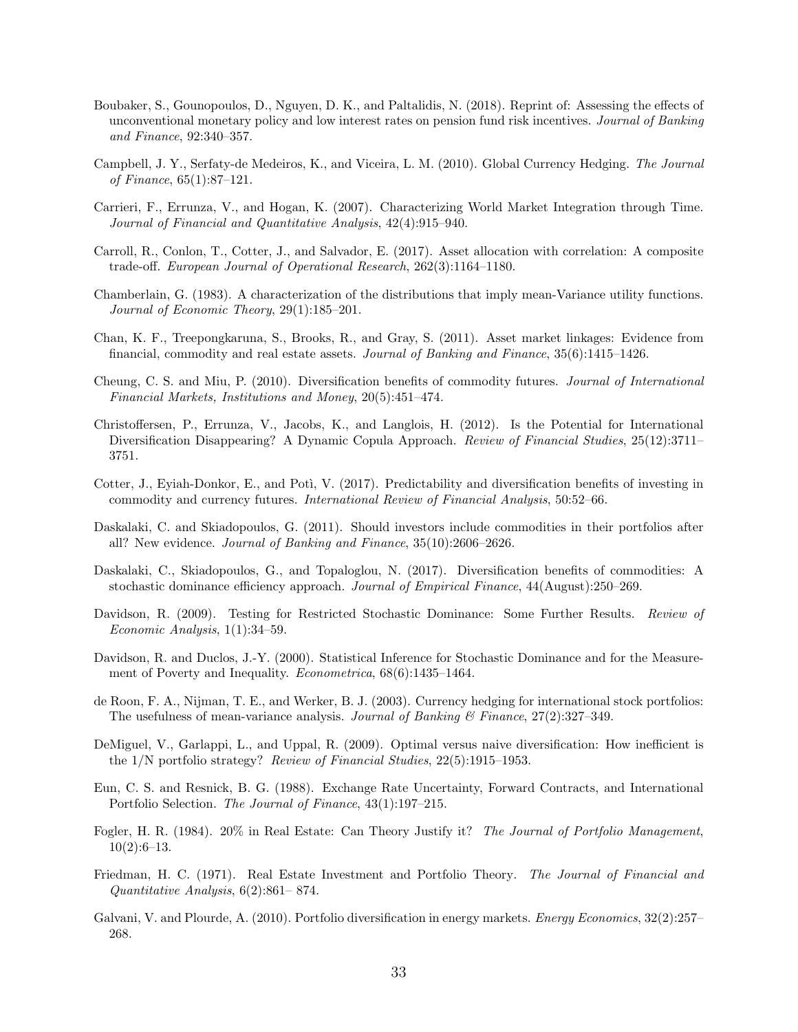Boubaker, S., Gounopoulos, D., Nguyen, D. K., and Paltalidis, N. (2018). Reprint of: Assessing the effects of unconventional monetary policy and low interest rates on pension fund risk incentives. *Journal of Banking and Finance*, 92:340–357.

Campbell, J. Y., Serfaty-de Medeiros, K., and Viceira, L. M. (2010). Global Currency Hedging. *The Journal of Finance*, 65(1):87–121.

Carrieri, F., Errunza, V., and Hogan, K. (2007). Characterizing World Market Integration through Time. *Journal of Financial and Quantitative Analysis*, 42(4):915–940.

Carroll, R., Conlon, T., Cotter, J., and Salvador, E. (2017). Asset allocation with correlation: A composite trade-off. *European Journal of Operational Research*, 262(3):1164–1180.

Chamberlain, G. (1983). A characterization of the distributions that imply mean-Variance utility functions. *Journal of Economic Theory*, 29(1):185–201.

Chan, K. F., Treepongkaruna, S., Brooks, R., and Gray, S. (2011). Asset market linkages: Evidence from financial, commodity and real estate assets. *Journal of Banking and Finance*, 35(6):1415–1426.

Cheung, C. S. and Miu, P. (2010). Diversification benefits of commodity futures. *Journal of International Financial Markets, Institutions and Money*, 20(5):451–474.

Christoffersen, P., Errunza, V., Jacobs, K., and Langlois, H. (2012). Is the Potential for International Diversification Disappearing? A Dynamic Copula Approach. *Review of Financial Studies*, 25(12):3711–3751.

Cotter, J., Eyiah-Donkor, E., and Potì, V. (2017). Predictability and diversification benefits of investing in commodity and currency futures. *International Review of Financial Analysis*, 50:52–66.

Daskalaki, C. and Skiadopoulos, G. (2011). Should investors include commodities in their portfolios after all? New evidence. *Journal of Banking and Finance*, 35(10):2606–2626.

Daskalaki, C., Skiadopoulos, G., and Topaloglou, N. (2017). Diversification benefits of commodities: A stochastic dominance efficiency approach. *Journal of Empirical Finance*, 44(August):250–269.

Davidson, R. (2009). Testing for Restricted Stochastic Dominance: Some Further Results. *Review of Economic Analysis*, 1(1):34–59.

Davidson, R. and Duclos, J.-Y. (2000). Statistical Inference for Stochastic Dominance and for the Measurement of Poverty and Inequality. *Econometrica*, 68(6):1435–1464.

de Roon, F. A., Nijman, T. E., and Werker, B. J. (2003). Currency hedging for international stock portfolios: The usefulness of mean-variance analysis. *Journal of Banking & Finance*, 27(2):327–349.

DeMiguel, V., Garlappi, L., and Uppal, R. (2009). Optimal versus naive diversification: How inefficient is the 1/N portfolio strategy? *Review of Financial Studies*, 22(5):1915–1953.

Eun, C. S. and Resnick, B. G. (1988). Exchange Rate Uncertainty, Forward Contracts, and International Portfolio Selection. *The Journal of Finance*, 43(1):197–215.

Fogler, H. R. (1984). 20% in Real Estate: Can Theory Justify it? *The Journal of Portfolio Management*, 10(2):6–13.

Friedman, H. C. (1971). Real Estate Investment and Portfolio Theory. *The Journal of Financial and Quantitative Analysis*, 6(2):861– 874.

Galvani, V. and Plourde, A. (2010). Portfolio diversification in energy markets. *Energy Economics*, 32(2):257–268.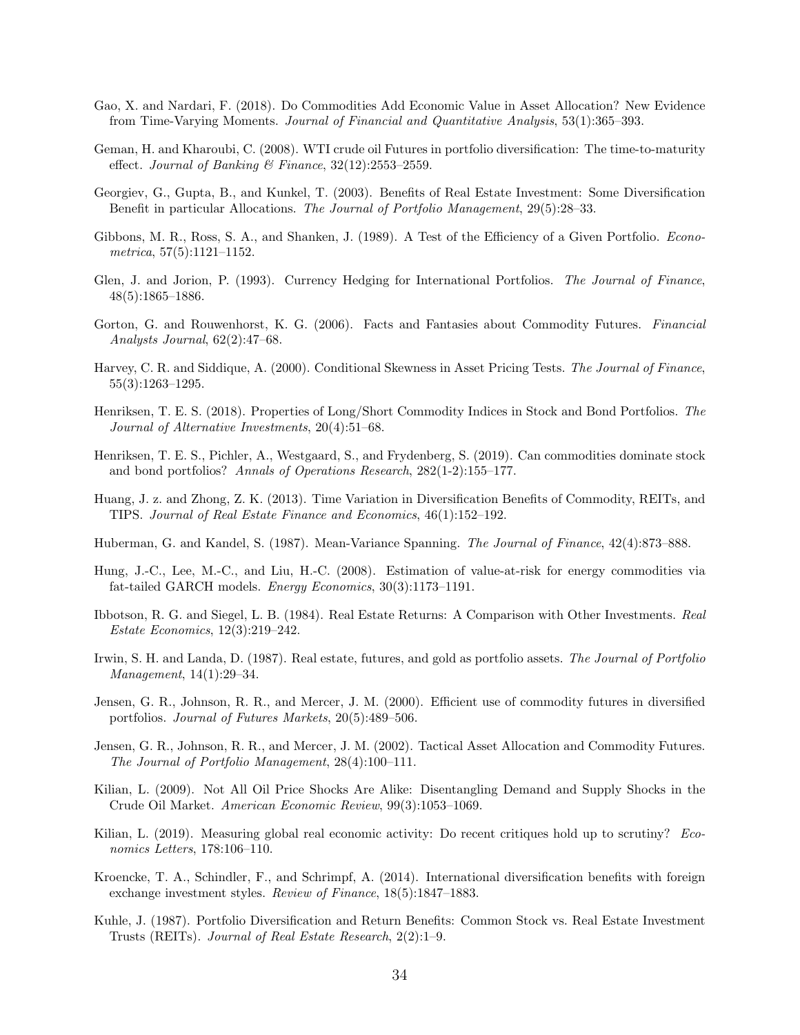Gao, X. and Nardari, F. (2018). Do Commodities Add Economic Value in Asset Allocation? New Evidence from Time-Varying Moments. *Journal of Financial and Quantitative Analysis*, 53(1):365–393.

Geman, H. and Kharoubi, C. (2008). WTI crude oil Futures in portfolio diversification: The time-to-maturity effect. *Journal of Banking & Finance*, 32(12):2553–2559.

Georgiev, G., Gupta, B., and Kunkel, T. (2003). Benefits of Real Estate Investment: Some Diversification Benefit in particular Allocations. *The Journal of Portfolio Management*, 29(5):28–33.

Gibbons, M. R., Ross, S. A., and Shanken, J. (1989). A Test of the Efficiency of a Given Portfolio. *Econometrica*, 57(5):1121–1152.

Glen, J. and Jorion, P. (1993). Currency Hedging for International Portfolios. *The Journal of Finance*, 48(5):1865–1886.

Gorton, G. and Rouwenhorst, K. G. (2006). Facts and Fantasies about Commodity Futures. *Financial Analysts Journal*, 62(2):47–68.

Harvey, C. R. and Siddique, A. (2000). Conditional Skewness in Asset Pricing Tests. *The Journal of Finance*, 55(3):1263–1295.

Henriksen, T. E. S. (2018). Properties of Long/Short Commodity Indices in Stock and Bond Portfolios. *The Journal of Alternative Investments*, 20(4):51–68.

Henriksen, T. E. S., Pichler, A., Westgaard, S., and Frydenberg, S. (2019). Can commodities dominate stock and bond portfolios? *Annals of Operations Research*, 282(1-2):155–177.

Huang, J. z. and Zhong, Z. K. (2013). Time Variation in Diversification Benefits of Commodity, REITs, and TIPS. *Journal of Real Estate Finance and Economics*, 46(1):152–192.

Huberman, G. and Kandel, S. (1987). Mean-Variance Spanning. *The Journal of Finance*, 42(4):873–888.

Hung, J.-C., Lee, M.-C., and Liu, H.-C. (2008). Estimation of value-at-risk for energy commodities via fat-tailed GARCH models. *Energy Economics*, 30(3):1173–1191.

Ibbotson, R. G. and Siegel, L. B. (1984). Real Estate Returns: A Comparison with Other Investments. *Real Estate Economics*, 12(3):219–242.

Irwin, S. H. and Landa, D. (1987). Real estate, futures, and gold as portfolio assets. *The Journal of Portfolio Management*, 14(1):29–34.

Jensen, G. R., Johnson, R. R., and Mercer, J. M. (2000). Efficient use of commodity futures in diversified portfolios. *Journal of Futures Markets*, 20(5):489–506.

Jensen, G. R., Johnson, R. R., and Mercer, J. M. (2002). Tactical Asset Allocation and Commodity Futures. *The Journal of Portfolio Management*, 28(4):100–111.

Kilian, L. (2009). Not All Oil Price Shocks Are Alike: Disentangling Demand and Supply Shocks in the Crude Oil Market. *American Economic Review*, 99(3):1053–1069.

Kilian, L. (2019). Measuring global real economic activity: Do recent critiques hold up to scrutiny? *Economics Letters*, 178:106–110.

Kroencke, T. A., Schindler, F., and Schrimpf, A. (2014). International diversification benefits with foreign exchange investment styles. *Review of Finance*, 18(5):1847–1883.

Kuhle, J. (1987). Portfolio Diversification and Return Benefits: Common Stock vs. Real Estate Investment Trusts (REITs). *Journal of Real Estate Research*, 2(2):1–9.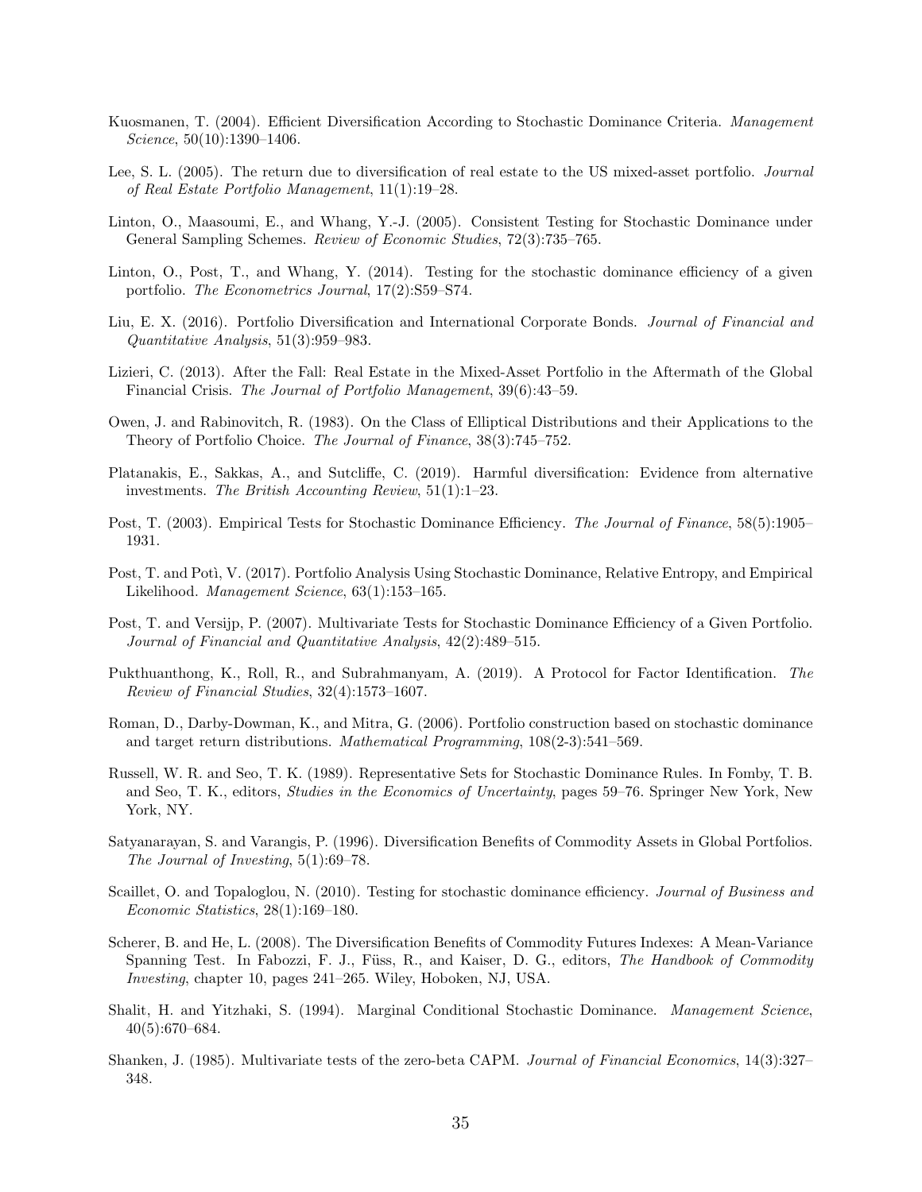Kuosmanen, T. (2004). Efficient Diversification According to Stochastic Dominance Criteria. *Management Science*, 50(10):1390–1406.

Lee, S. L. (2005). The return due to diversification of real estate to the US mixed-asset portfolio. *Journal of Real Estate Portfolio Management*, 11(1):19–28.

Linton, O., Maasoumi, E., and Whang, Y.-J. (2005). Consistent Testing for Stochastic Dominance under General Sampling Schemes. *Review of Economic Studies*, 72(3):735–765.

Linton, O., Post, T., and Whang, Y. (2014). Testing for the stochastic dominance efficiency of a given portfolio. *The Econometrics Journal*, 17(2):S59–S74.

Liu, E. X. (2016). Portfolio Diversification and International Corporate Bonds. *Journal of Financial and Quantitative Analysis*, 51(3):959–983.

Lizieri, C. (2013). After the Fall: Real Estate in the Mixed-Asset Portfolio in the Aftermath of the Global Financial Crisis. *The Journal of Portfolio Management*, 39(6):43–59.

Owen, J. and Rabinovitch, R. (1983). On the Class of Elliptical Distributions and their Applications to the Theory of Portfolio Choice. *The Journal of Finance*, 38(3):745–752.

Platanakis, E., Sakkas, A., and Sutcliffe, C. (2019). Harmful diversification: Evidence from alternative investments. *The British Accounting Review*, 51(1):1–23.

Post, T. (2003). Empirical Tests for Stochastic Dominance Efficiency. *The Journal of Finance*, 58(5):1905–1931.

Post, T. and Potì, V. (2017). Portfolio Analysis Using Stochastic Dominance, Relative Entropy, and Empirical Likelihood. *Management Science*, 63(1):153–165.

Post, T. and Versijp, P. (2007). Multivariate Tests for Stochastic Dominance Efficiency of a Given Portfolio. *Journal of Financial and Quantitative Analysis*, 42(2):489–515.

Pukthuanthong, K., Roll, R., and Subrahmanyam, A. (2019). A Protocol for Factor Identification. *The Review of Financial Studies*, 32(4):1573–1607.

Roman, D., Darby-Dowman, K., and Mitra, G. (2006). Portfolio construction based on stochastic dominance and target return distributions. *Mathematical Programming*, 108(2-3):541–569.

Russell, W. R. and Seo, T. K. (1989). Representative Sets for Stochastic Dominance Rules. In Fomby, T. B. and Seo, T. K., editors, *Studies in the Economics of Uncertainty*, pages 59–76. Springer New York, New York, NY.

Satyanarayan, S. and Varangis, P. (1996). Diversification Benefits of Commodity Assets in Global Portfolios. *The Journal of Investing*, 5(1):69–78.

Scaillet, O. and Topaloglou, N. (2010). Testing for stochastic dominance efficiency. *Journal of Business and Economic Statistics*, 28(1):169–180.

Scherer, B. and He, L. (2008). The Diversification Benefits of Commodity Futures Indexes: A Mean-Variance Spanning Test. In Fabozzi, F. J., Füss, R., and Kaiser, D. G., editors, *The Handbook of Commodity Investing*, chapter 10, pages 241–265. Wiley, Hoboken, NJ, USA.

Shalit, H. and Yitzhaki, S. (1994). Marginal Conditional Stochastic Dominance. *Management Science*, 40(5):670–684.

Shanken, J. (1985). Multivariate tests of the zero-beta CAPM. *Journal of Financial Economics*, 14(3):327–348.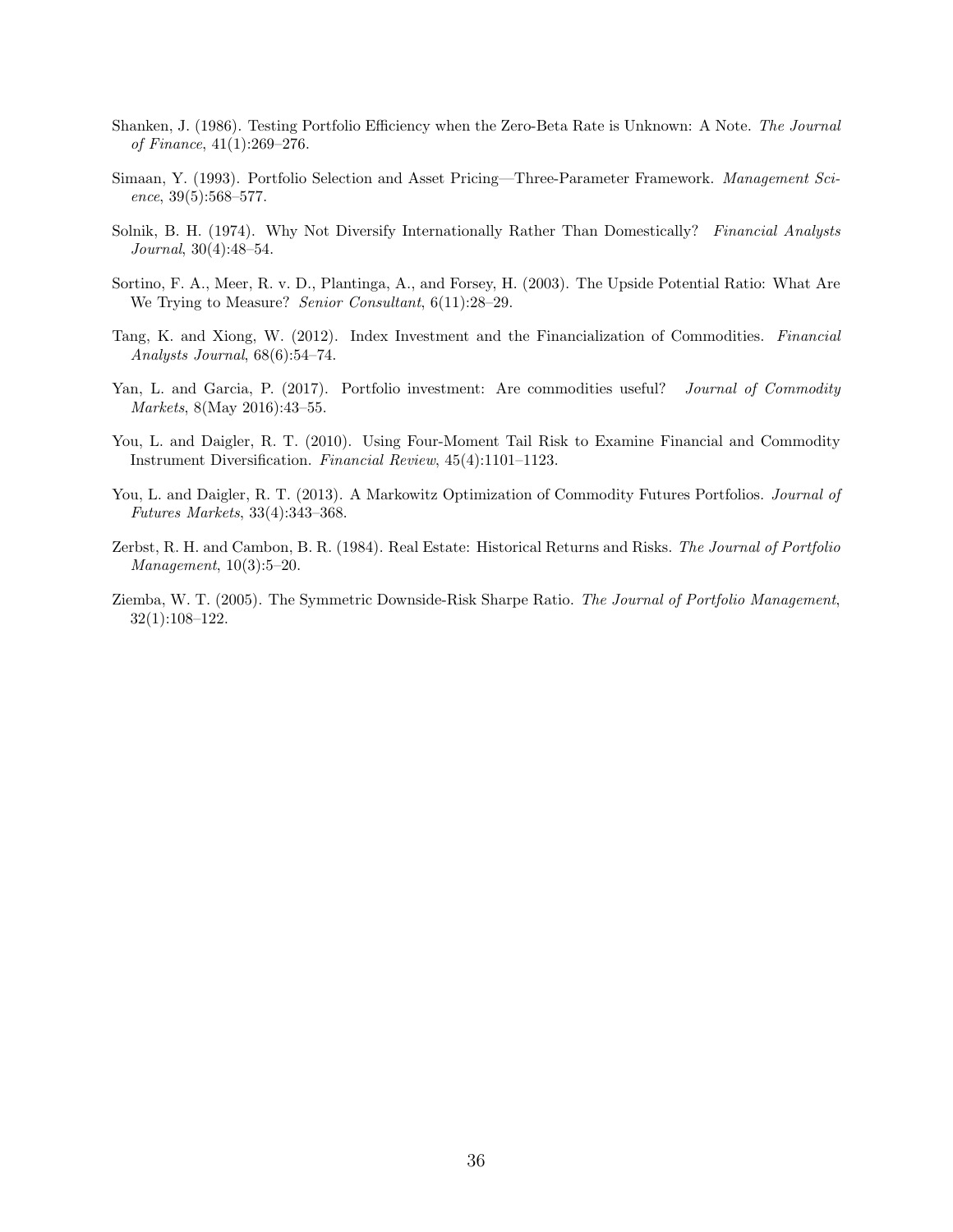Shanken, J. (1986). Testing Portfolio Efficiency when the Zero-Beta Rate is Unknown: A Note. *The Journal of Finance*, 41(1):269–276.

Simaan, Y. (1993). Portfolio Selection and Asset Pricing—Three-Parameter Framework. *Management Science*, 39(5):568–577.

Solnik, B. H. (1974). Why Not Diversify Internationally Rather Than Domestically? *Financial Analysts Journal*, 30(4):48–54.

Sortino, F. A., Meer, R. v. D., Plantinga, A., and Forsey, H. (2003). The Upside Potential Ratio: What Are We Trying to Measure? *Senior Consultant*, 6(11):28–29.

Tang, K. and Xiong, W. (2012). Index Investment and the Financialization of Commodities. *Financial Analysts Journal*, 68(6):54–74.

Yan, L. and Garcia, P. (2017). Portfolio investment: Are commodities useful? *Journal of Commodity Markets*, 8(May 2016):43–55.

You, L. and Daigler, R. T. (2010). Using Four-Moment Tail Risk to Examine Financial and Commodity Instrument Diversification. *Financial Review*, 45(4):1101–1123.

You, L. and Daigler, R. T. (2013). A Markowitz Optimization of Commodity Futures Portfolios. *Journal of Futures Markets*, 33(4):343–368.

Zerbst, R. H. and Cambon, B. R. (1984). Real Estate: Historical Returns and Risks. *The Journal of Portfolio Management*, 10(3):5–20.

Ziemba, W. T. (2005). The Symmetric Downside-Risk Sharpe Ratio. *The Journal of Portfolio Management*, 32(1):108–122.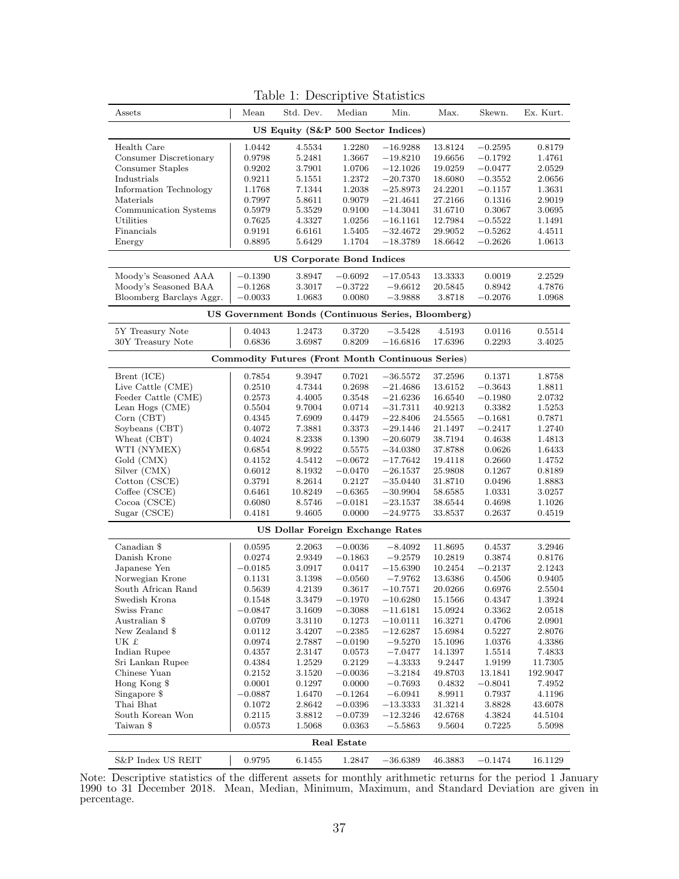Table 1: Descriptive Statistics

| Assets | Mean | Std. Dev. | Median | Min. | Max. | Skewn. | Ex. Kurt. |
|---|---|---|---|---|---|---|---|
| **US Equity (S&P 500 Sector Indices)** | | | | | | | |
| Health Care | 1.0442 | 4.5534 | 1.2280 | −16.9288 | 13.8124 | −0.2595 | 0.8179 |
| Consumer Discretionary | 0.9798 | 5.2481 | 1.3667 | −19.8210 | 19.6656 | −0.1792 | 1.4761 |
| Consumer Staples | 0.9202 | 3.7901 | 1.0706 | −12.1026 | 19.0259 | −0.0477 | 2.0529 |
| Industrials | 0.9211 | 5.1551 | 1.2372 | −20.7370 | 18.6080 | −0.3552 | 2.0656 |
| Information Technology | 1.1768 | 7.1344 | 1.2038 | −25.8973 | 24.2201 | −0.1157 | 1.3631 |
| Materials | 0.7997 | 5.8611 | 0.9079 | −21.4641 | 27.2166 | 0.1316 | 2.9019 |
| Communication Systems | 0.5979 | 5.3529 | 0.9100 | −14.3041 | 31.6710 | 0.3067 | 3.0695 |
| Utilities | 0.7625 | 4.3327 | 1.0256 | −16.1161 | 12.7984 | −0.5522 | 1.1491 |
| Financials | 0.9191 | 6.6161 | 1.5405 | −32.4672 | 29.9052 | −0.5262 | 4.4511 |
| Energy | 0.8895 | 5.6429 | 1.1704 | −18.3789 | 18.6642 | −0.2626 | 1.0613 |
| **US Corporate Bond Indices** | | | | | | | |
| Moody's Seasoned AAA | −0.1390 | 3.8947 | −0.6092 | −17.0543 | 13.3333 | 0.0019 | 2.2529 |
| Moody's Seasoned BAA | −0.1268 | 3.3017 | −0.3722 | −9.6612 | 20.5845 | 0.8942 | 4.7876 |
| Bloomberg Barclays Aggr. | −0.0033 | 1.0683 | 0.0080 | −3.9888 | 3.8718 | −0.2076 | 1.0968 |
| **US Government Bonds (Continuous Series, Bloomberg)** | | | | | | | |
| 5Y Treasury Note | 0.4043 | 1.2473 | 0.3720 | −3.5428 | 4.5193 | 0.0116 | 0.5514 |
| 30Y Treasury Note | 0.6836 | 3.6987 | 0.8209 | −16.6816 | 17.6396 | 0.2293 | 3.4025 |
| **Commodity Futures (Front Month Continuous Series)** | | | | | | | |
| Brent (ICE) | 0.7854 | 9.3947 | 0.7021 | −36.5572 | 37.2596 | 0.1371 | 1.8758 |
| Live Cattle (CME) | 0.2510 | 4.7344 | 0.2698 | −21.4686 | 13.6152 | −0.3643 | 1.8811 |
| Feeder Cattle (CME) | 0.2573 | 4.4005 | 0.3548 | −21.6236 | 16.6540 | −0.1980 | 2.0732 |
| Lean Hogs (CME) | 0.5504 | 9.7004 | 0.0714 | −31.7311 | 40.9213 | 0.3382 | 1.5253 |
| Corn (CBT) | 0.4345 | 7.6909 | 0.4479 | −22.8406 | 24.5565 | −0.1681 | 0.7871 |
| Soybeans (CBT) | 0.4072 | 7.3881 | 0.3373 | −29.1446 | 21.1497 | −0.2417 | 1.2740 |
| Wheat (CBT) | 0.4024 | 8.2338 | 0.1390 | −20.6079 | 38.7194 | 0.4638 | 1.4813 |
| WTI (NYMEX) | 0.6854 | 8.9922 | 0.5575 | −34.0380 | 37.8788 | 0.0626 | 1.6433 |
| Gold (CMX) | 0.4152 | 4.5412 | −0.0672 | −17.7642 | 19.4118 | 0.2660 | 1.4752 |
| Silver (CMX) | 0.6012 | 8.1932 | −0.0470 | −26.1537 | 25.9808 | 0.1267 | 0.8189 |
| Cotton (CSCE) | 0.3791 | 8.2614 | 0.2127 | −35.0440 | 31.8710 | 0.0496 | 1.8883 |
| Coffee (CSCE) | 0.6461 | 10.8249 | −0.6365 | −30.9904 | 58.6585 | 1.0331 | 3.0257 |
| Cocoa (CSCE) | 0.6080 | 8.5746 | −0.0181 | −23.1537 | 38.6544 | 0.4698 | 1.1026 |
| Sugar (CSCE) | 0.4181 | 9.4605 | 0.0000 | −24.9775 | 33.8537 | 0.2637 | 0.4519 |
| **US Dollar Foreign Exchange Rates** | | | | | | | |
| Canadian $ | 0.0595 | 2.2063 | −0.0036 | −8.4092 | 11.8695 | 0.4537 | 3.2946 |
| Danish Krone | 0.0274 | 2.9349 | −0.1863 | −9.2579 | 10.2819 | 0.3874 | 0.8176 |
| Japanese Yen | −0.0185 | 3.0917 | 0.0417 | −15.6390 | 10.2454 | −0.2137 | 2.1243 |
| Norwegian Krone | 0.1131 | 3.1398 | −0.0560 | −7.9762 | 13.6386 | 0.4506 | 0.9405 |
| South African Rand | 0.5639 | 4.2139 | 0.3617 | −10.7571 | 20.0266 | 0.6976 | 2.5504 |
| Swedish Krona | 0.1548 | 3.3479 | −0.1970 | −10.6280 | 15.1566 | 0.4347 | 1.3924 |
| Swiss Franc | −0.0847 | 3.1609 | −0.3088 | −11.6181 | 15.0924 | 0.3362 | 2.0518 |
| Australian $ | 0.0709 | 3.3110 | 0.1273 | −10.0111 | 16.3271 | 0.4706 | 2.0901 |
| New Zealand $ | 0.0112 | 3.4207 | −0.2385 | −12.6287 | 15.6984 | 0.5227 | 2.8076 |
| UK £ | 0.0974 | 2.7887 | −0.0190 | −9.5270 | 15.1096 | 1.0376 | 4.3386 |
| Indian Rupee | 0.4357 | 2.3147 | 0.0573 | −7.0477 | 14.1397 | 1.5514 | 7.4833 |
| Sri Lankan Rupee | 0.4384 | 1.2529 | 0.2129 | −4.3333 | 9.2447 | 1.9199 | 11.7305 |
| Chinese Yuan | 0.2152 | 3.1520 | −0.0036 | −3.2184 | 49.8703 | 13.1841 | 192.9047 |
| Hong Kong $ | 0.0001 | 0.1297 | 0.0000 | −0.7693 | 0.4832 | −0.8041 | 7.4952 |
| Singapore $ | −0.0887 | 1.6470 | −0.1264 | −6.0941 | 8.9911 | 0.7937 | 4.1196 |
| Thai Bhat | 0.1072 | 2.8642 | −0.0396 | −13.3333 | 31.3214 | 3.8828 | 43.6078 |
| South Korean Won | 0.2115 | 3.8812 | −0.0739 | −12.3246 | 42.6768 | 4.3824 | 44.5104 |
| Taiwan $ | 0.0573 | 1.5068 | 0.0363 | −5.5863 | 9.5604 | 0.7225 | 5.5098 |
| **Real Estate** | | | | | | | |
| S&P Index US REIT | 0.9795 | 6.1455 | 1.2847 | −36.6389 | 46.3883 | −0.1474 | 16.1129 |

Note: Descriptive statistics of the different assets for monthly arithmetic returns for the period 1 January 1990 to 31 December 2018. Mean, Median, Minimum, Maximum, and Standard Deviation are given in percentage.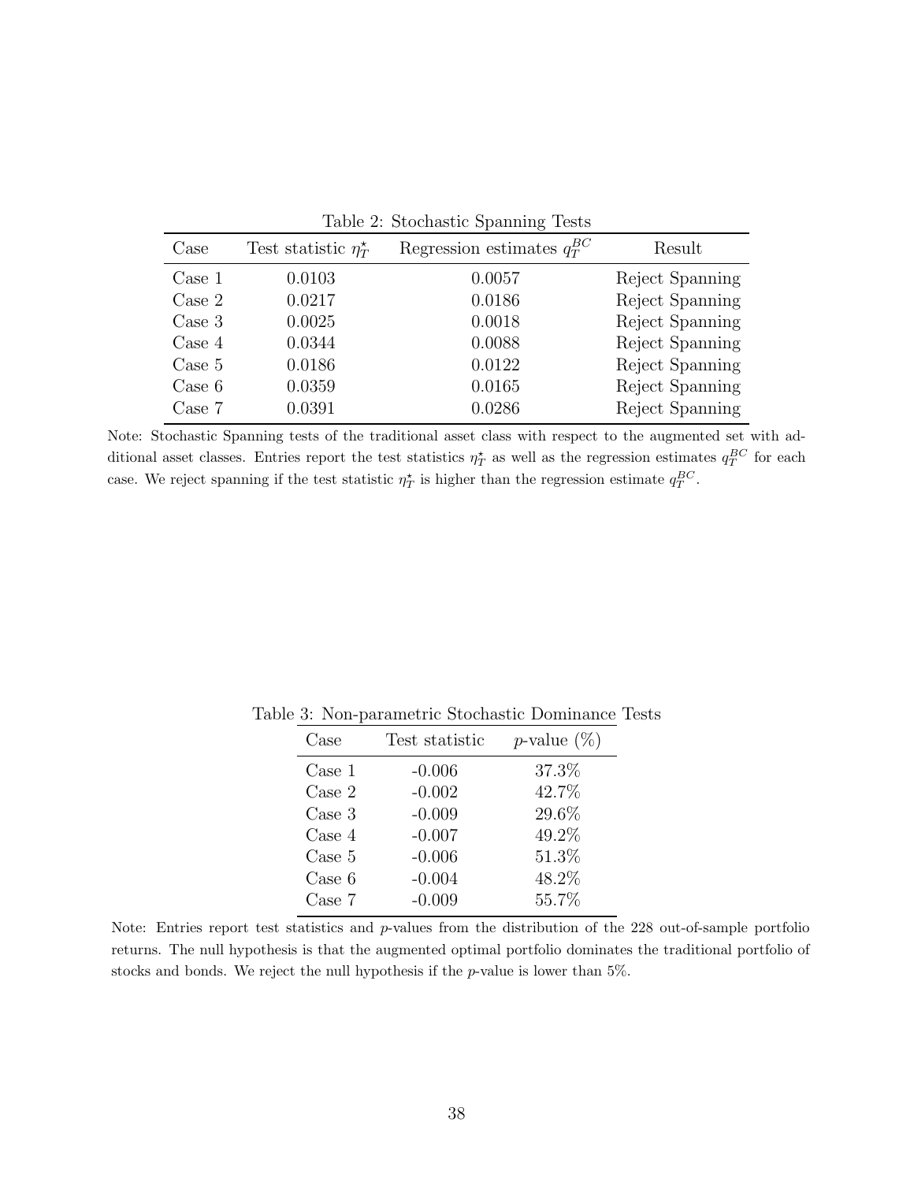Table 2: Stochastic Spanning Tests

| Case | Test statistic $\eta_T^{\star}$ | Regression estimates $q_T^{BC}$ | Result |
|---|---|---|---|
| Case 1 | 0.0103 | 0.0057 | Reject Spanning |
| Case 2 | 0.0217 | 0.0186 | Reject Spanning |
| Case 3 | 0.0025 | 0.0018 | Reject Spanning |
| Case 4 | 0.0344 | 0.0088 | Reject Spanning |
| Case 5 | 0.0186 | 0.0122 | Reject Spanning |
| Case 6 | 0.0359 | 0.0165 | Reject Spanning |
| Case 7 | 0.0391 | 0.0286 | Reject Spanning |

Note: Stochastic Spanning tests of the traditional asset class with respect to the augmented set with additional asset classes. Entries report the test statistics $\eta_T^{\star}$ as well as the regression estimates $q_T^{BC}$ for each case. We reject spanning if the test statistic $\eta_T^{\star}$ is higher than the regression estimate $q_T^{BC}$.

Table 3: Non-parametric Stochastic Dominance Tests

| Case | Test statistic | $p$-value (%) |
|---|---|---|
| Case 1 | -0.006 | 37.3% |
| Case 2 | -0.002 | 42.7% |
| Case 3 | -0.009 | 29.6% |
| Case 4 | -0.007 | 49.2% |
| Case 5 | -0.006 | 51.3% |
| Case 6 | -0.004 | 48.2% |
| Case 7 | -0.009 | 55.7% |

Note: Entries report test statistics and $p$-values from the distribution of the 228 out-of-sample portfolio returns. The null hypothesis is that the augmented optimal portfolio dominates the traditional portfolio of stocks and bonds. We reject the null hypothesis if the $p$-value is lower than 5%.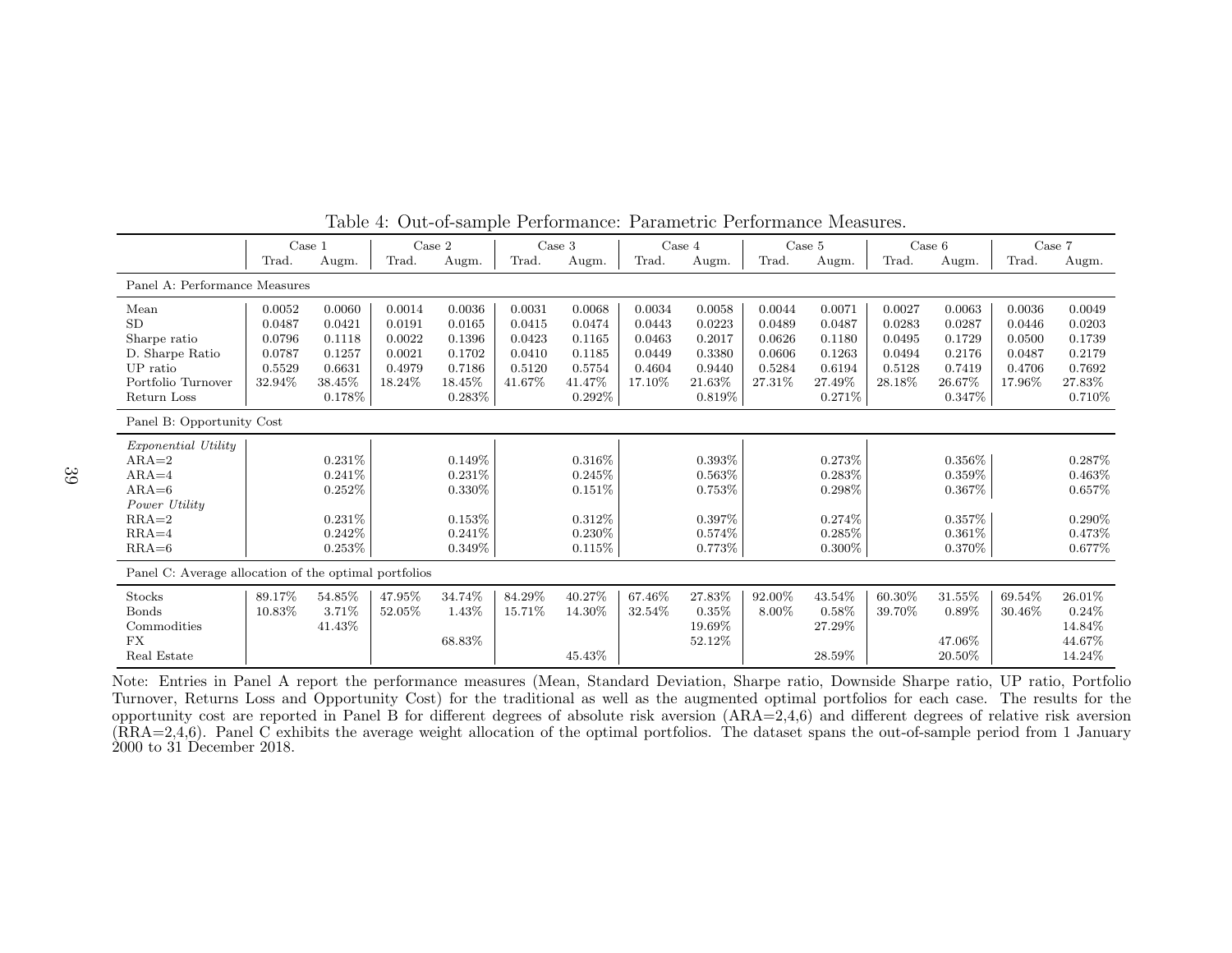Table 4: Out-of-sample Performance: Parametric Performance Measures.

| | Case 1 | | Case 2 | | Case 3 | | Case 4 | | Case 5 | | Case 6 | | Case 7 | |
|---|---|---|---|---|---|---|---|---|---|---|---|---|---|---|
| | Trad. | Augm. | Trad. | Augm. | Trad. | Augm. | Trad. | Augm. | Trad. | Augm. | Trad. | Augm. | Trad. | Augm. |
| **Panel A: Performance Measures** | | | | | | | | | | | | | | |
| Mean | 0.0052 | 0.0060 | 0.0014 | 0.0036 | 0.0031 | 0.0068 | 0.0034 | 0.0058 | 0.0044 | 0.0071 | 0.0027 | 0.0063 | 0.0036 | 0.0049 |
| SD | 0.0487 | 0.0421 | 0.0191 | 0.0165 | 0.0415 | 0.0474 | 0.0443 | 0.0223 | 0.0489 | 0.0487 | 0.0283 | 0.0287 | 0.0446 | 0.0203 |
| Sharpe ratio | 0.0796 | 0.1118 | 0.0022 | 0.1396 | 0.0423 | 0.1165 | 0.0463 | 0.2017 | 0.0626 | 0.1180 | 0.0495 | 0.1729 | 0.0500 | 0.1739 |
| D. Sharpe Ratio | 0.0787 | 0.1257 | 0.0021 | 0.1702 | 0.0410 | 0.1185 | 0.0449 | 0.3380 | 0.0606 | 0.1263 | 0.0494 | 0.2176 | 0.0487 | 0.2179 |
| UP ratio | 0.5529 | 0.6631 | 0.4979 | 0.7186 | 0.5120 | 0.5754 | 0.4604 | 0.9440 | 0.5284 | 0.6194 | 0.5128 | 0.7419 | 0.4706 | 0.7692 |
| Portfolio Turnover | 32.94% | 38.45% | 18.24% | 18.45% | 41.67% | 41.47% | 17.10% | 21.63% | 27.31% | 27.49% | 28.18% | 26.67% | 17.96% | 27.83% |
| Return Loss | | 0.178% | | 0.283% | | 0.292% | | 0.819% | | 0.271% | | 0.347% | | 0.710% |
| **Panel B: Opportunity Cost** | | | | | | | | | | | | | | |
| *Exponential Utility* | | | | | | | | | | | | | | |
| ARA=2 | | 0.231% | | 0.149% | | 0.316% | | 0.393% | | 0.273% | | 0.356% | | 0.287% |
| ARA=4 | | 0.241% | | 0.231% | | 0.245% | | 0.563% | | 0.283% | | 0.359% | | 0.463% |
| ARA=6 | | 0.252% | | 0.330% | | 0.151% | | 0.753% | | 0.298% | | 0.367% | | 0.657% |
| *Power Utility* | | | | | | | | | | | | | | |
| RRA=2 | | 0.231% | | 0.153% | | 0.312% | | 0.397% | | 0.274% | | 0.357% | | 0.290% |
| RRA=4 | | 0.242% | | 0.241% | | 0.230% | | 0.574% | | 0.285% | | 0.361% | | 0.473% |
| RRA=6 | | 0.253% | | 0.349% | | 0.115% | | 0.773% | | 0.300% | | 0.370% | | 0.677% |
| **Panel C: Average allocation of the optimal portfolios** | | | | | | | | | | | | | | |
| Stocks | 89.17% | 54.85% | 47.95% | 34.74% | 84.29% | 40.27% | 67.46% | 27.83% | 92.00% | 43.54% | 60.30% | 31.55% | 69.54% | 26.01% |
| Bonds | 10.83% | 3.71% | 52.05% | 1.43% | 15.71% | 14.30% | 32.54% | 0.35% | 8.00% | 0.58% | 39.70% | 0.89% | 30.46% | 0.24% |
| Commodities | | 41.43% | | | | | | 19.69% | | 27.29% | | | | 14.84% |
| FX | | | | 68.83% | | | | 52.12% | | | | 47.06% | | 44.67% |
| Real Estate | | | | | | 45.43% | | | | 28.59% | | 20.50% | | 14.24% |

Note: Entries in Panel A report the performance measures (Mean, Standard Deviation, Sharpe ratio, Downside Sharpe ratio, UP ratio, Portfolio Turnover, Returns Loss and Opportunity Cost) for the traditional as well as the augmented optimal portfolios for each case. The results for the opportunity cost are reported in Panel B for different degrees of absolute risk aversion (ARA=2,4,6) and different degrees of relative risk aversion (RRA=2,4,6). Panel C exhibits the average weight allocation of the optimal portfolios. The dataset spans the out-of-sample period from 1 January 2000 to 31 December 2018.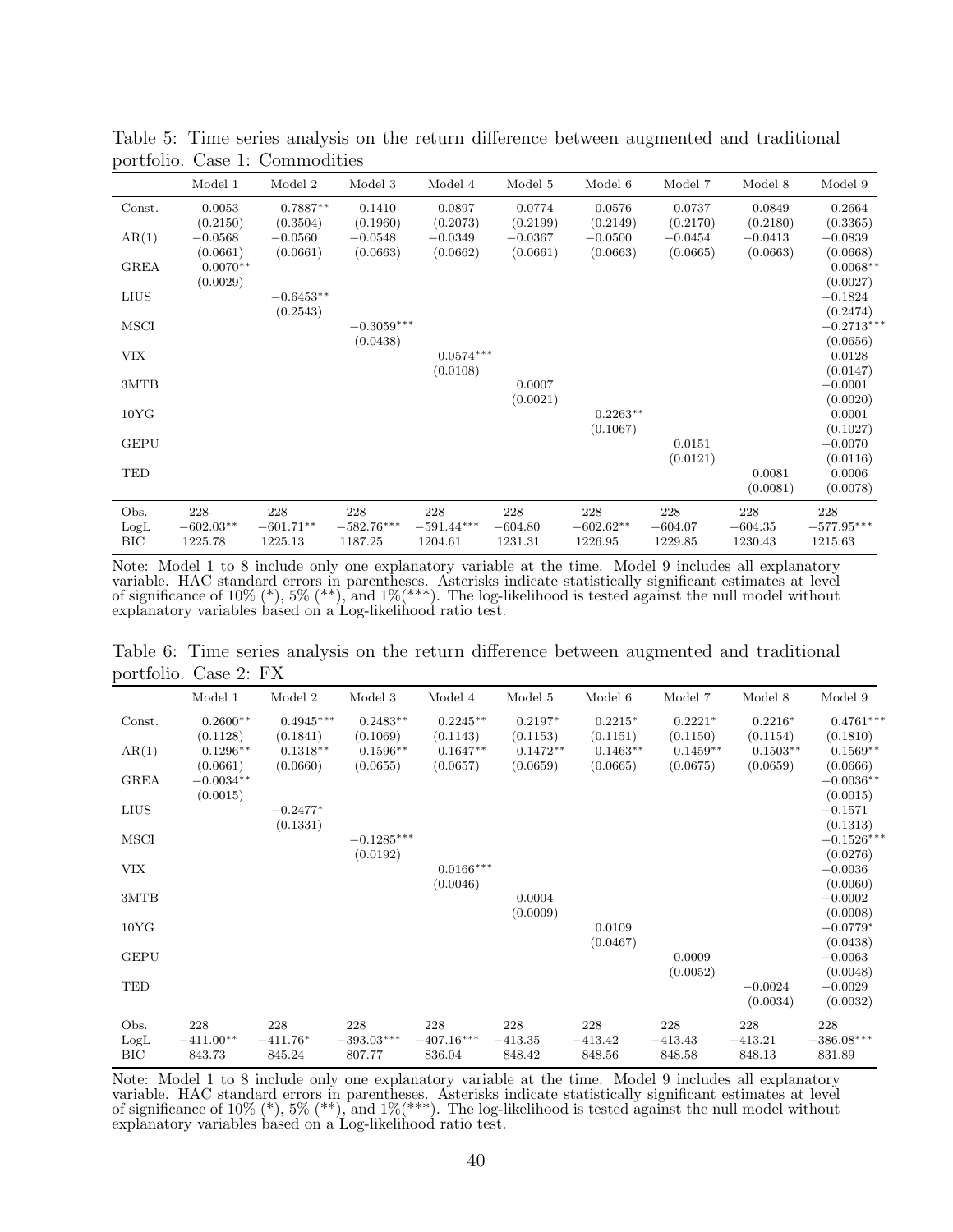Table 5: Time series analysis on the return difference between augmented and traditional portfolio. Case 1: Commodities

| | Model 1 | Model 2 | Model 3 | Model 4 | Model 5 | Model 6 | Model 7 | Model 8 | Model 9 |
|---|---|---|---|---|---|---|---|---|---|
| Const. | 0.0053 | 0.7887** | 0.1410 | 0.0897 | 0.0774 | 0.0576 | 0.0737 | 0.0849 | 0.2664 |
| | (0.2150) | (0.3504) | (0.1960) | (0.2073) | (0.2199) | (0.2149) | (0.2170) | (0.2180) | (0.3365) |
| AR(1) | −0.0568 | −0.0560 | −0.0548 | −0.0349 | −0.0367 | −0.0500 | −0.0454 | −0.0413 | −0.0839 |
| | (0.0661) | (0.0661) | (0.0663) | (0.0662) | (0.0661) | (0.0663) | (0.0665) | (0.0663) | (0.0668) |
| GREA | 0.0070** | | | | | | | | 0.0068** |
| | (0.0029) | | | | | | | | (0.0027) |
| LIUS | | −0.6453** | | | | | | | −0.1824 |
| | | (0.2543) | | | | | | | (0.2474) |
| MSCI | | | −0.3059*** | | | | | | −0.2713*** |
| | | | (0.0438) | | | | | | (0.0656) |
| VIX | | | | 0.0574*** | | | | | 0.0128 |
| | | | | (0.0108) | | | | | (0.0147) |
| 3MTB | | | | | 0.0007 | | | | −0.0001 |
| | | | | | (0.0021) | | | | (0.0020) |
| 10YG | | | | | | 0.2263** | | | 0.0001 |
| | | | | | | (0.1067) | | | (0.1027) |
| GEPU | | | | | | | 0.0151 | | −0.0070 |
| | | | | | | | (0.0121) | | (0.0116) |
| TED | | | | | | | | 0.0081 | 0.0006 |
| | | | | | | | | (0.0081) | (0.0078) |
| Obs. | 228 | 228 | 228 | 228 | 228 | 228 | 228 | 228 | 228 |
| LogL | −602.03** | −601.71** | −582.76*** | −591.44*** | −604.80 | −602.62** | −604.07 | −604.35 | −577.95*** |
| BIC | 1225.78 | 1225.13 | 1187.25 | 1204.61 | 1231.31 | 1226.95 | 1229.85 | 1230.43 | 1215.63 |

Note: Model 1 to 8 include only one explanatory variable at the time. Model 9 includes all explanatory variable. HAC standard errors in parentheses. Asterisks indicate statistically significant estimates at level of significance of 10% (*), 5% (**), and 1%(***). The log-likelihood is tested against the null model without explanatory variables based on a Log-likelihood ratio test.

Table 6: Time series analysis on the return difference between augmented and traditional portfolio. Case 2: FX

| | Model 1 | Model 2 | Model 3 | Model 4 | Model 5 | Model 6 | Model 7 | Model 8 | Model 9 |
|---|---|---|---|---|---|---|---|---|---|
| Const. | 0.2600** | 0.4945*** | 0.2483** | 0.2245** | 0.2197* | 0.2215* | 0.2221* | 0.2216* | 0.4761*** |
| | (0.1128) | (0.1841) | (0.1069) | (0.1143) | (0.1153) | (0.1151) | (0.1150) | (0.1154) | (0.1810) |
| AR(1) | 0.1296** | 0.1318** | 0.1596** | 0.1647** | 0.1472** | 0.1463** | 0.1459** | 0.1503** | 0.1569** |
| | (0.0661) | (0.0660) | (0.0655) | (0.0657) | (0.0659) | (0.0665) | (0.0675) | (0.0659) | (0.0666) |
| GREA | −0.0034** | | | | | | | | −0.0036** |
| | (0.0015) | | | | | | | | (0.0015) |
| LIUS | | −0.2477* | | | | | | | −0.1571 |
| | | (0.1331) | | | | | | | (0.1313) |
| MSCI | | | −0.1285*** | | | | | | −0.1526*** |
| | | | (0.0192) | | | | | | (0.0276) |
| VIX | | | | 0.0166*** | | | | | −0.0036 |
| | | | | (0.0046) | | | | | (0.0060) |
| 3MTB | | | | | 0.0004 | | | | −0.0002 |
| | | | | | (0.0009) | | | | (0.0008) |
| 10YG | | | | | | 0.0109 | | | −0.0779* |
| | | | | | | (0.0467) | | | (0.0438) |
| GEPU | | | | | | | 0.0009 | | −0.0063 |
| | | | | | | | (0.0052) | | (0.0048) |
| TED | | | | | | | | −0.0024 | −0.0029 |
| | | | | | | | | (0.0034) | (0.0032) |
| Obs. | 228 | 228 | 228 | 228 | 228 | 228 | 228 | 228 | 228 |
| LogL | −411.00** | −411.76* | −393.03*** | −407.16*** | −413.35 | −413.42 | −413.43 | −413.21 | −386.08*** |
| BIC | 843.73 | 845.24 | 807.77 | 836.04 | 848.42 | 848.56 | 848.58 | 848.13 | 831.89 |

Note: Model 1 to 8 include only one explanatory variable at the time. Model 9 includes all explanatory variable. HAC standard errors in parentheses. Asterisks indicate statistically significant estimates at level of significance of 10% (*), 5% (**), and 1%(***). The log-likelihood is tested against the null model without explanatory variables based on a Log-likelihood ratio test.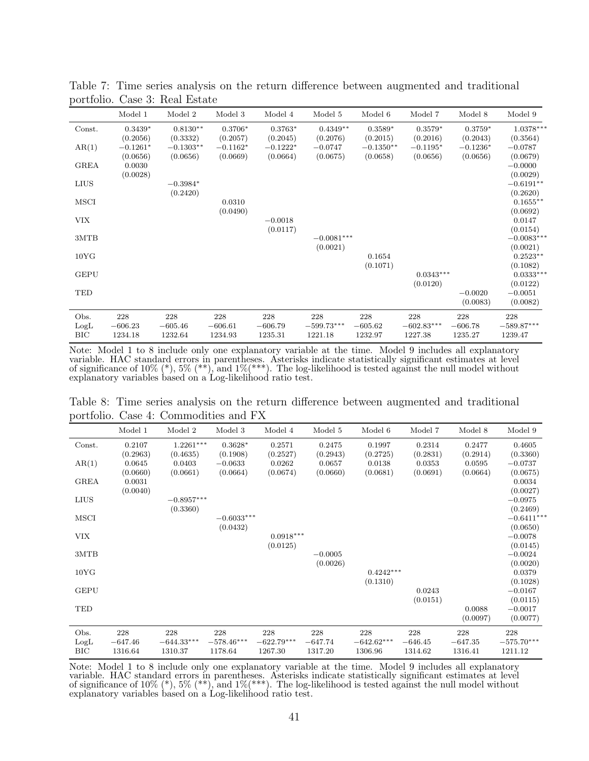Table 7: Time series analysis on the return difference between augmented and traditional portfolio. Case 3: Real Estate

| | Model 1 | Model 2 | Model 3 | Model 4 | Model 5 | Model 6 | Model 7 | Model 8 | Model 9 |
|---|---|---|---|---|---|---|---|---|---|
| Const. | 0.3439* | 0.8130** | 0.3706* | 0.3763* | 0.4349** | 0.3589* | 0.3579* | 0.3759* | 1.0378*** |
| | (0.2056) | (0.3332) | (0.2057) | (0.2045) | (0.2076) | (0.2015) | (0.2016) | (0.2043) | (0.3564) |
| AR(1) | −0.1261* | −0.1303** | −0.1162* | −0.1222* | −0.0747 | −0.1350** | −0.1195* | −0.1236* | −0.0787 |
| | (0.0656) | (0.0656) | (0.0669) | (0.0664) | (0.0675) | (0.0658) | (0.0656) | (0.0656) | (0.0679) |
| GREA | 0.0030 | | | | | | | | −0.0000 |
| | (0.0028) | | | | | | | | (0.0029) |
| LIUS | | −0.3984* | | | | | | | −0.6191** |
| | | (0.2420) | | | | | | | (0.2620) |
| MSCI | | | 0.0310 | | | | | | 0.1655** |
| | | | (0.0490) | | | | | | (0.0692) |
| VIX | | | | −0.0018 | | | | | 0.0147 |
| | | | | (0.0117) | | | | | (0.0154) |
| 3MTB | | | | | −0.0081*** | | | | −0.0083*** |
| | | | | | (0.0021) | | | | (0.0021) |
| 10YG | | | | | | 0.1654 | | | 0.2523** |
| | | | | | | (0.1071) | | | (0.1082) |
| GEPU | | | | | | | 0.0343*** | | 0.0333*** |
| | | | | | | | (0.0120) | | (0.0122) |
| TED | | | | | | | | −0.0020 | −0.0051 |
| | | | | | | | | (0.0083) | (0.0082) |
| Obs. | 228 | 228 | 228 | 228 | 228 | 228 | 228 | 228 | 228 |
| LogL | −606.23 | −605.46 | −606.61 | −606.79 | −599.73*** | −605.62 | −602.83*** | −606.78 | −589.87*** |
| BIC | 1234.18 | 1232.64 | 1234.93 | 1235.31 | 1221.18 | 1232.97 | 1227.38 | 1235.27 | 1239.47 |

Note: Model 1 to 8 include only one explanatory variable at the time. Model 9 includes all explanatory variable. HAC standard errors in parentheses. Asterisks indicate statistically significant estimates at level of significance of 10% (*), 5% (**), and 1%(***). The log-likelihood is tested against the null model without explanatory variables based on a Log-likelihood ratio test.

Table 8: Time series analysis on the return difference between augmented and traditional portfolio. Case 4: Commodities and FX

| | Model 1 | Model 2 | Model 3 | Model 4 | Model 5 | Model 6 | Model 7 | Model 8 | Model 9 |
|---|---|---|---|---|---|---|---|---|---|
| Const. | 0.2107 | 1.2261*** | 0.3628* | 0.2571 | 0.2475 | 0.1997 | 0.2314 | 0.2477 | 0.4605 |
| | (0.2963) | (0.4635) | (0.1908) | (0.2527) | (0.2943) | (0.2725) | (0.2831) | (0.2914) | (0.3360) |
| AR(1) | 0.0645 | 0.0403 | −0.0633 | 0.0262 | 0.0657 | 0.0138 | 0.0353 | 0.0595 | −0.0737 |
| | (0.0660) | (0.0661) | (0.0664) | (0.0674) | (0.0660) | (0.0681) | (0.0691) | (0.0664) | (0.0675) |
| GREA | 0.0031 | | | | | | | | 0.0034 |
| | (0.0040) | | | | | | | | (0.0027) |
| LIUS | | −0.8957*** | | | | | | | −0.0975 |
| | | (0.3360) | | | | | | | (0.2469) |
| MSCI | | | −0.6033*** | | | | | | −0.6411*** |
| | | | (0.0432) | | | | | | (0.0650) |
| VIX | | | | 0.0918*** | | | | | −0.0078 |
| | | | | (0.0125) | | | | | (0.0145) |
| 3MTB | | | | | −0.0005 | | | | −0.0024 |
| | | | | | (0.0026) | | | | (0.0020) |
| 10YG | | | | | | 0.4242*** | | | 0.0379 |
| | | | | | | (0.1310) | | | (0.1028) |
| GEPU | | | | | | | 0.0243 | | −0.0167 |
| | | | | | | | (0.0151) | | (0.0115) |
| TED | | | | | | | | 0.0088 | −0.0017 |
| | | | | | | | | (0.0097) | (0.0077) |
| Obs. | 228 | 228 | 228 | 228 | 228 | 228 | 228 | 228 | 228 |
| LogL | −647.46 | −644.33*** | −578.46*** | −622.79*** | −647.74 | −642.62*** | −646.45 | −647.35 | −575.70*** |
| BIC | 1316.64 | 1310.37 | 1178.64 | 1267.30 | 1317.20 | 1306.96 | 1314.62 | 1316.41 | 1211.12 |

Note: Model 1 to 8 include only one explanatory variable at the time. Model 9 includes all explanatory variable. HAC standard errors in parentheses. Asterisks indicate statistically significant estimates at level of significance of 10% (*), 5% (**), and 1%(***). The log-likelihood is tested against the null model without explanatory variables based on a Log-likelihood ratio test.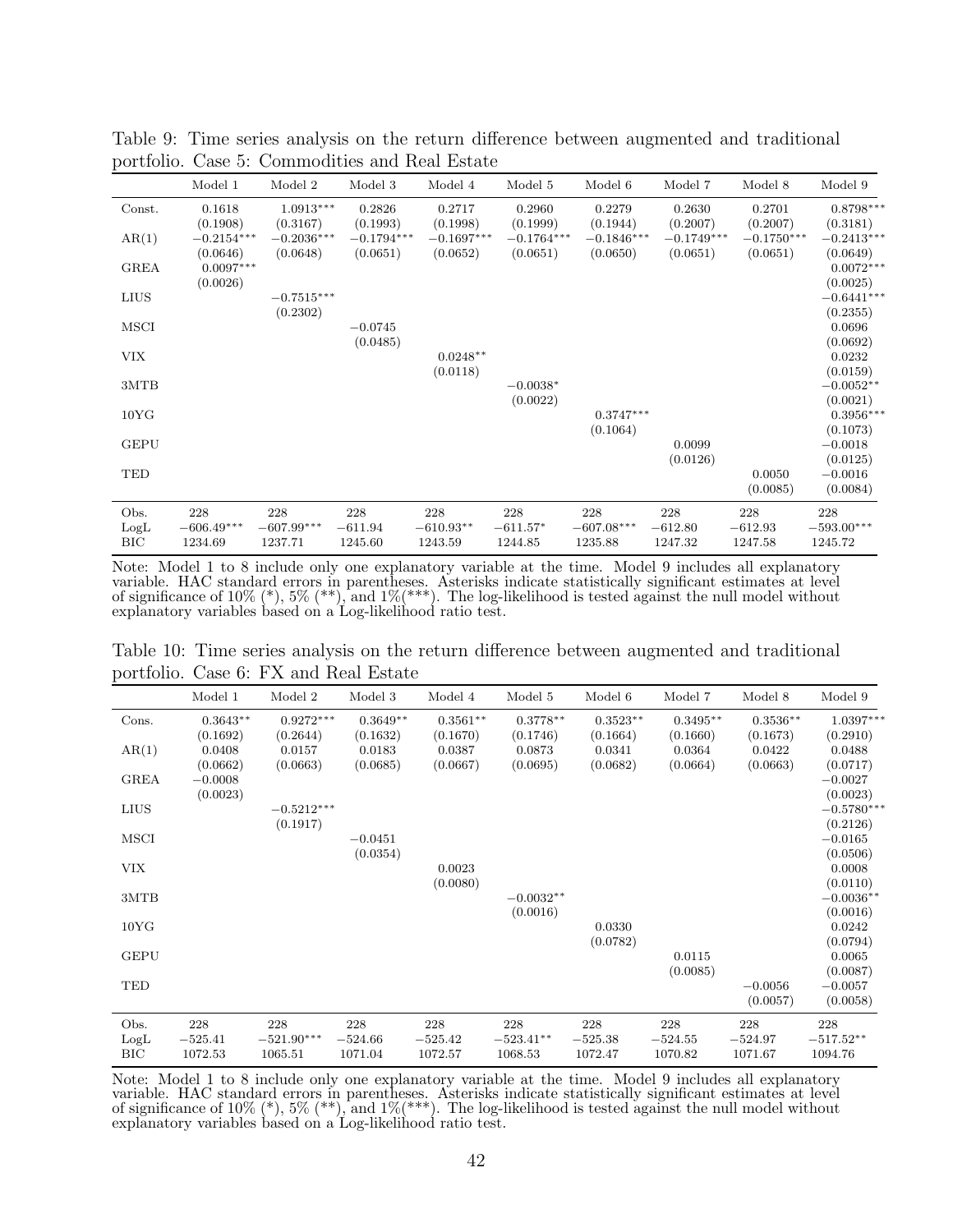Table 9: Time series analysis on the return difference between augmented and traditional portfolio. Case 5: Commodities and Real Estate

| | Model 1 | Model 2 | Model 3 | Model 4 | Model 5 | Model 6 | Model 7 | Model 8 | Model 9 |
|---|---|---|---|---|---|---|---|---|---|
| Const. | 0.1618 | 1.0913*** | 0.2826 | 0.2717 | 0.2960 | 0.2279 | 0.2630 | 0.2701 | 0.8798*** |
| | (0.1908) | (0.3167) | (0.1993) | (0.1998) | (0.1999) | (0.1944) | (0.2007) | (0.2007) | (0.3181) |
| AR(1) | −0.2154*** | −0.2036*** | −0.1794*** | −0.1697*** | −0.1764*** | −0.1846*** | −0.1749*** | −0.1750*** | −0.2413*** |
| | (0.0646) | (0.0648) | (0.0651) | (0.0652) | (0.0651) | (0.0650) | (0.0651) | (0.0651) | (0.0649) |
| GREA | 0.0097*** | | | | | | | | 0.0072*** |
| | (0.0026) | | | | | | | | (0.0025) |
| LIUS | | −0.7515*** | | | | | | | −0.6441*** |
| | | (0.2302) | | | | | | | (0.2355) |
| MSCI | | | −0.0745 | | | | | | 0.0696 |
| | | | (0.0485) | | | | | | (0.0692) |
| VIX | | | | 0.0248** | | | | | 0.0232 |
| | | | | (0.0118) | | | | | (0.0159) |
| 3MTB | | | | | −0.0038* | | | | −0.0052** |
| | | | | | (0.0022) | | | | (0.0021) |
| 10YG | | | | | | 0.3747*** | | | 0.3956*** |
| | | | | | | (0.1064) | | | (0.1073) |
| GEPU | | | | | | | 0.0099 | | −0.0018 |
| | | | | | | | (0.0126) | | (0.0125) |
| TED | | | | | | | | 0.0050 | −0.0016 |
| | | | | | | | | (0.0085) | (0.0084) |
| Obs. | 228 | 228 | 228 | 228 | 228 | 228 | 228 | 228 | 228 |
| LogL | −606.49*** | −607.99*** | −611.94 | −610.93** | −611.57* | −607.08*** | −612.80 | −612.93 | −593.00*** |
| BIC | 1234.69 | 1237.71 | 1245.60 | 1243.59 | 1244.85 | 1235.88 | 1247.32 | 1247.58 | 1245.72 |

Note: Model 1 to 8 include only one explanatory variable at the time. Model 9 includes all explanatory variable. HAC standard errors in parentheses. Asterisks indicate statistically significant estimates at level of significance of 10% (*), 5% (**), and 1%(***). The log-likelihood is tested against the null model without explanatory variables based on a Log-likelihood ratio test.

Table 10: Time series analysis on the return difference between augmented and traditional portfolio. Case 6: FX and Real Estate

| | Model 1 | Model 2 | Model 3 | Model 4 | Model 5 | Model 6 | Model 7 | Model 8 | Model 9 |
|---|---|---|---|---|---|---|---|---|---|
| Cons. | 0.3643** | 0.9272*** | 0.3649** | 0.3561** | 0.3778** | 0.3523** | 0.3495** | 0.3536** | 1.0397*** |
| | (0.1692) | (0.2644) | (0.1632) | (0.1670) | (0.1746) | (0.1664) | (0.1660) | (0.1673) | (0.2910) |
| AR(1) | 0.0408 | 0.0157 | 0.0183 | 0.0387 | 0.0873 | 0.0341 | 0.0364 | 0.0422 | 0.0488 |
| | (0.0662) | (0.0663) | (0.0685) | (0.0667) | (0.0695) | (0.0682) | (0.0664) | (0.0663) | (0.0717) |
| GREA | −0.0008 | | | | | | | | −0.0027 |
| | (0.0023) | | | | | | | | (0.0023) |
| LIUS | | −0.5212*** | | | | | | | −0.5780*** |
| | | (0.1917) | | | | | | | (0.2126) |
| MSCI | | | −0.0451 | | | | | | −0.0165 |
| | | | (0.0354) | | | | | | (0.0506) |
| VIX | | | | 0.0023 | | | | | 0.0008 |
| | | | | (0.0080) | | | | | (0.0110) |
| 3MTB | | | | | −0.0032** | | | | −0.0036** |
| | | | | | (0.0016) | | | | (0.0016) |
| 10YG | | | | | | 0.0330 | | | 0.0242 |
| | | | | | | (0.0782) | | | (0.0794) |
| GEPU | | | | | | | 0.0115 | | 0.0065 |
| | | | | | | | (0.0085) | | (0.0087) |
| TED | | | | | | | | −0.0056 | −0.0057 |
| | | | | | | | | (0.0057) | (0.0058) |
| Obs. | 228 | 228 | 228 | 228 | 228 | 228 | 228 | 228 | 228 |
| LogL | −525.41 | −521.90*** | −524.66 | −525.42 | −523.41** | −525.38 | −524.55 | −524.97 | −517.52** |
| BIC | 1072.53 | 1065.51 | 1071.04 | 1072.57 | 1068.53 | 1072.47 | 1070.82 | 1071.67 | 1094.76 |

Note: Model 1 to 8 include only one explanatory variable at the time. Model 9 includes all explanatory variable. HAC standard errors in parentheses. Asterisks indicate statistically significant estimates at level of significance of 10% (*), 5% (**), and 1%(***). The log-likelihood is tested against the null model without explanatory variables based on a Log-likelihood ratio test.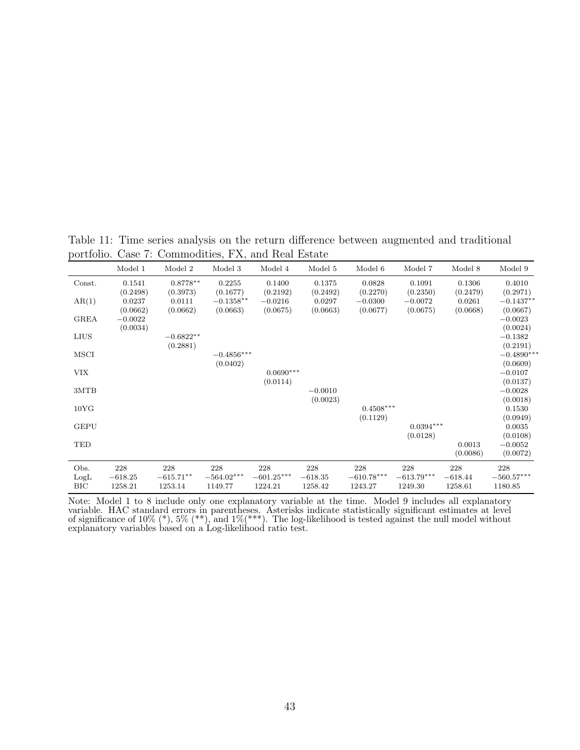Table 11: Time series analysis on the return difference between augmented and traditional portfolio. Case 7: Commodities, FX, and Real Estate

| | Model 1 | Model 2 | Model 3 | Model 4 | Model 5 | Model 6 | Model 7 | Model 8 | Model 9 |
|---|---|---|---|---|---|---|---|---|---|
| Const. | 0.1541 | $0.8778^{**}$ | 0.2255 | 0.1400 | 0.1375 | 0.0828 | 0.1091 | 0.1306 | 0.4010 |
| | (0.2498) | (0.3973) | (0.1677) | (0.2192) | (0.2492) | (0.2270) | (0.2350) | (0.2479) | (0.2971) |
| AR(1) | 0.0237 | 0.0111 | $-0.1358^{**}$ | $-0.0216$ | 0.0297 | $-0.0300$ | $-0.0072$ | 0.0261 | $-0.1437^{**}$ |
| | (0.0662) | (0.0662) | (0.0663) | (0.0675) | (0.0663) | (0.0677) | (0.0675) | (0.0668) | (0.0667) |
| GREA | $-0.0022$ | | | | | | | | $-0.0023$ |
| | (0.0034) | | | | | | | | (0.0024) |
| LIUS | | $-0.6822^{**}$ | | | | | | | $-0.1382$ |
| | | (0.2881) | | | | | | | (0.2191) |
| MSCI | | | $-0.4856^{***}$ | | | | | | $-0.4890^{***}$ |
| | | | (0.0402) | | | | | | (0.0609) |
| VIX | | | | $0.0690^{***}$ | | | | | $-0.0107$ |
| | | | | (0.0114) | | | | | (0.0137) |
| 3MTB | | | | | $-0.0010$ | | | | $-0.0028$ |
| | | | | | (0.0023) | | | | (0.0018) |
| 10YG | | | | | | $0.4508^{***}$ | | | 0.1530 |
| | | | | | | (0.1129) | | | (0.0949) |
| GEPU | | | | | | | $0.0394^{***}$ | | 0.0035 |
| | | | | | | | (0.0128) | | (0.0108) |
| TED | | | | | | | | 0.0013 | $-0.0052$ |
| | | | | | | | | (0.0086) | (0.0072) |
| Obs. | 228 | 228 | 228 | 228 | 228 | 228 | 228 | 228 | 228 |
| LogL | $-618.25$ | $-615.71^{**}$ | $-564.02^{***}$ | $-601.25^{***}$ | $-618.35$ | $-610.78^{***}$ | $-613.79^{***}$ | $-618.44$ | $-560.57^{***}$ |
| BIC | 1258.21 | 1253.14 | 1149.77 | 1224.21 | 1258.42 | 1243.27 | 1249.30 | 1258.61 | 1180.85 |

Note: Model 1 to 8 include only one explanatory variable at the time. Model 9 includes all explanatory variable. HAC standard errors in parentheses. Asterisks indicate statistically significant estimates at level of significance of 10% (*), 5% (**), and 1%(***). The log-likelihood is tested against the null model without explanatory variables based on a Log-likelihood ratio test.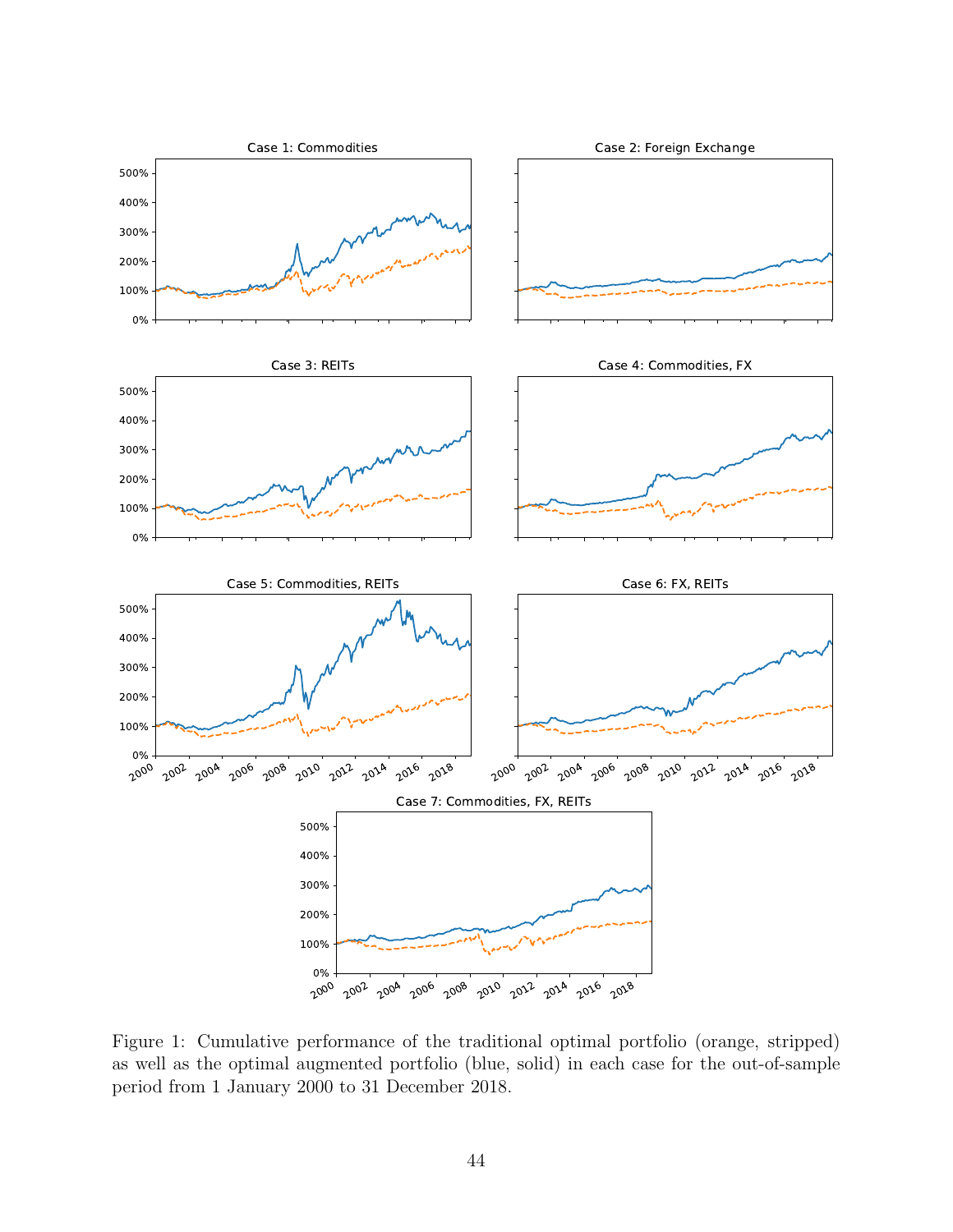Figure 1: Cumulative performance of the traditional optimal portfolio (orange, stripped) as well as the optimal augmented portfolio (blue, solid) in each case for the out-of-sample period from 1 January 2000 to 31 December 2018.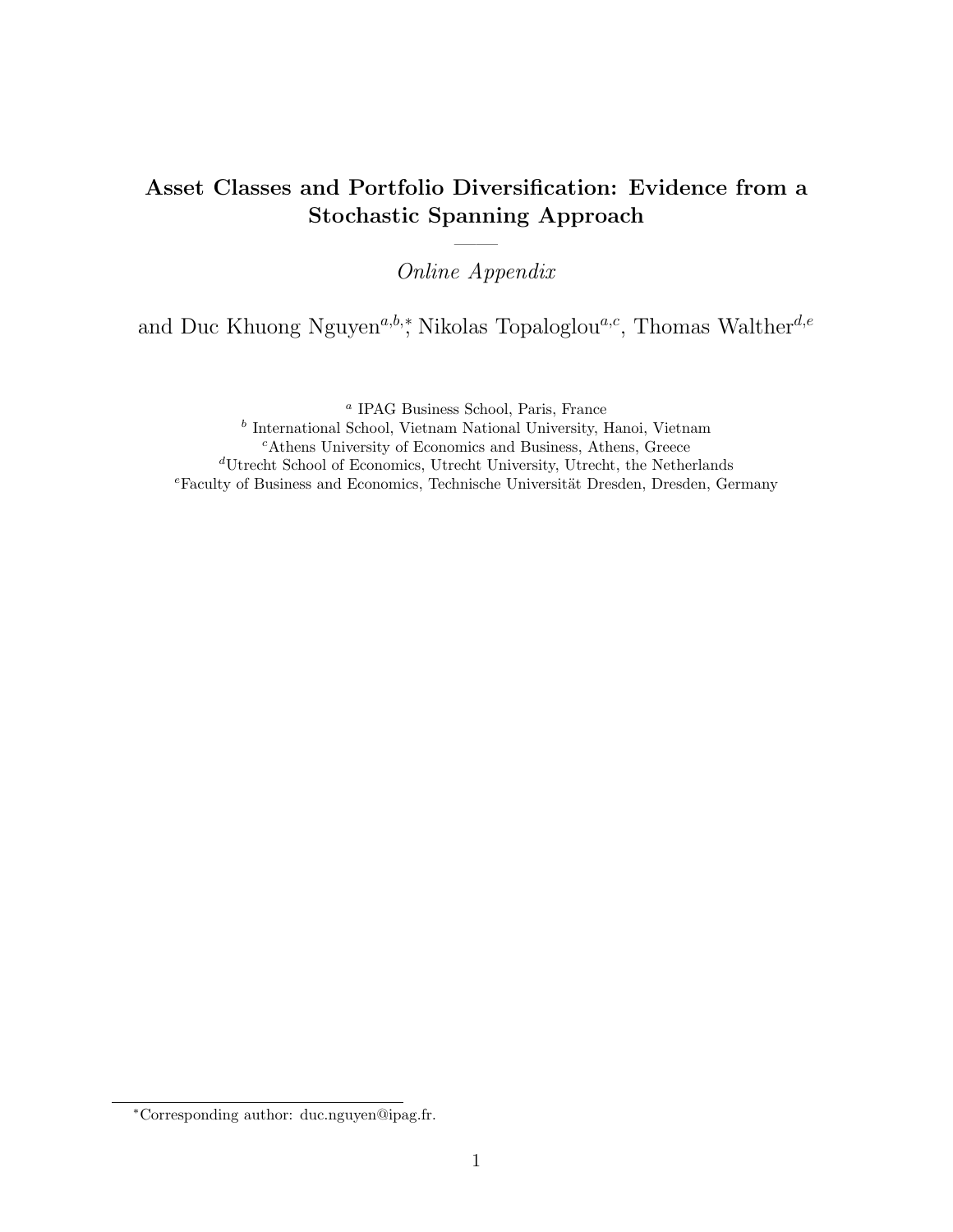# Asset Classes and Portfolio Diversification: Evidence from a Stochastic Spanning Approach

———

*Online Appendix*

and Duc Khuong Nguyen[a,b,*], Nikolas Topaloglou[a,c], Thomas Walther[d,e]

[a] IPAG Business School, Paris, France
[b] International School, Vietnam National University, Hanoi, Vietnam
[c] Athens University of Economics and Business, Athens, Greece
[d] Utrecht School of Economics, Utrecht University, Utrecht, the Netherlands
[e] Faculty of Business and Economics, Technische Universität Dresden, Dresden, Germany

[*] Corresponding author: duc.nguyen@ipag.fr.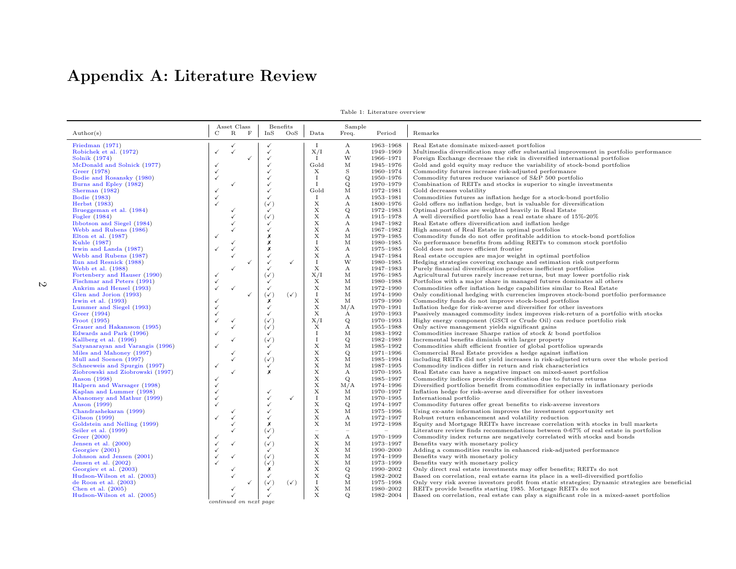# Appendix A: Literature Review

Table 1: Literature overview

| Author(s) | Asset Class | | | Benefits | | Data | Sample | | Remarks |
|---|---|---|---|---|---|---|---|---|---|
| | C | R | F | InS | OoS | | Freq. | Period | |
| Friedman (1971) | | ✓ | | ✓ | | I | A | 1963–1968 | Real Estate dominate mixed-asset portfolios |
| Robichek et al. (1972) | ✓ | ✓ | | ✓ | | X/I | A | 1949–1969 | Multimedia diversification may offer substantial improvement in portfolio performance |
| Solnik (1974) | | | ✓ | ✓ | | I | W | 1966–1971 | Foreign Exchange decrease the risk in diversified international portfolios |
| McDonald and Solnick (1977) | ✓ | | | ✓ | | Gold | M | 1945–1976 | Gold and gold equity may reduce the variability of stock-bond portfolios |
| Greer (1978) | ✓ | | | ✓ | | X | S | 1960–1974 | Commodity futures increase risk-adjusted performance |
| Bodie and Rosansky (1980) | ✓ | | | ✓ | | I | Q | 1950–1976 | Commodity futures reduce variance of S&P 500 portfolio |
| Burns and Epley (1982) | | ✓ | | ✓ | | I | Q | 1970–1979 | Combination of REITs and stocks is superior to single investments |
| Sherman (1982) | ✓ | | | ✓ | | Gold | M | 1972–1981 | Gold decreases volatility |
| Bodie (1983) | ✓ | | | ✓ | | I | A | 1953–1981 | Commodities futures as inflation hedge for a stock-bond portfolio |
| Herbst (1983) | ✓ | | | (✓) | | X | A | 1800–1976 | Gold offers no inflation hedge, but is valuable for diversification |
| Brueggeman et al. (1984) | | ✓ | | ✓ | | X | Q | 1972–1983 | Optimal portfolios are weighted heavily in Real Estate |
| Fogler (1984) | | ✓ | | (✓) | | X | A | 1915–1978 | A well diversified portfolio has a real estate share of 15%-20% |
| Ibbotson and Siegel (1984) | | ✓ | | ✓ | | X | A | 1947–1982 | Real Estate offers diversification and inflation hedge |
| Webb and Rubens (1986) | | ✓ | | ✓ | | X | A | 1967–1982 | High amount of Real Estate in optimal portfolios |
| Elton et al. (1987) | ✓ | | | ✗ | | X | M | 1979–1985 | Commodity funds do not offer profitable addition to stock-bond portfolios |
| Kuhle (1987) | | ✓ | | ✗ | | I | M | 1980–1985 | No performance benefits from adding REITs to common stock portfolio |
| Irwin and Landa (1987) | ✓ | ✓ | | ✗ | | X | A | 1975–1985 | Gold does not move efficient frontier |
| Webb and Rubens (1987) | | ✓ | | ✓ | | X | A | 1947–1984 | Real estate occupies are major weight in optimal portfolios |
| Eun and Resnick (1988) | | | ✓ | ✓ | ✓ | I | W | 1980–1985 | Hedging strategies covering exchange and estimation risk outperform |
| Webb et al. (1988) | | ✓ | | ✓ | | X | A | 1947–1983 | Purely financial diversification produces inefficient portfolios |
| Fortenbery and Hauser (1990) | ✓ | | | (✓) | | X/I | M | 1976–1985 | Agricultural futures rarely increase returns, but may lower portfolio risk |
| Fischmar and Peters (1991) | ✓ | | | ✓ | | X | M | 1980–1988 | Portfolios with a major share in managed futures dominates all others |
| Ankrim and Hensel (1993) | ✓ | ✓ | | ✓ | | X | M | 1972–1990 | Commodities offer inflation hedge capabilities similar to Real Estate |
| Glen and Jorion (1993) | | | ✓ | (✓) | (✓) | I | M | 1974–1990 | Only conditional hedging with currencies improves stock-bond portfolio performance |
| Irwin et al. (1993) | ✓ | | | ✗ | | X | M | 1979–1990 | Commodity funds do not improve stock-bond portfolios |
| Lummer and Siegel (1993) | ✓ | | | ✓ | | X | M/A | 1970–1991 | Inflation hedge for risk-averse and diversifier for other investors |
| Greer (1994) | ✓ | | | ✓ | | X | A | 1970–1993 | Passively managed commodity index improves risk-return of a portfolio with stocks |
| Froot (1995) | ✓ | ✓ | | (✓) | | X/I | Q | 1970–1993 | Highy energy component (GSCI or Crude Oil) can reduce portfolio risk |
| Grauer and Hakansson (1995) | | ✓ | | (✓) | | X | A | 1955–1988 | Only active management yields significant gains |
| Edwards and Park (1996) | ✓ | | | ✓ | | I | M | 1983–1992 | Commodities increase Sharpe ratios of stock & bond portfolios |
| Kallberg et al. (1996) | | ✓ | | (✓) | | I | Q | 1982–1989 | Incremental benefits diminish with larger property |
| Satyanarayan and Varangis (1996) | ✓ | | | ✓ | | X | M | 1985–1992 | Commodities shift efficient frontier of global portfolios upwards |
| Miles and Mahoney (1997) | | ✓ | | ✓ | | X | Q | 1971–1996 | Commercial Real Estate provides a hedge against inflation |
| Mull and Soenen (1997) | | ✓ | | (✓) | | X | M | 1985–1994 | including REITs did not yield increases in risk-adjusted return over the whole period |
| Schneeweis and Spurgin (1997) | ✓ | | | ✓ | | X | M | 1987–1995 | Commodity indices differ in return and risk characteristics |
| Ziobrowski and Ziobrowski (1997) | | ✓ | | ✗ | | X | A | 1970–1995 | Real Estate can have a negative impact on mixed-asset portfolios |
| Anson (1998) | ✓ | | | | | X | Q | 1985–1997 | Commodity indices provide diversification due to futures returns |
| Halpern and Warsager (1998) | ✓ | | | | | X | M/A | 1974–1996 | Diversified portfolios benefit from commodities especially in inflationary periods |
| Kaplan and Lummer (1998) | ✓ | | | ✓ | | X | M | 1970–1997 | Inflation hedge for risk-averse and diversifier for other investors |
| Abanomey and Mathur (1999) | ✓ | | | ✓ | ✓ | I | M | 1970–1995 | International portfolio |
| Anson (1999) | ✓ | | | ✓ | | X | Q | 1974–1997 | Commodity futures offer great benefits to risk-averse investors |
| Chandrashekaran (1999) | | ✓ | | ✓ | | X | M | 1975–1996 | Using ex-ante information improves the investment opportunity set |
| Gibson (1999) | ✓ | ✓ | | ✓ | | X | A | 1972–1997 | Robust return enhancement and volatility reduction |
| Goldstein and Nelling (1999) | | ✓ | | ✗ | | X | M | 1972–1998 | Equity and Mortgage REITs have increase correlation with stocks in bull markets |
| Seiler et al. (1999) | | ✓ | | (✓) | | – | – | – | Literature review finds recommendations between 0-67% of real estate in portfolios |
| Greer (2000) | ✓ | | | ✓ | | X | A | 1970–1999 | Commodity index returns are negatively correlated with stocks and bonds |
| Jensen et al. (2000) | ✓ | ✓ | | (✓) | | X | M | 1973–1997 | Benefits vary with monetary policy |
| Georgiev (2001) | ✓ | | | ✓ | | X | M | 1990–2000 | Adding a commodities results in enhanced risk-adjusted performance |
| Johnson and Jensen (2001) | ✓ | ✓ | | (✓) | | X | M | 1974–1999 | Benefits vary with monetary policy |
| Jensen et al. (2002) | ✓ | | | (✓) | | X | M | 1973–1999 | Benefits vary with monetary policy |
| Georgiev et al. (2003) | | ✓ | | ✗ | | X | Q | 1990–2002 | Only direct real estate investments may offer benefits; REITs do not |
| Hudson-Wilson et al. (2003) | | ✓ | | ✓ | | X | Q | 1982–2002 | Based on correlation, real estate earns its place in a well-diversified portfolio |
| de Roon et al. (2003) | | | ✓ | (✓) | (✓) | I | M | 1975–1998 | Only very risk averse investors profit from static strategies; Dynamic strategies are beneficial |
| Chen et al. (2005) | | ✓ | | ✓ | | X | M | 1980–2002 | REITs provide benefits starting 1985. Mortgage REITs do not |
| Hudson-Wilson et al. (2005) | | ✓ | | ✓ | | X | Q | 1982–2004 | Based on correlation, real estate can play a significant role in a mixed-asset portfolios |

*continued on next page*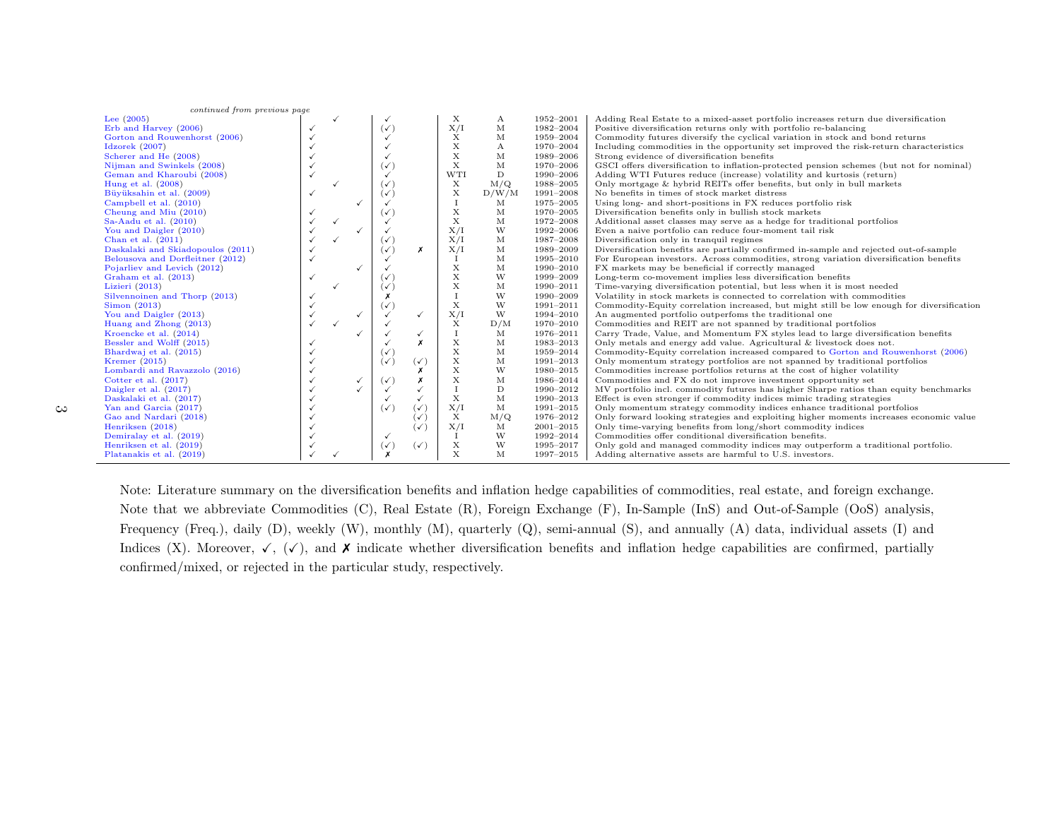*continued from previous page*

| Study | C | R | F | InS | OoS | Data | Freq. | Period | Findings |
|---|---|---|---|---|---|---|---|---|---|
| Lee (2005) | | ✓ | | ✓ | | X | A | 1952–2001 | Adding Real Estate to a mixed-asset portfolio increases return due diversification |
| Erb and Harvey (2006) | ✓ | | | (✓) | | X/I | M | 1982–2004 | Positive diversification returns only with portfolio re-balancing |
| Gorton and Rouwenhorst (2006) | ✓ | | | ✓ | | X | M | 1959–2004 | Commodity futures diversify the cyclical variation in stock and bond returns |
| Idzorek (2007) | ✓ | | | ✓ | | X | A | 1970–2004 | Including commodities in the opportunity set improved the risk-return characteristics |
| Scherer and He (2008) | ✓ | | | ✓ | | X | M | 1989–2006 | Strong evidence of diversification benefits |
| Nijman and Swinkels (2008) | ✓ | | | (✓) | | X | M | 1970–2006 | GSCI offers diversification to inflation-protected pension schemes (but not for nominal) |
| Geman and Kharoubi (2008) | ✓ | | | ✓ | | WTI | D | 1990–2006 | Adding WTI Futures reduce (increase) volatility and kurtosis (return) |
| Hung et al. (2008) | | ✓ | | (✓) | | X | M/Q | 1988–2005 | Only mortgage & hybrid REITs offer benefits, but only in bull markets |
| Büyüksahin et al. (2009) | ✓ | | | (✓) | | X | D/W/M | 1991–2008 | No benefits in times of stock market distress |
| Campbell et al. (2010) | | | ✓ | ✓ | | I | M | 1975–2005 | Using long- and short-positions in FX reduces portfolio risk |
| Cheung and Miu (2010) | ✓ | | | (✓) | | X | M | 1970–2005 | Diversification benefits only in bullish stock markets |
| Sa-Aadu et al. (2010) | ✓ | ✓ | | ✓ | | X | M | 1972–2008 | Additional asset classes may serve as a hedge for traditional portfolios |
| You and Daigler (2010) | ✓ | | ✓ | ✓ | | X/I | W | 1992–2006 | Even a naive portfolio can reduce four-moment tail risk |
| Chan et al. (2011) | ✓ | ✓ | | (✓) | | X/I | M | 1987–2008 | Diversification only in tranquil regimes |
| Daskalaki and Skiadopoulos (2011) | ✓ | | | (✓) | ✗ | X/I | M | 1989–2009 | Diversification benefits are partially confirmed in-sample and rejected out-of-sample |
| Belousova and Dorfleitner (2012) | ✓ | | | ✓ | | I | M | 1995–2010 | For European investors. Across commodities, strong variation diversification benefits |
| Pojarliev and Levich (2012) | | | ✓ | ✓ | | X | M | 1990–2010 | FX markets may be beneficial if correctly managed |
| Graham et al. (2013) | ✓ | | | (✓) | | X | W | 1999–2009 | Long-term co-movement implies less diversification benefits |
| Lizieri (2013) | | ✓ | | (✓) | | X | M | 1990–2011 | Time-varying diversification potential, but less when it is most needed |
| Silvennoinen and Thorp (2013) | ✓ | | | ✗ | | I | W | 1990–2009 | Volatility in stock markets is connected to correlation with commodities |
| Simon (2013) | ✓ | | | (✓) | | X | W | 1991–2011 | Commodity-Equity correlation increased, but might still be low enough for diversification |
| You and Daigler (2013) | ✓ | | ✓ | ✓ | ✓ | X/I | W | 1994–2010 | An augmented portfolio outperfoms the traditional one |
| Huang and Zhong (2013) | ✓ | ✓ | | ✓ | | X | D/M | 1970–2010 | Commodities and REIT are not spanned by traditional portfolios |
| Kroencke et al. (2014) | | | ✓ | ✓ | ✓ | I | M | 1976–2011 | Carry Trade, Value, and Momentum FX styles lead to large diversification benefits |
| Bessler and Wolff (2015) | ✓ | | | ✓ | ✗ | X | M | 1983–2013 | Only metals and energy add value. Agricultural & livestock does not. |
| Bhardwaj et al. (2015) | ✓ | | | (✓) | | X | M | 1959–2014 | Commodity-Equity correlation increased compared to Gorton and Rouwenhorst (2006) |
| Kremer (2015) | ✓ | | | (✓) | (✓) | X | M | 1991–2013 | Only momentum strategy portfolios are not spanned by traditional portfolios |
| Lombardi and Ravazzolo (2016) | ✓ | | | | ✗ | X | W | 1980–2015 | Commodities increase portfolios returns at the cost of higher volatility |
| Cotter et al. (2017) | ✓ | | ✓ | (✓) | ✗ | X | M | 1986–2014 | Commodities and FX do not improve investment opportunity set |
| Daigler et al. (2017) | ✓ | | ✓ | ✓ | ✓ | I | D | 1990–2012 | MV portfolio incl. commodity futures has higher Sharpe ratios than equity benchmarks |
| Daskalaki et al. (2017) | ✓ | | | ✓ | ✓ | X | M | 1990–2013 | Effect is even stronger if commodity indices mimic trading strategies |
| Yan and Garcia (2017) | ✓ | | | (✓) | (✓) | X/I | M | 1991–2015 | Only momentum strategy commodity indices enhance traditional portfolios |
| Gao and Nardari (2018) | ✓ | | | | (✓) | X | M/Q | 1976–2012 | Only forward looking strategies and exploiting higher moments increases economic value |
| Henriksen (2018) | ✓ | | | | (✓) | X/I | M | 2001–2015 | Only time-varying benefits from long/short commodity indices |
| Demiralay et al. (2019) | ✓ | | | ✓ | | I | W | 1992–2014 | Commodities offer conditional diversification benefits. |
| Henriksen et al. (2019) | ✓ | | | (✓) | (✓) | X | W | 1995–2017 | Only gold and managed commodity indices may outperform a traditional portfolio. |
| Platanakis et al. (2019) | ✓ | ✓ | | ✗ | | X | M | 1997–2015 | Adding alternative assets are harmful to U.S. investors. |

Note: Literature summary on the diversification benefits and inflation hedge capabilities of commodities, real estate, and foreign exchange. Note that we abbreviate Commodities (C), Real Estate (R), Foreign Exchange (F), In-Sample (InS) and Out-of-Sample (OoS) analysis, Frequency (Freq.), daily (D), weekly (W), monthly (M), quarterly (Q), semi-annual (S), and annually (A) data, individual assets (I) and Indices (X). Moreover, ✓, (✓), and ✗ indicate whether diversification benefits and inflation hedge capabilities are confirmed, partially confirmed/mixed, or rejected in the particular study, respectively.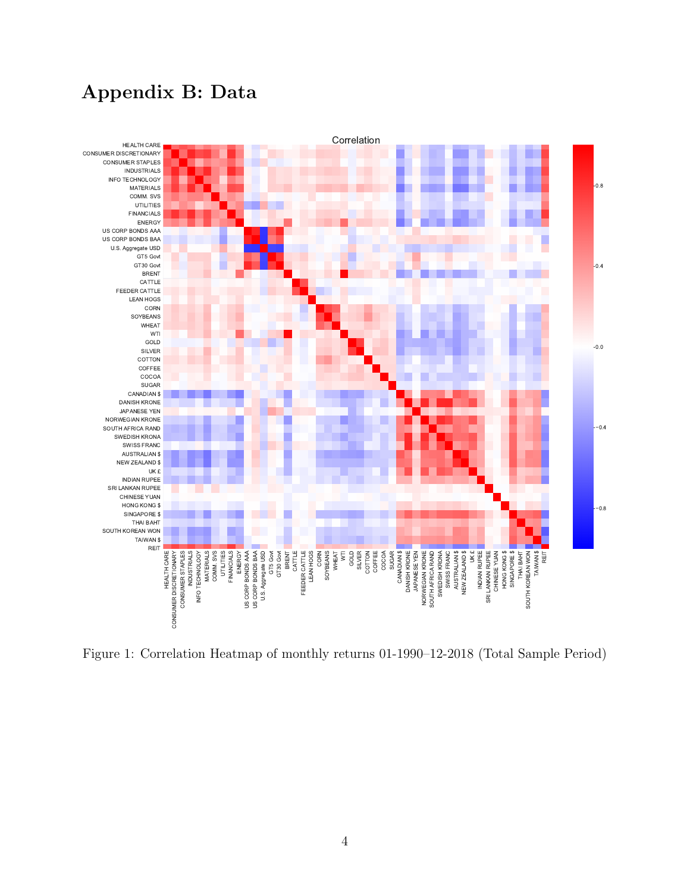# Appendix B: Data

Figure 1: Correlation Heatmap of monthly returns 01-1990–12-2018 (Total Sample Period)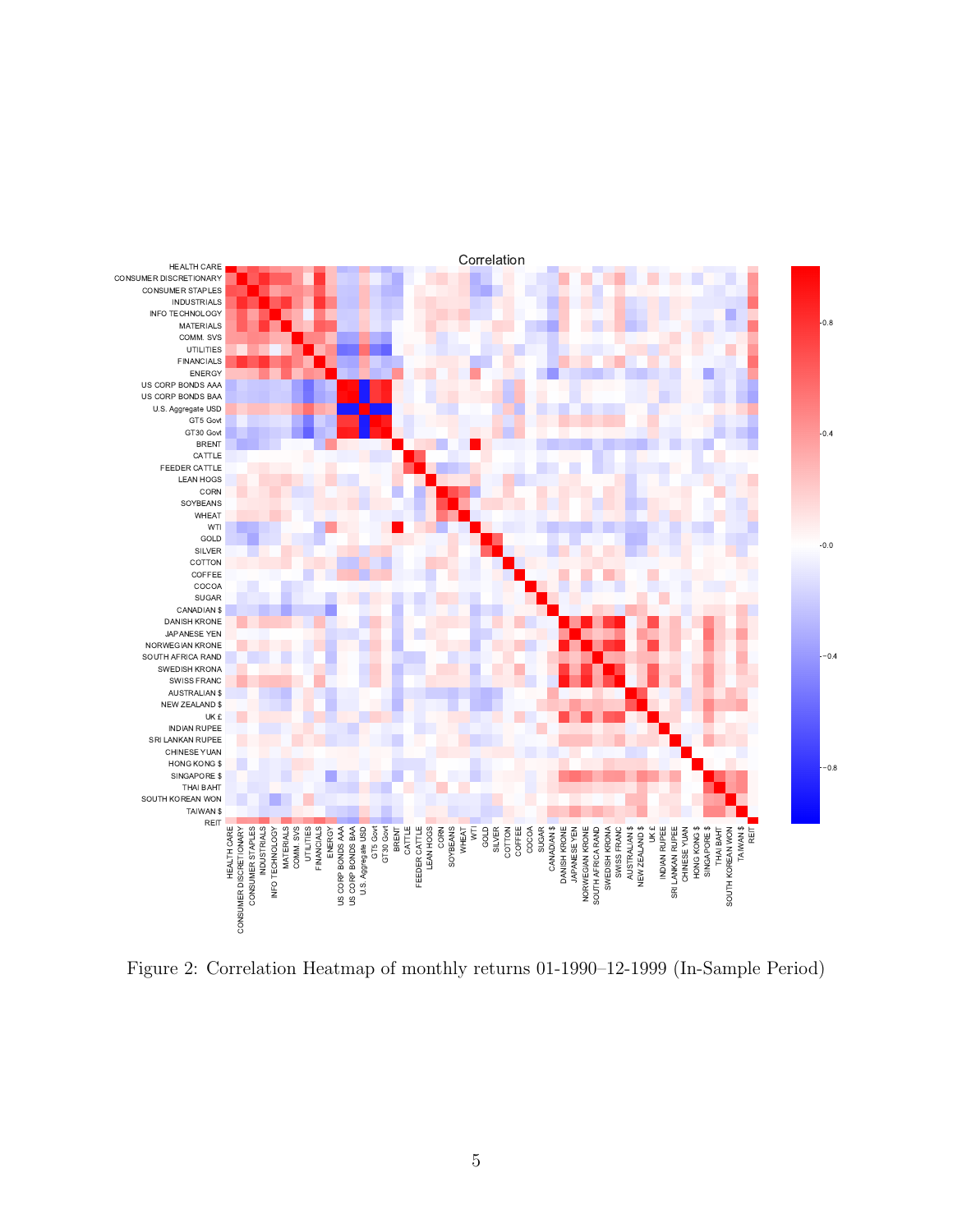Figure 2: Correlation Heatmap of monthly returns 01-1990–12-1999 (In-Sample Period)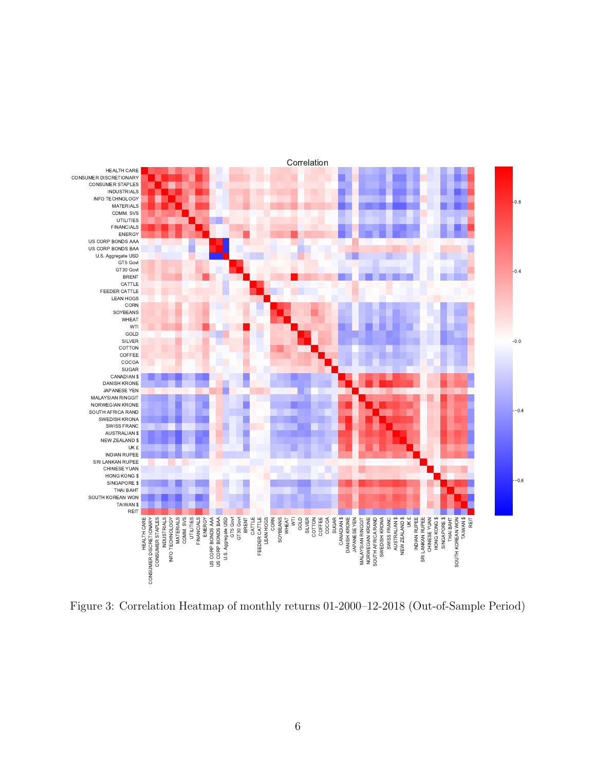Figure 3: Correlation Heatmap of monthly returns 01-2000–12-2018 (Out-of-Sample Period)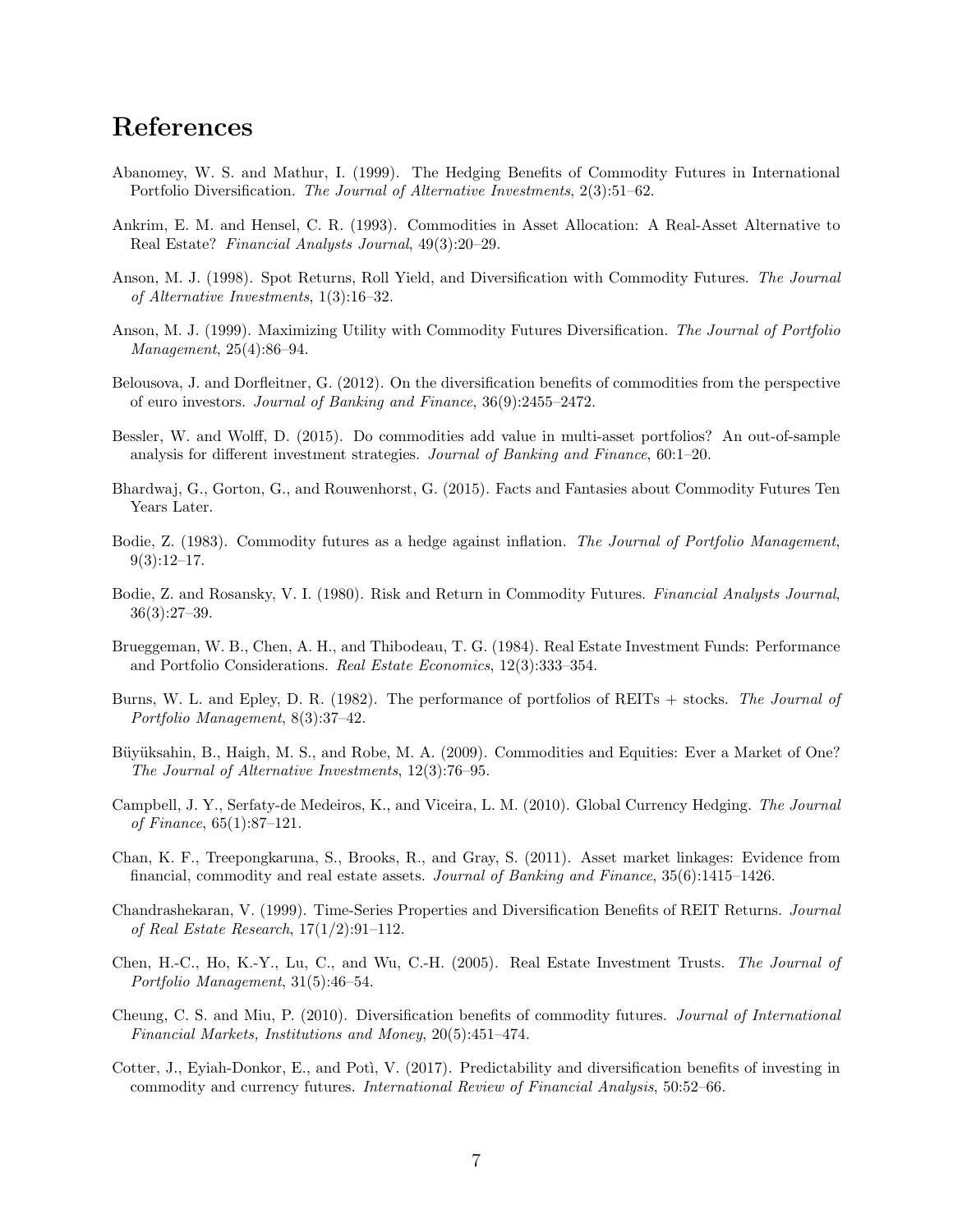## References

Abanomey, W. S. and Mathur, I. (1999). The Hedging Benefits of Commodity Futures in International Portfolio Diversification. *The Journal of Alternative Investments*, 2(3):51–62.

Ankrim, E. M. and Hensel, C. R. (1993). Commodities in Asset Allocation: A Real-Asset Alternative to Real Estate? *Financial Analysts Journal*, 49(3):20–29.

Anson, M. J. (1998). Spot Returns, Roll Yield, and Diversification with Commodity Futures. *The Journal of Alternative Investments*, 1(3):16–32.

Anson, M. J. (1999). Maximizing Utility with Commodity Futures Diversification. *The Journal of Portfolio Management*, 25(4):86–94.

Belousova, J. and Dorfleitner, G. (2012). On the diversification benefits of commodities from the perspective of euro investors. *Journal of Banking and Finance*, 36(9):2455–2472.

Bessler, W. and Wolff, D. (2015). Do commodities add value in multi-asset portfolios? An out-of-sample analysis for different investment strategies. *Journal of Banking and Finance*, 60:1–20.

Bhardwaj, G., Gorton, G., and Rouwenhorst, G. (2015). Facts and Fantasies about Commodity Futures Ten Years Later.

Bodie, Z. (1983). Commodity futures as a hedge against inflation. *The Journal of Portfolio Management*, 9(3):12–17.

Bodie, Z. and Rosansky, V. I. (1980). Risk and Return in Commodity Futures. *Financial Analysts Journal*, 36(3):27–39.

Brueggeman, W. B., Chen, A. H., and Thibodeau, T. G. (1984). Real Estate Investment Funds: Performance and Portfolio Considerations. *Real Estate Economics*, 12(3):333–354.

Burns, W. L. and Epley, D. R. (1982). The performance of portfolios of REITs + stocks. *The Journal of Portfolio Management*, 8(3):37–42.

Büyüksahin, B., Haigh, M. S., and Robe, M. A. (2009). Commodities and Equities: Ever a Market of One? *The Journal of Alternative Investments*, 12(3):76–95.

Campbell, J. Y., Serfaty-de Medeiros, K., and Viceira, L. M. (2010). Global Currency Hedging. *The Journal of Finance*, 65(1):87–121.

Chan, K. F., Treepongkaruna, S., Brooks, R., and Gray, S. (2011). Asset market linkages: Evidence from financial, commodity and real estate assets. *Journal of Banking and Finance*, 35(6):1415–1426.

Chandrashekaran, V. (1999). Time-Series Properties and Diversification Benefits of REIT Returns. *Journal of Real Estate Research*, 17(1/2):91–112.

Chen, H.-C., Ho, K.-Y., Lu, C., and Wu, C.-H. (2005). Real Estate Investment Trusts. *The Journal of Portfolio Management*, 31(5):46–54.

Cheung, C. S. and Miu, P. (2010). Diversification benefits of commodity futures. *Journal of International Financial Markets, Institutions and Money*, 20(5):451–474.

Cotter, J., Eyiah-Donkor, E., and Potì, V. (2017). Predictability and diversification benefits of investing in commodity and currency futures. *International Review of Financial Analysis*, 50:52–66.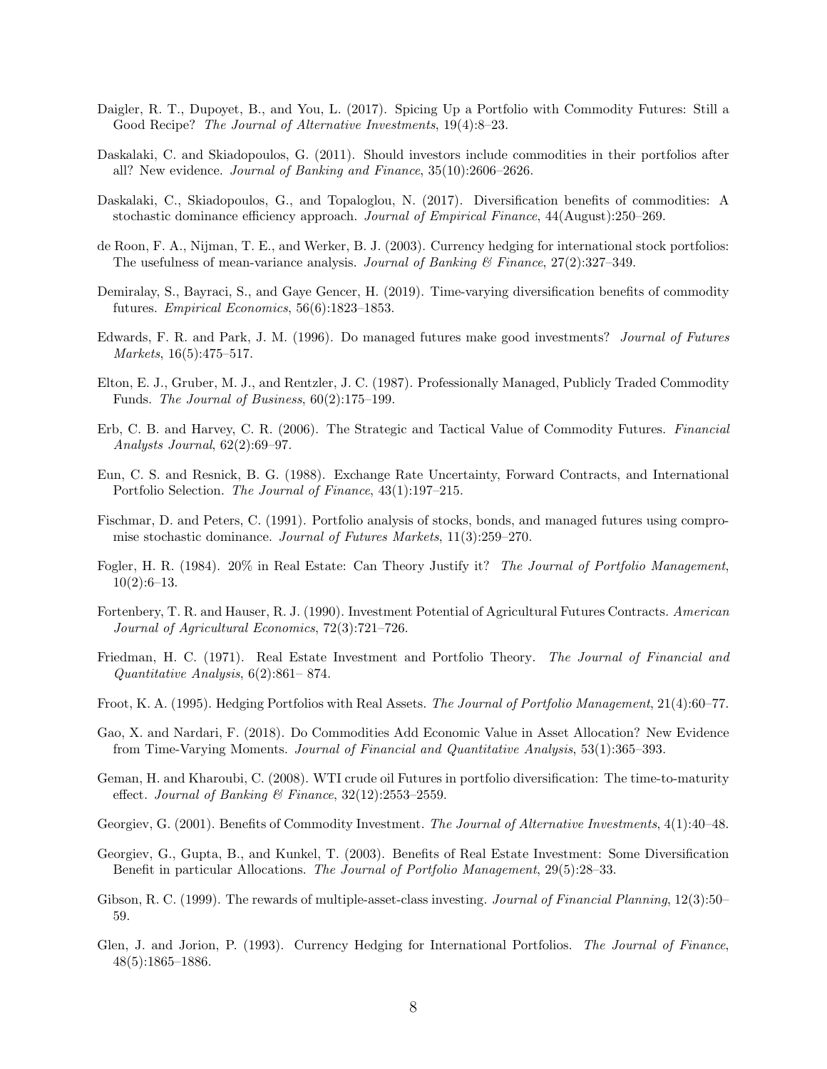Daigler, R. T., Dupoyet, B., and You, L. (2017). Spicing Up a Portfolio with Commodity Futures: Still a Good Recipe? *The Journal of Alternative Investments*, 19(4):8–23.

Daskalaki, C. and Skiadopoulos, G. (2011). Should investors include commodities in their portfolios after all? New evidence. *Journal of Banking and Finance*, 35(10):2606–2626.

Daskalaki, C., Skiadopoulos, G., and Topaloglou, N. (2017). Diversification benefits of commodities: A stochastic dominance efficiency approach. *Journal of Empirical Finance*, 44(August):250–269.

de Roon, F. A., Nijman, T. E., and Werker, B. J. (2003). Currency hedging for international stock portfolios: The usefulness of mean-variance analysis. *Journal of Banking & Finance*, 27(2):327–349.

Demiralay, S., Bayraci, S., and Gaye Gencer, H. (2019). Time-varying diversification benefits of commodity futures. *Empirical Economics*, 56(6):1823–1853.

Edwards, F. R. and Park, J. M. (1996). Do managed futures make good investments? *Journal of Futures Markets*, 16(5):475–517.

Elton, E. J., Gruber, M. J., and Rentzler, J. C. (1987). Professionally Managed, Publicly Traded Commodity Funds. *The Journal of Business*, 60(2):175–199.

Erb, C. B. and Harvey, C. R. (2006). The Strategic and Tactical Value of Commodity Futures. *Financial Analysts Journal*, 62(2):69–97.

Eun, C. S. and Resnick, B. G. (1988). Exchange Rate Uncertainty, Forward Contracts, and International Portfolio Selection. *The Journal of Finance*, 43(1):197–215.

Fischmar, D. and Peters, C. (1991). Portfolio analysis of stocks, bonds, and managed futures using compromise stochastic dominance. *Journal of Futures Markets*, 11(3):259–270.

Fogler, H. R. (1984). 20% in Real Estate: Can Theory Justify it? *The Journal of Portfolio Management*, 10(2):6–13.

Fortenbery, T. R. and Hauser, R. J. (1990). Investment Potential of Agricultural Futures Contracts. *American Journal of Agricultural Economics*, 72(3):721–726.

Friedman, H. C. (1971). Real Estate Investment and Portfolio Theory. *The Journal of Financial and Quantitative Analysis*, 6(2):861– 874.

Froot, K. A. (1995). Hedging Portfolios with Real Assets. *The Journal of Portfolio Management*, 21(4):60–77.

Gao, X. and Nardari, F. (2018). Do Commodities Add Economic Value in Asset Allocation? New Evidence from Time-Varying Moments. *Journal of Financial and Quantitative Analysis*, 53(1):365–393.

Geman, H. and Kharoubi, C. (2008). WTI crude oil Futures in portfolio diversification: The time-to-maturity effect. *Journal of Banking & Finance*, 32(12):2553–2559.

Georgiev, G. (2001). Benefits of Commodity Investment. *The Journal of Alternative Investments*, 4(1):40–48.

Georgiev, G., Gupta, B., and Kunkel, T. (2003). Benefits of Real Estate Investment: Some Diversification Benefit in particular Allocations. *The Journal of Portfolio Management*, 29(5):28–33.

Gibson, R. C. (1999). The rewards of multiple-asset-class investing. *Journal of Financial Planning*, 12(3):50–59.

Glen, J. and Jorion, P. (1993). Currency Hedging for International Portfolios. *The Journal of Finance*, 48(5):1865–1886.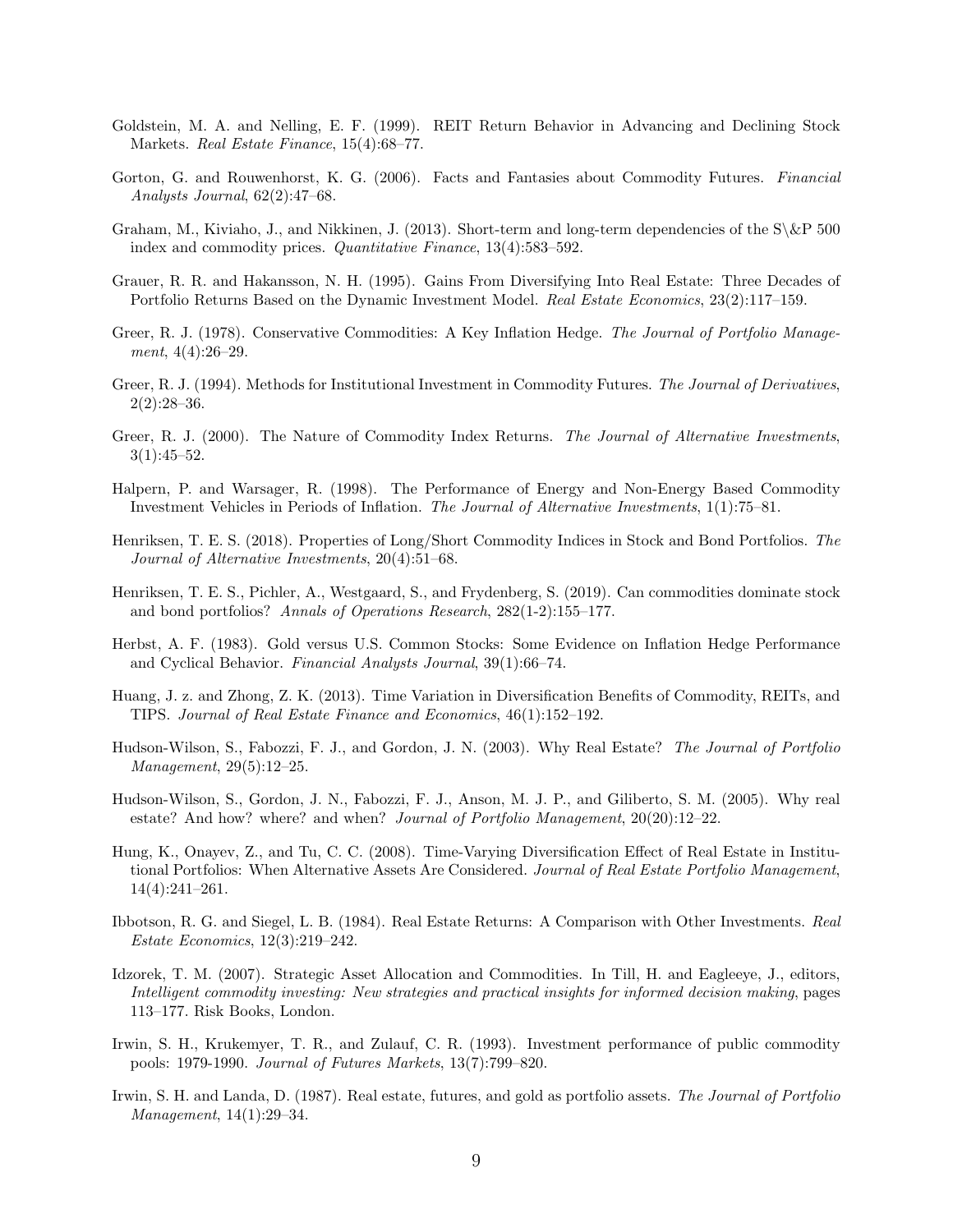Goldstein, M. A. and Nelling, E. F. (1999). REIT Return Behavior in Advancing and Declining Stock Markets. *Real Estate Finance*, 15(4):68–77.

Gorton, G. and Rouwenhorst, K. G. (2006). Facts and Fantasies about Commodity Futures. *Financial Analysts Journal*, 62(2):47–68.

Graham, M., Kiviaho, J., and Nikkinen, J. (2013). Short-term and long-term dependencies of the S\&P 500 index and commodity prices. *Quantitative Finance*, 13(4):583–592.

Grauer, R. R. and Hakansson, N. H. (1995). Gains From Diversifying Into Real Estate: Three Decades of Portfolio Returns Based on the Dynamic Investment Model. *Real Estate Economics*, 23(2):117–159.

Greer, R. J. (1978). Conservative Commodities: A Key Inflation Hedge. *The Journal of Portfolio Management*, 4(4):26–29.

Greer, R. J. (1994). Methods for Institutional Investment in Commodity Futures. *The Journal of Derivatives*, 2(2):28–36.

Greer, R. J. (2000). The Nature of Commodity Index Returns. *The Journal of Alternative Investments*, 3(1):45–52.

Halpern, P. and Warsager, R. (1998). The Performance of Energy and Non-Energy Based Commodity Investment Vehicles in Periods of Inflation. *The Journal of Alternative Investments*, 1(1):75–81.

Henriksen, T. E. S. (2018). Properties of Long/Short Commodity Indices in Stock and Bond Portfolios. *The Journal of Alternative Investments*, 20(4):51–68.

Henriksen, T. E. S., Pichler, A., Westgaard, S., and Frydenberg, S. (2019). Can commodities dominate stock and bond portfolios? *Annals of Operations Research*, 282(1-2):155–177.

Herbst, A. F. (1983). Gold versus U.S. Common Stocks: Some Evidence on Inflation Hedge Performance and Cyclical Behavior. *Financial Analysts Journal*, 39(1):66–74.

Huang, J. z. and Zhong, Z. K. (2013). Time Variation in Diversification Benefits of Commodity, REITs, and TIPS. *Journal of Real Estate Finance and Economics*, 46(1):152–192.

Hudson-Wilson, S., Fabozzi, F. J., and Gordon, J. N. (2003). Why Real Estate? *The Journal of Portfolio Management*, 29(5):12–25.

Hudson-Wilson, S., Gordon, J. N., Fabozzi, F. J., Anson, M. J. P., and Giliberto, S. M. (2005). Why real estate? And how? where? and when? *Journal of Portfolio Management*, 20(20):12–22.

Hung, K., Onayev, Z., and Tu, C. C. (2008). Time-Varying Diversification Effect of Real Estate in Institutional Portfolios: When Alternative Assets Are Considered. *Journal of Real Estate Portfolio Management*, 14(4):241–261.

Ibbotson, R. G. and Siegel, L. B. (1984). Real Estate Returns: A Comparison with Other Investments. *Real Estate Economics*, 12(3):219–242.

Idzorek, T. M. (2007). Strategic Asset Allocation and Commodities. In Till, H. and Eagleeye, J., editors, *Intelligent commodity investing: New strategies and practical insights for informed decision making*, pages 113–177. Risk Books, London.

Irwin, S. H., Krukemyer, T. R., and Zulauf, C. R. (1993). Investment performance of public commodity pools: 1979-1990. *Journal of Futures Markets*, 13(7):799–820.

Irwin, S. H. and Landa, D. (1987). Real estate, futures, and gold as portfolio assets. *The Journal of Portfolio Management*, 14(1):29–34.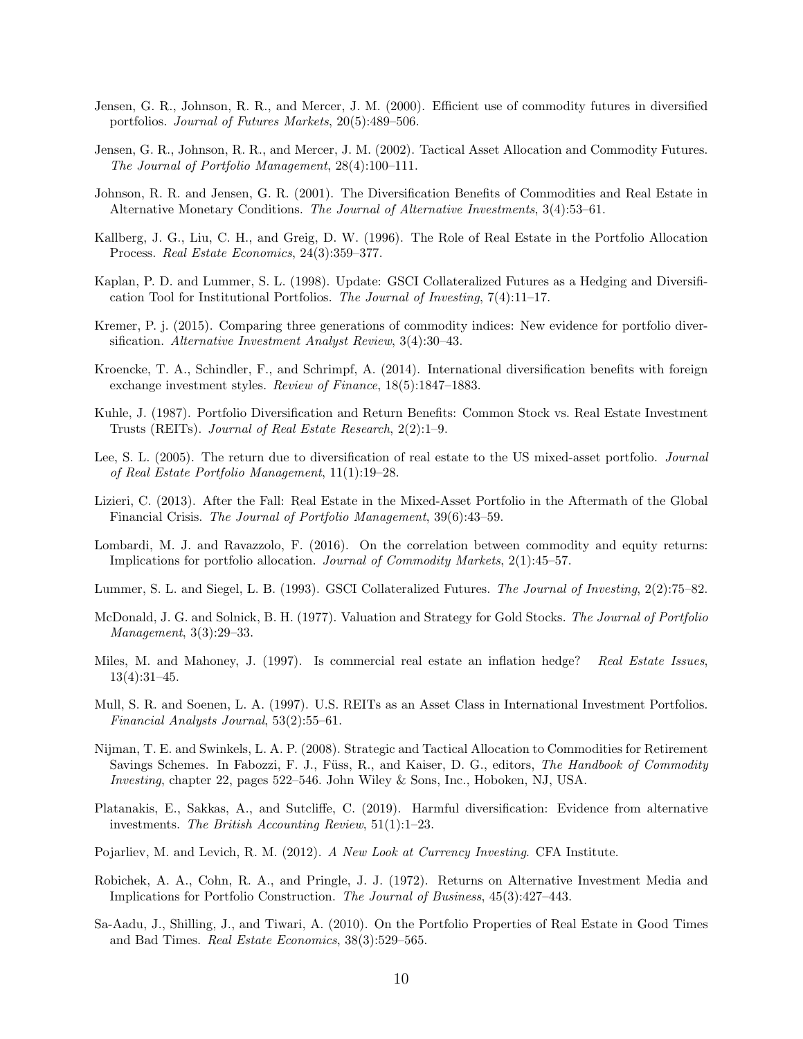Jensen, G. R., Johnson, R. R., and Mercer, J. M. (2000). Efficient use of commodity futures in diversified portfolios. *Journal of Futures Markets*, 20(5):489–506.

Jensen, G. R., Johnson, R. R., and Mercer, J. M. (2002). Tactical Asset Allocation and Commodity Futures. *The Journal of Portfolio Management*, 28(4):100–111.

Johnson, R. R. and Jensen, G. R. (2001). The Diversification Benefits of Commodities and Real Estate in Alternative Monetary Conditions. *The Journal of Alternative Investments*, 3(4):53–61.

Kallberg, J. G., Liu, C. H., and Greig, D. W. (1996). The Role of Real Estate in the Portfolio Allocation Process. *Real Estate Economics*, 24(3):359–377.

Kaplan, P. D. and Lummer, S. L. (1998). Update: GSCI Collateralized Futures as a Hedging and Diversification Tool for Institutional Portfolios. *The Journal of Investing*, 7(4):11–17.

Kremer, P. j. (2015). Comparing three generations of commodity indices: New evidence for portfolio diversification. *Alternative Investment Analyst Review*, 3(4):30–43.

Kroencke, T. A., Schindler, F., and Schrimpf, A. (2014). International diversification benefits with foreign exchange investment styles. *Review of Finance*, 18(5):1847–1883.

Kuhle, J. (1987). Portfolio Diversification and Return Benefits: Common Stock vs. Real Estate Investment Trusts (REITs). *Journal of Real Estate Research*, 2(2):1–9.

Lee, S. L. (2005). The return due to diversification of real estate to the US mixed-asset portfolio. *Journal of Real Estate Portfolio Management*, 11(1):19–28.

Lizieri, C. (2013). After the Fall: Real Estate in the Mixed-Asset Portfolio in the Aftermath of the Global Financial Crisis. *The Journal of Portfolio Management*, 39(6):43–59.

Lombardi, M. J. and Ravazzolo, F. (2016). On the correlation between commodity and equity returns: Implications for portfolio allocation. *Journal of Commodity Markets*, 2(1):45–57.

Lummer, S. L. and Siegel, L. B. (1993). GSCI Collateralized Futures. *The Journal of Investing*, 2(2):75–82.

McDonald, J. G. and Solnick, B. H. (1977). Valuation and Strategy for Gold Stocks. *The Journal of Portfolio Management*, 3(3):29–33.

Miles, M. and Mahoney, J. (1997). Is commercial real estate an inflation hedge? *Real Estate Issues*, 13(4):31–45.

Mull, S. R. and Soenen, L. A. (1997). U.S. REITs as an Asset Class in International Investment Portfolios. *Financial Analysts Journal*, 53(2):55–61.

Nijman, T. E. and Swinkels, L. A. P. (2008). Strategic and Tactical Allocation to Commodities for Retirement Savings Schemes. In Fabozzi, F. J., Füss, R., and Kaiser, D. G., editors, *The Handbook of Commodity Investing*, chapter 22, pages 522–546. John Wiley & Sons, Inc., Hoboken, NJ, USA.

Platanakis, E., Sakkas, A., and Sutcliffe, C. (2019). Harmful diversification: Evidence from alternative investments. *The British Accounting Review*, 51(1):1–23.

Pojarliev, M. and Levich, R. M. (2012). *A New Look at Currency Investing*. CFA Institute.

Robichek, A. A., Cohn, R. A., and Pringle, J. J. (1972). Returns on Alternative Investment Media and Implications for Portfolio Construction. *The Journal of Business*, 45(3):427–443.

Sa-Aadu, J., Shilling, J., and Tiwari, A. (2010). On the Portfolio Properties of Real Estate in Good Times and Bad Times. *Real Estate Economics*, 38(3):529–565.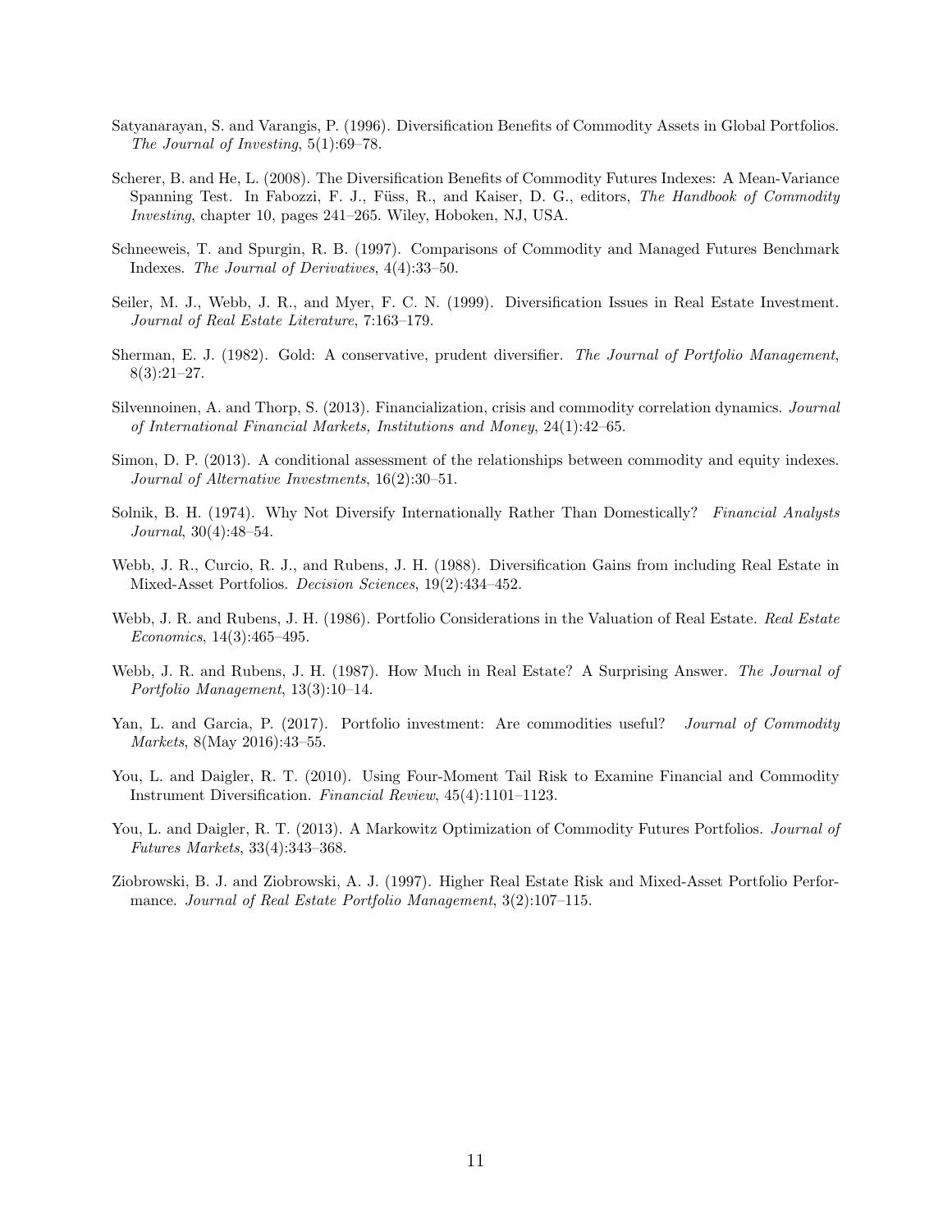Satyanarayan, S. and Varangis, P. (1996). Diversification Benefits of Commodity Assets in Global Portfolios. *The Journal of Investing*, 5(1):69–78.

Scherer, B. and He, L. (2008). The Diversification Benefits of Commodity Futures Indexes: A Mean-Variance Spanning Test. In Fabozzi, F. J., Füss, R., and Kaiser, D. G., editors, *The Handbook of Commodity Investing*, chapter 10, pages 241–265. Wiley, Hoboken, NJ, USA.

Schneeweis, T. and Spurgin, R. B. (1997). Comparisons of Commodity and Managed Futures Benchmark Indexes. *The Journal of Derivatives*, 4(4):33–50.

Seiler, M. J., Webb, J. R., and Myer, F. C. N. (1999). Diversification Issues in Real Estate Investment. *Journal of Real Estate Literature*, 7:163–179.

Sherman, E. J. (1982). Gold: A conservative, prudent diversifier. *The Journal of Portfolio Management*, 8(3):21–27.

Silvennoinen, A. and Thorp, S. (2013). Financialization, crisis and commodity correlation dynamics. *Journal of International Financial Markets, Institutions and Money*, 24(1):42–65.

Simon, D. P. (2013). A conditional assessment of the relationships between commodity and equity indexes. *Journal of Alternative Investments*, 16(2):30–51.

Solnik, B. H. (1974). Why Not Diversify Internationally Rather Than Domestically? *Financial Analysts Journal*, 30(4):48–54.

Webb, J. R., Curcio, R. J., and Rubens, J. H. (1988). Diversification Gains from including Real Estate in Mixed-Asset Portfolios. *Decision Sciences*, 19(2):434–452.

Webb, J. R. and Rubens, J. H. (1986). Portfolio Considerations in the Valuation of Real Estate. *Real Estate Economics*, 14(3):465–495.

Webb, J. R. and Rubens, J. H. (1987). How Much in Real Estate? A Surprising Answer. *The Journal of Portfolio Management*, 13(3):10–14.

Yan, L. and Garcia, P. (2017). Portfolio investment: Are commodities useful? *Journal of Commodity Markets*, 8(May 2016):43–55.

You, L. and Daigler, R. T. (2010). Using Four-Moment Tail Risk to Examine Financial and Commodity Instrument Diversification. *Financial Review*, 45(4):1101–1123.

You, L. and Daigler, R. T. (2013). A Markowitz Optimization of Commodity Futures Portfolios. *Journal of Futures Markets*, 33(4):343–368.

Ziobrowski, B. J. and Ziobrowski, A. J. (1997). Higher Real Estate Risk and Mixed-Asset Portfolio Performance. *Journal of Real Estate Portfolio Management*, 3(2):107–115.